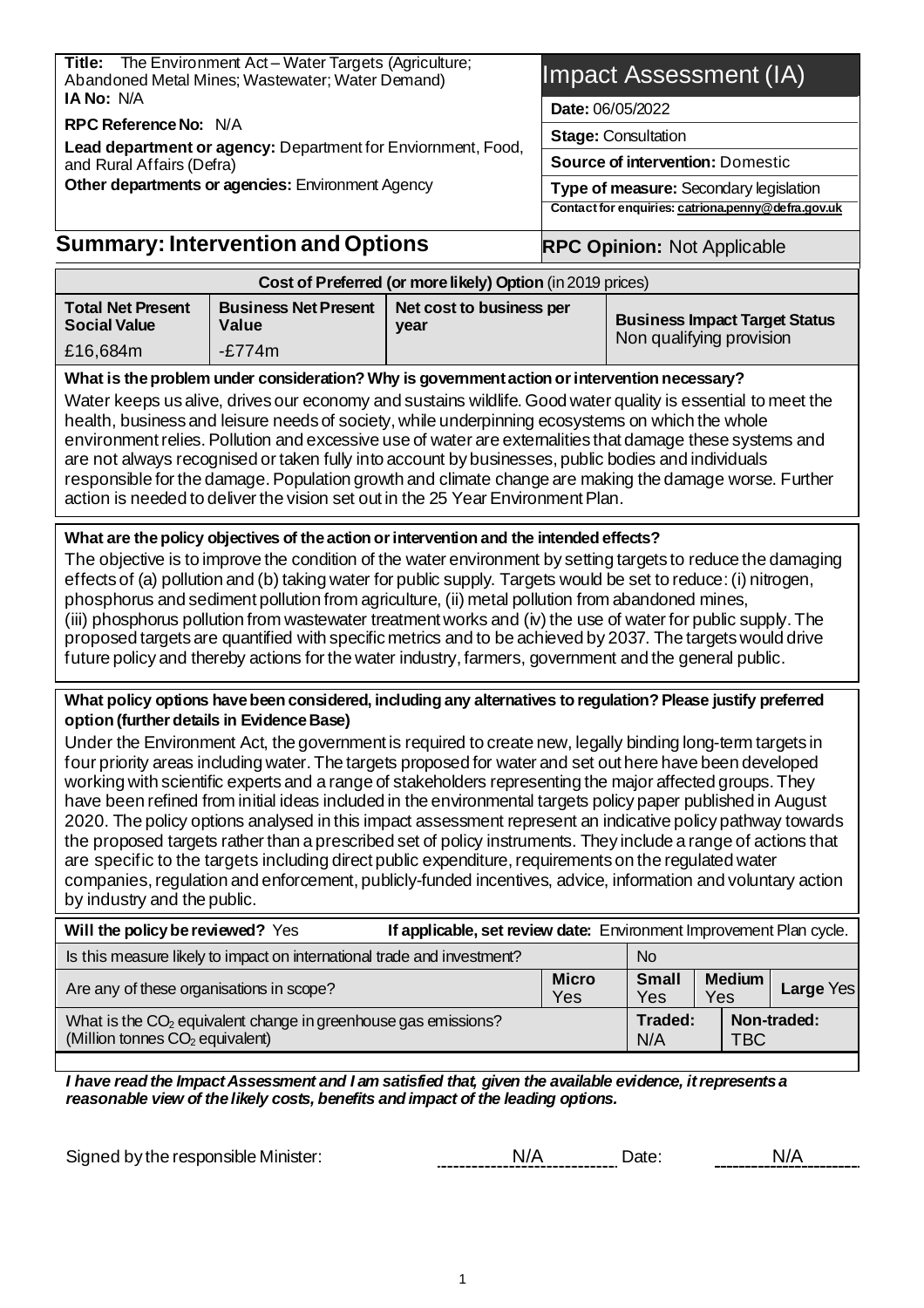**Title:** The Environment Act – Water Targets (Agriculture; Abandoned Metal Mines; Wastewater; Water Demand)

**IA No:** N/A

**RPC Reference No:** N/A

**Lead department or agency:** Department for Enviornment, Food, and Rural Affairs (Defra)

**Other departments or agencies:** Environment Agency

# Impact Assessment (IA)

**Date:** 06/05/2022

**Stage:** Consultation

**Source of intervention:** Domestic

**Type of measure:** Secondary legislation

**Contact for enquiries:** catriona.penny@defra.gov.uk

## Summary: Intervention and Options

**RPC Opinion:** Not Applicable

| Cost of Preferred (or more likely) Option (in 2019 prices) | | | |
|---|---|---|---|
| **Total Net Present Social Value** | **Business Net Present Value** | **Net cost to business per year** | **Business Impact Target Status** |
| £16,684m | -£774m | | Non qualifying provision |

**What is the problem under consideration? Why is government action or intervention necessary?**

Water keeps us alive, drives our economy and sustains wildlife. Good water quality is essential to meet the health, business and leisure needs of society, while underpinning ecosystems on which the whole environment relies. Pollution and excessive use of water are externalities that damage these systems and are not always recognised or taken fully into account by businesses, public bodies and individuals responsible for the damage. Population growth and climate change are making the damage worse. Further action is needed to deliver the vision set out in the 25 Year Environment Plan.

**What are the policy objectives of the action or intervention and the intended effects?**

The objective is to improve the condition of the water environment by setting targets to reduce the damaging effects of (a) pollution and (b) taking water for public supply. Targets would be set to reduce: (i) nitrogen, phosphorus and sediment pollution from agriculture, (ii) metal pollution from abandoned mines, (iii) phosphorus pollution from wastewater treatment works and (iv) the use of water for public supply. The proposed targets are quantified with specific metrics and to be achieved by 2037. The targets would drive future policy and thereby actions for the water industry, farmers, government and the general public.

**What policy options have been considered, including any alternatives to regulation? Please justify preferred option (further details in Evidence Base)**

Under the Environment Act, the government is required to create new, legally binding long-term targets in four priority areas including water. The targets proposed for water and set out here have been developed working with scientific experts and a range of stakeholders representing the major affected groups. They have been refined from initial ideas included in the environmental targets policy paper published in August 2020. The policy options analysed in this impact assessment represent an indicative policy pathway towards the proposed targets rather than a prescribed set of policy instruments. They include a range of actions that are specific to the targets including direct public expenditure, requirements on the regulated water companies, regulation and enforcement, publicly-funded incentives, advice, information and voluntary action by industry and the public.

| **Will the policy be reviewed?** Yes | **If applicable, set review date:** Environment Improvement Plan cycle. | | | |
|---|---|---|---|---|
| Is this measure likely to impact on international trade and investment? | No | | | |
| Are any of these organisations in scope? | **Micro** Yes | **Small** Yes | **Medium** Yes | **Large** Yes |
| What is the $CO_2$ equivalent change in greenhouse gas emissions? (Million tonnes $CO_2$ equivalent) | **Traded:** N/A | | **Non-traded:** TBC | |

***I have read the Impact Assessment and I am satisfied that, given the available evidence, it represents a reasonable view of the likely costs, benefits and impact of the leading options.***

Signed by the responsible Minister: N/A Date: N/A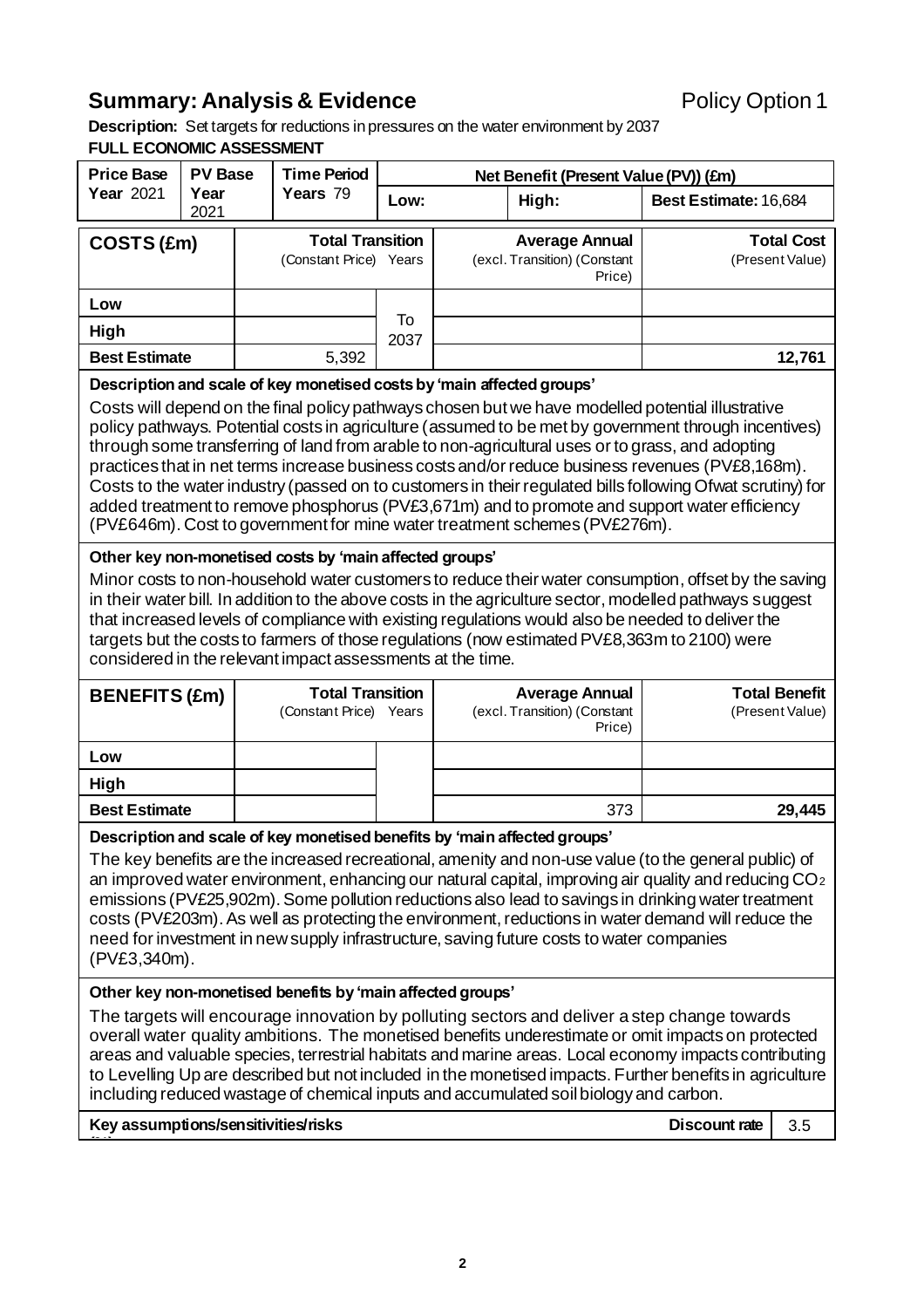## Summary: Analysis & Evidence

Policy Option 1

**Description:** Set targets for reductions in pressures on the water environment by 2037

**FULL ECONOMIC ASSESSMENT**

| Price Base Year 2021 | PV Base Year 2021 | Time Period Years 79 | Net Benefit (Present Value (PV)) (£m) | | |
|---|---|---|---|---|---|
| | | | Low: | High: | Best Estimate: 16,684 |

| COSTS (£m) | Total Transition (Constant Price) | Years | Average Annual (excl. Transition) (Constant Price) | Total Cost (Present Value) |
|---|---|---|---|---|
| Low | | To 2037 | | |
| High | | | | |
| Best Estimate | 5,392 | | | **12,761** |

**Description and scale of key monetised costs by 'main affected groups'**

Costs will depend on the final policy pathways chosen but we have modelled potential illustrative policy pathways. Potential costs in agriculture (assumed to be met by government through incentives) through some transferring of land from arable to non-agricultural uses or to grass, and adopting practices that in net terms increase business costs and/or reduce business revenues (PV£8,168m). Costs to the water industry (passed on to customers in their regulated bills following Ofwat scrutiny) for added treatment to remove phosphorus (PV£3,671m) and to promote and support water efficiency (PV£646m). Cost to government for mine water treatment schemes (PV£276m).

**Other key non-monetised costs by 'main affected groups'**

Minor costs to non-household water customers to reduce their water consumption, offset by the saving in their water bill. In addition to the above costs in the agriculture sector, modelled pathways suggest that increased levels of compliance with existing regulations would also be needed to deliver the targets but the costs to farmers of those regulations (now estimated PV£8,363m to 2100) were considered in the relevant impact assessments at the time.

| BENEFITS (£m) | Total Transition (Constant Price) | Years | Average Annual (excl. Transition) (Constant Price) | Total Benefit (Present Value) |
|---|---|---|---|---|
| Low | | | | |
| High | | | | |
| Best Estimate | | | 373 | **29,445** |

**Description and scale of key monetised benefits by 'main affected groups'**

The key benefits are the increased recreational, amenity and non-use value (to the general public) of an improved water environment, enhancing our natural capital, improving air quality and reducing $CO_2$ emissions (PV£25,902m). Some pollution reductions also lead to savings in drinking water treatment costs (PV£203m). As well as protecting the environment, reductions in water demand will reduce the need for investment in new supply infrastructure, saving future costs to water companies (PV£3,340m).

**Other key non-monetised benefits by 'main affected groups'**

The targets will encourage innovation by polluting sectors and deliver a step change towards overall water quality ambitions. The monetised benefits underestimate or omit impacts on protected areas and valuable species, terrestrial habitats and marine areas. Local economy impacts contributing to Levelling Up are described but not included in the monetised impacts. Further benefits in agriculture including reduced wastage of chemical inputs and accumulated soil biology and carbon.

| Key assumptions/sensitivities/risks | Discount rate (%) | 3.5 |
|---|---|---|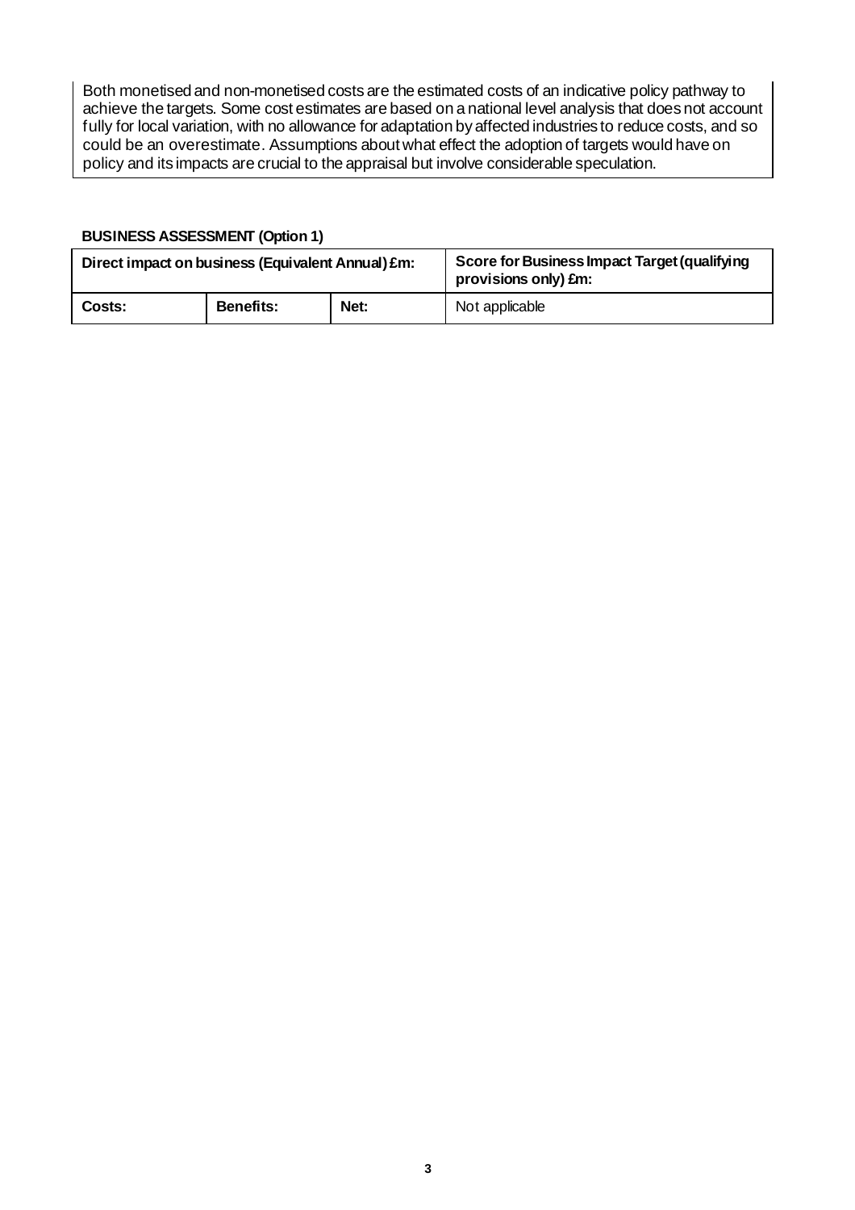Both monetised and non-monetised costs are the estimated costs of an indicative policy pathway to achieve the targets. Some cost estimates are based on a national level analysis that does not account fully for local variation, with no allowance for adaptation by affected industries to reduce costs, and so could be an overestimate. Assumptions about what effect the adoption of targets would have on policy and its impacts are crucial to the appraisal but involve considerable speculation.

**BUSINESS ASSESSMENT (Option 1)**

| **Direct impact on business (Equivalent Annual) £m:** | | | **Score for Business Impact Target (qualifying provisions only) £m:** |
|---|---|---|---|
| **Costs:** | **Benefits:** | **Net:** | Not applicable |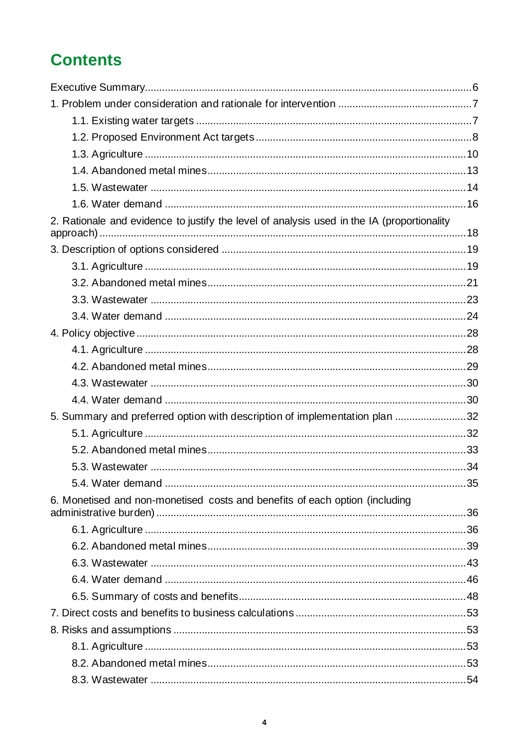# Contents

Executive Summary ... 6

1. Problem under consideration and rationale for intervention ... 7
   - 1.1. Existing water targets ... 7
   - 1.2. Proposed Environment Act targets ... 8
   - 1.3. Agriculture ... 10
   - 1.4. Abandoned metal mines ... 13
   - 1.5. Wastewater ... 14
   - 1.6. Water demand ... 16
2. Rationale and evidence to justify the level of analysis used in the IA (proportionality approach) ... 18
3. Description of options considered ... 19
   - 3.1. Agriculture ... 19
   - 3.2. Abandoned metal mines ... 21
   - 3.3. Wastewater ... 23
   - 3.4. Water demand ... 24
4. Policy objective ... 28
   - 4.1. Agriculture ... 28
   - 4.2. Abandoned metal mines ... 29
   - 4.3. Wastewater ... 30
   - 4.4. Water demand ... 30
5. Summary and preferred option with description of implementation plan ... 32
   - 5.1. Agriculture ... 32
   - 5.2. Abandoned metal mines ... 33
   - 5.3. Wastewater ... 34
   - 5.4. Water demand ... 35
6. Monetised and non-monetised costs and benefits of each option (including administrative burden) ... 36
   - 6.1. Agriculture ... 36
   - 6.2. Abandoned metal mines ... 39
   - 6.3. Wastewater ... 43
   - 6.4. Water demand ... 46
   - 6.5. Summary of costs and benefits ... 48
7. Direct costs and benefits to business calculations ... 53
8. Risks and assumptions ... 53
   - 8.1. Agriculture ... 53
   - 8.2. Abandoned metal mines ... 53
   - 8.3. Wastewater ... 54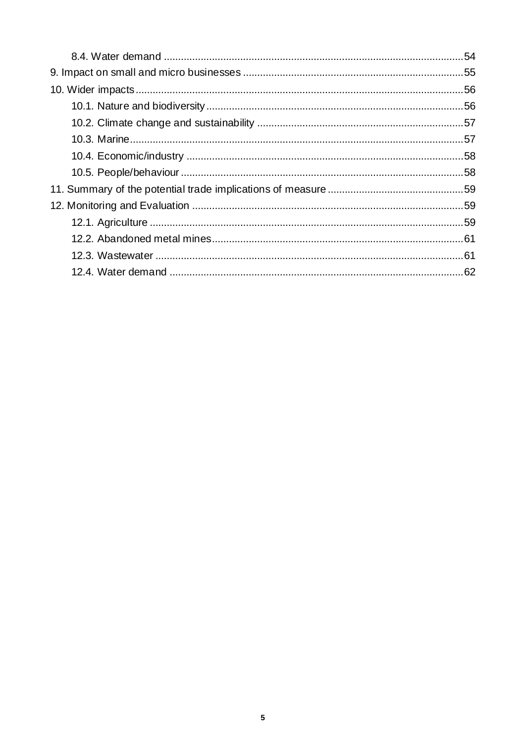- 8.4. Water demand ..........54
- 9. Impact on small and micro businesses ..........55
- 10. Wider impacts ..........56
  - 10.1. Nature and biodiversity ..........56
  - 10.2. Climate change and sustainability ..........57
  - 10.3. Marine ..........57
  - 10.4. Economic/industry ..........58
  - 10.5. People/behaviour ..........58
- 11. Summary of the potential trade implications of measure ..........59
- 12. Monitoring and Evaluation ..........59
  - 12.1. Agriculture ..........59
  - 12.2. Abandoned metal mines ..........61
  - 12.3. Wastewater ..........61
  - 12.4. Water demand ..........62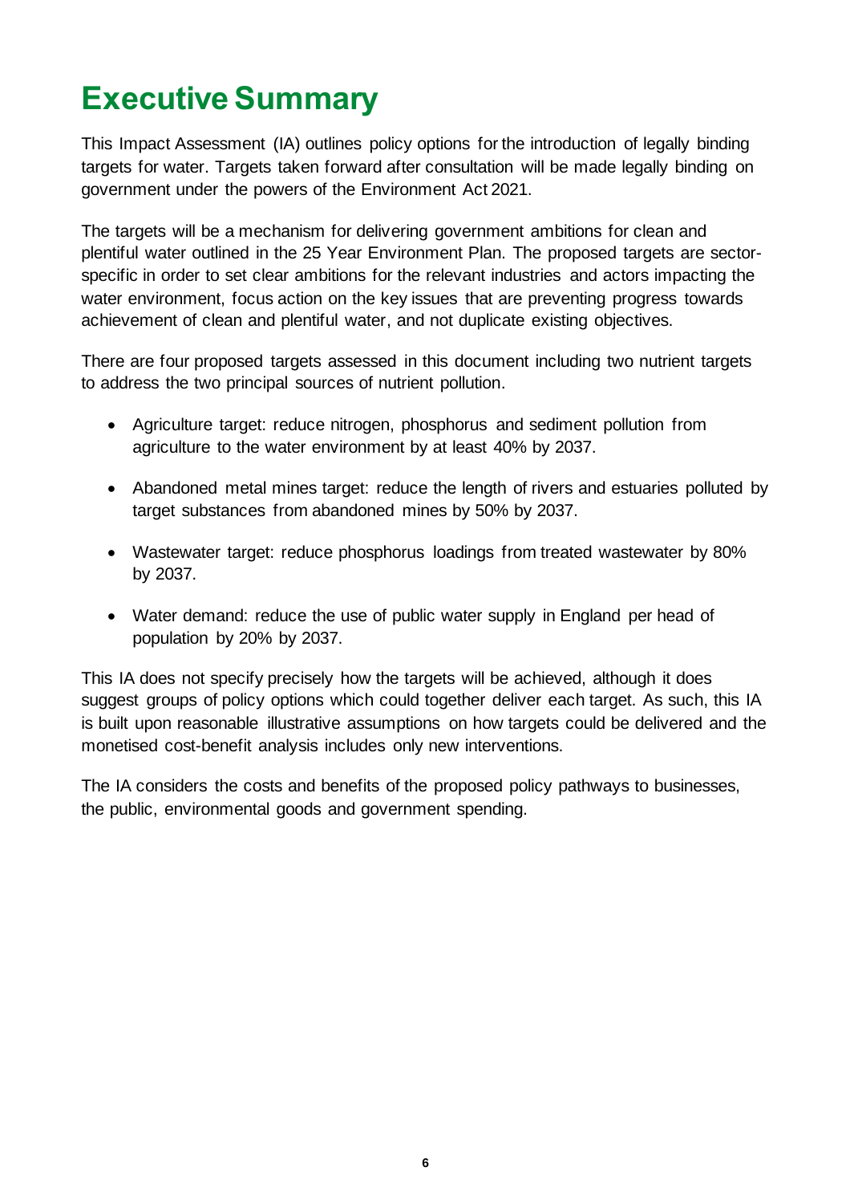# Executive Summary

This Impact Assessment (IA) outlines policy options for the introduction of legally binding targets for water. Targets taken forward after consultation will be made legally binding on government under the powers of the Environment Act 2021.

The targets will be a mechanism for delivering government ambitions for clean and plentiful water outlined in the 25 Year Environment Plan. The proposed targets are sector-specific in order to set clear ambitions for the relevant industries and actors impacting the water environment, focus action on the key issues that are preventing progress towards achievement of clean and plentiful water, and not duplicate existing objectives.

There are four proposed targets assessed in this document including two nutrient targets to address the two principal sources of nutrient pollution.

- Agriculture target: reduce nitrogen, phosphorus and sediment pollution from agriculture to the water environment by at least 40% by 2037.
- Abandoned metal mines target: reduce the length of rivers and estuaries polluted by target substances from abandoned mines by 50% by 2037.
- Wastewater target: reduce phosphorus loadings from treated wastewater by 80% by 2037.
- Water demand: reduce the use of public water supply in England per head of population by 20% by 2037.

This IA does not specify precisely how the targets will be achieved, although it does suggest groups of policy options which could together deliver each target. As such, this IA is built upon reasonable illustrative assumptions on how targets could be delivered and the monetised cost-benefit analysis includes only new interventions.

The IA considers the costs and benefits of the proposed policy pathways to businesses, the public, environmental goods and government spending.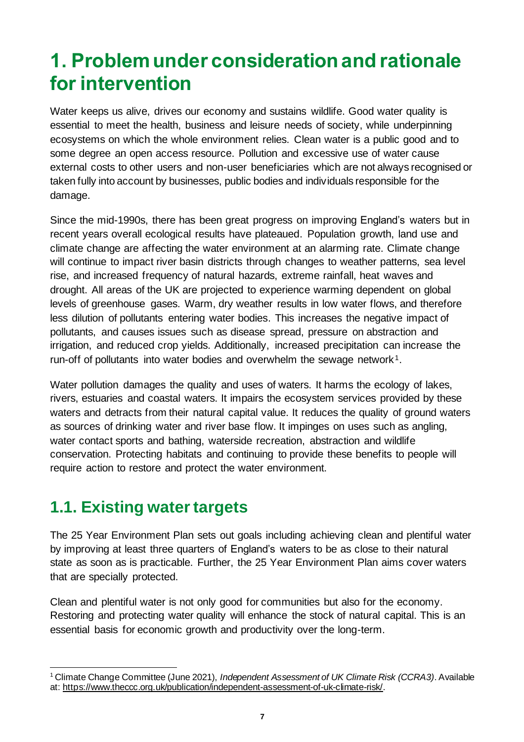# 1. Problem under consideration and rationale for intervention

Water keeps us alive, drives our economy and sustains wildlife. Good water quality is essential to meet the health, business and leisure needs of society, while underpinning ecosystems on which the whole environment relies. Clean water is a public good and to some degree an open access resource. Pollution and excessive use of water cause external costs to other users and non-user beneficiaries which are not always recognised or taken fully into account by businesses, public bodies and individuals responsible for the damage.

Since the mid-1990s, there has been great progress on improving England's waters but in recent years overall ecological results have plateaued. Population growth, land use and climate change are affecting the water environment at an alarming rate. Climate change will continue to impact river basin districts through changes to weather patterns, sea level rise, and increased frequency of natural hazards, extreme rainfall, heat waves and drought. All areas of the UK are projected to experience warming dependent on global levels of greenhouse gases. Warm, dry weather results in low water flows, and therefore less dilution of pollutants entering water bodies. This increases the negative impact of pollutants, and causes issues such as disease spread, pressure on abstraction and irrigation, and reduced crop yields. Additionally, increased precipitation can increase the run-off of pollutants into water bodies and overwhelm the sewage network[1].

Water pollution damages the quality and uses of waters. It harms the ecology of lakes, rivers, estuaries and coastal waters. It impairs the ecosystem services provided by these waters and detracts from their natural capital value. It reduces the quality of ground waters as sources of drinking water and river base flow. It impinges on uses such as angling, water contact sports and bathing, waterside recreation, abstraction and wildlife conservation. Protecting habitats and continuing to provide these benefits to people will require action to restore and protect the water environment.

## 1.1. Existing water targets

The 25 Year Environment Plan sets out goals including achieving clean and plentiful water by improving at least three quarters of England's waters to be as close to their natural state as soon as is practicable. Further, the 25 Year Environment Plan aims cover waters that are specially protected.

Clean and plentiful water is not only good for communities but also for the economy. Restoring and protecting water quality will enhance the stock of natural capital. This is an essential basis for economic growth and productivity over the long-term.

---

[1] Climate Change Committee (June 2021), *Independent Assessment of UK Climate Risk (CCRA3)*. Available at: https://www.theccc.org.uk/publication/independent-assessment-of-uk-climate-risk/.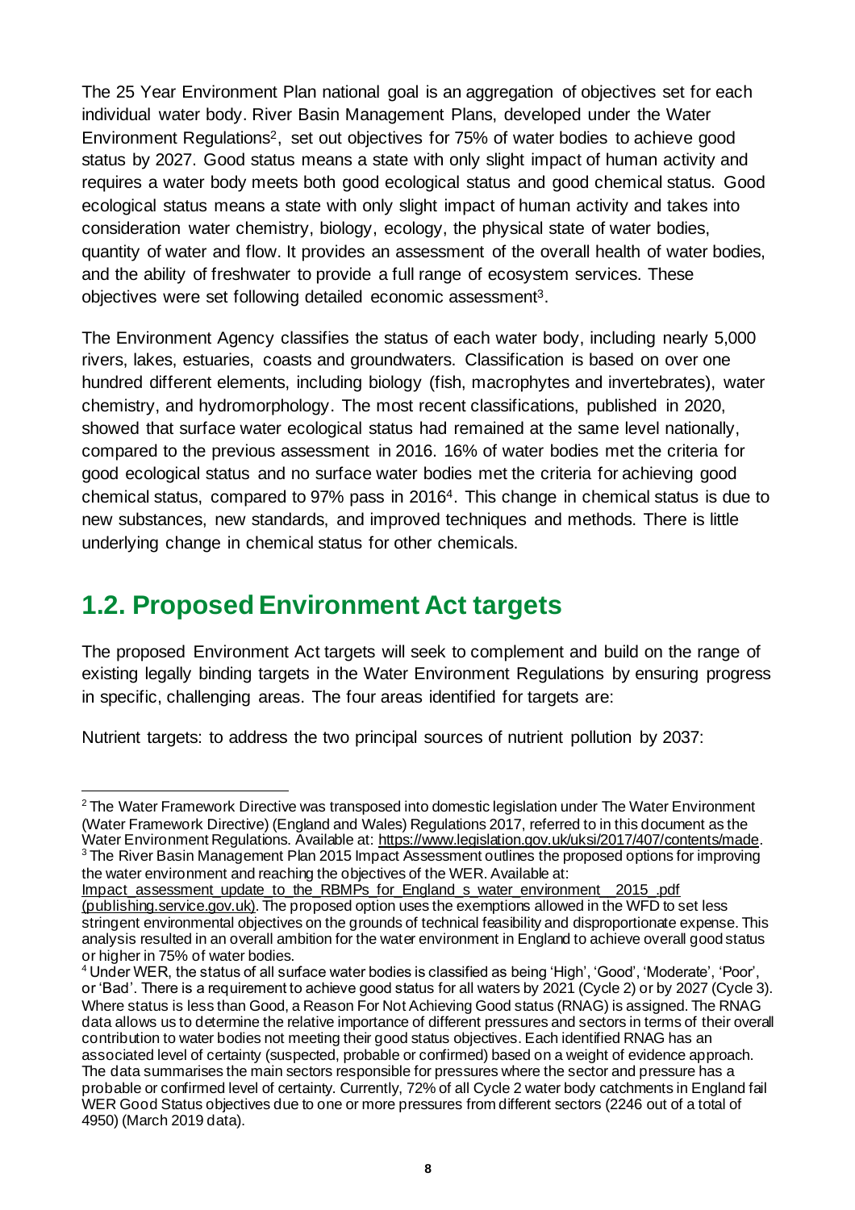The 25 Year Environment Plan national goal is an aggregation of objectives set for each individual water body. River Basin Management Plans, developed under the Water Environment Regulations[2], set out objectives for 75% of water bodies to achieve good status by 2027. Good status means a state with only slight impact of human activity and requires a water body meets both good ecological status and good chemical status. Good ecological status means a state with only slight impact of human activity and takes into consideration water chemistry, biology, ecology, the physical state of water bodies, quantity of water and flow. It provides an assessment of the overall health of water bodies, and the ability of freshwater to provide a full range of ecosystem services. These objectives were set following detailed economic assessment[3].

The Environment Agency classifies the status of each water body, including nearly 5,000 rivers, lakes, estuaries, coasts and groundwaters. Classification is based on over one hundred different elements, including biology (fish, macrophytes and invertebrates), water chemistry, and hydromorphology. The most recent classifications, published in 2020, showed that surface water ecological status had remained at the same level nationally, compared to the previous assessment in 2016. 16% of water bodies met the criteria for good ecological status and no surface water bodies met the criteria for achieving good chemical status, compared to 97% pass in 2016[4]. This change in chemical status is due to new substances, new standards, and improved techniques and methods. There is little underlying change in chemical status for other chemicals.

## 1.2. Proposed Environment Act targets

The proposed Environment Act targets will seek to complement and build on the range of existing legally binding targets in the Water Environment Regulations by ensuring progress in specific, challenging areas. The four areas identified for targets are:

Nutrient targets: to address the two principal sources of nutrient pollution by 2037:

---

[2] The Water Framework Directive was transposed into domestic legislation under The Water Environment (Water Framework Directive) (England and Wales) Regulations 2017, referred to in this document as the Water Environment Regulations. Available at: https://www.legislation.gov.uk/uksi/2017/407/contents/made.

[3] The River Basin Management Plan 2015 Impact Assessment outlines the proposed options for improving the water environment and reaching the objectives of the WER. Available at: Impact_assessment_update_to_the_RBMPs_for_England_s_water_environment__2015_.pdf (publishing.service.gov.uk). The proposed option uses the exemptions allowed in the WFD to set less stringent environmental objectives on the grounds of technical feasibility and disproportionate expense. This analysis resulted in an overall ambition for the water environment in England to achieve overall good status or higher in 75% of water bodies.

[4] Under WER, the status of all surface water bodies is classified as being 'High', 'Good', 'Moderate', 'Poor', or 'Bad'. There is a requirement to achieve good status for all waters by 2021 (Cycle 2) or by 2027 (Cycle 3). Where status is less than Good, a Reason For Not Achieving Good status (RNAG) is assigned. The RNAG data allows us to determine the relative importance of different pressures and sectors in terms of their overall contribution to water bodies not meeting their good status objectives. Each identified RNAG has an associated level of certainty (suspected, probable or confirmed) based on a weight of evidence approach. The data summarises the main sectors responsible for pressures where the sector and pressure has a probable or confirmed level of certainty. Currently, 72% of all Cycle 2 water body catchments in England fail WER Good Status objectives due to one or more pressures from different sectors (2246 out of a total of 4950) (March 2019 data).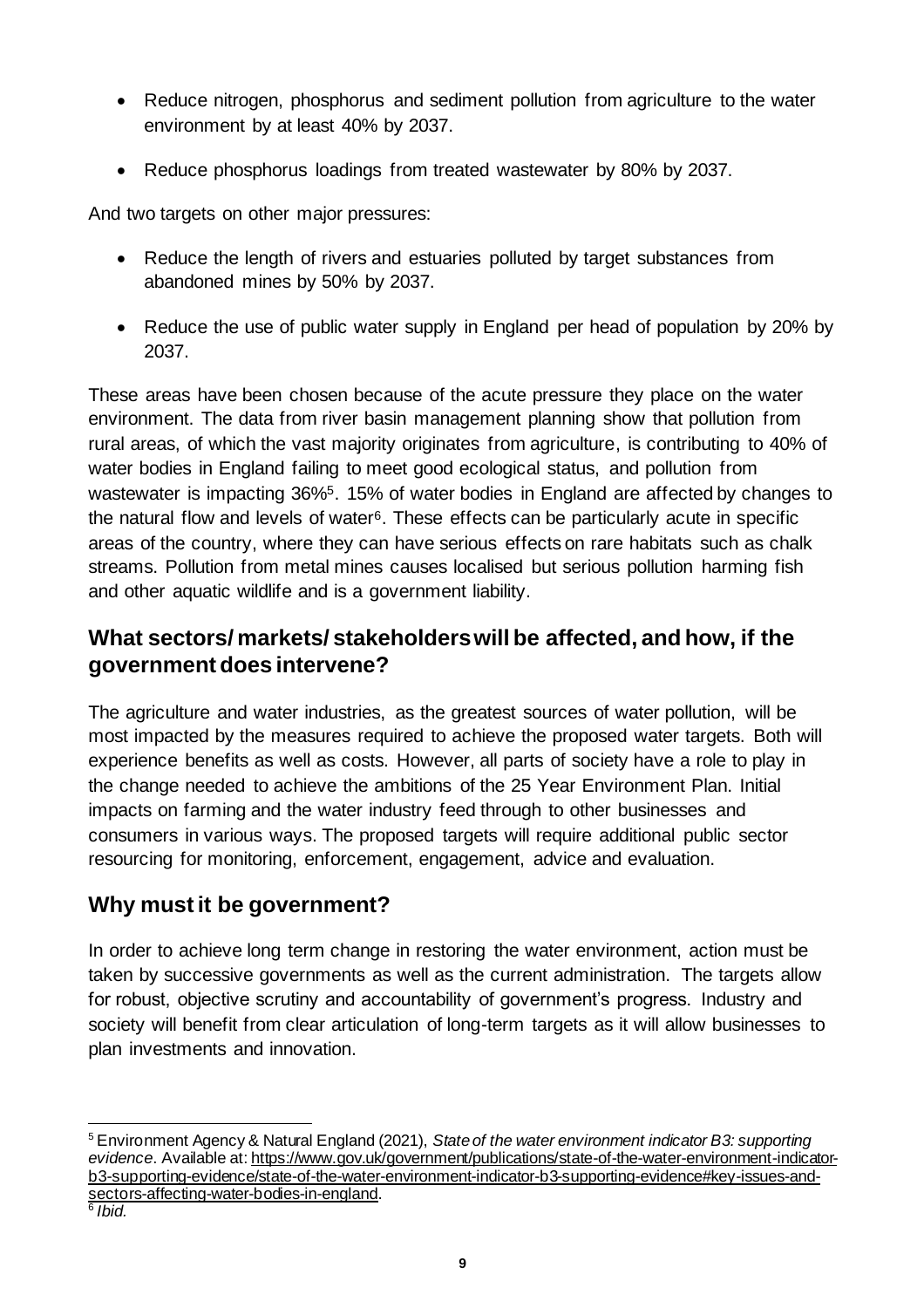- Reduce nitrogen, phosphorus and sediment pollution from agriculture to the water environment by at least 40% by 2037.
- Reduce phosphorus loadings from treated wastewater by 80% by 2037.

And two targets on other major pressures:

- Reduce the length of rivers and estuaries polluted by target substances from abandoned mines by 50% by 2037.
- Reduce the use of public water supply in England per head of population by 20% by 2037.

These areas have been chosen because of the acute pressure they place on the water environment. The data from river basin management planning show that pollution from rural areas, of which the vast majority originates from agriculture, is contributing to 40% of water bodies in England failing to meet good ecological status, and pollution from wastewater is impacting 36%[5]. 15% of water bodies in England are affected by changes to the natural flow and levels of water[6]. These effects can be particularly acute in specific areas of the country, where they can have serious effects on rare habitats such as chalk streams. Pollution from metal mines causes localised but serious pollution harming fish and other aquatic wildlife and is a government liability.

## What sectors/ markets/ stakeholders will be affected, and how, if the government does intervene?

The agriculture and water industries, as the greatest sources of water pollution, will be most impacted by the measures required to achieve the proposed water targets. Both will experience benefits as well as costs. However, all parts of society have a role to play in the change needed to achieve the ambitions of the 25 Year Environment Plan. Initial impacts on farming and the water industry feed through to other businesses and consumers in various ways. The proposed targets will require additional public sector resourcing for monitoring, enforcement, engagement, advice and evaluation.

## Why must it be government?

In order to achieve long term change in restoring the water environment, action must be taken by successive governments as well as the current administration. The targets allow for robust, objective scrutiny and accountability of government's progress. Industry and society will benefit from clear articulation of long-term targets as it will allow businesses to plan investments and innovation.

---

[5] Environment Agency & Natural England (2021), *State of the water environment indicator B3: supporting evidence*. Available at: https://www.gov.uk/government/publications/state-of-the-water-environment-indicator-b3-supporting-evidence/state-of-the-water-environment-indicator-b3-supporting-evidence#key-issues-and-sectors-affecting-water-bodies-in-england.

[6] *Ibid.*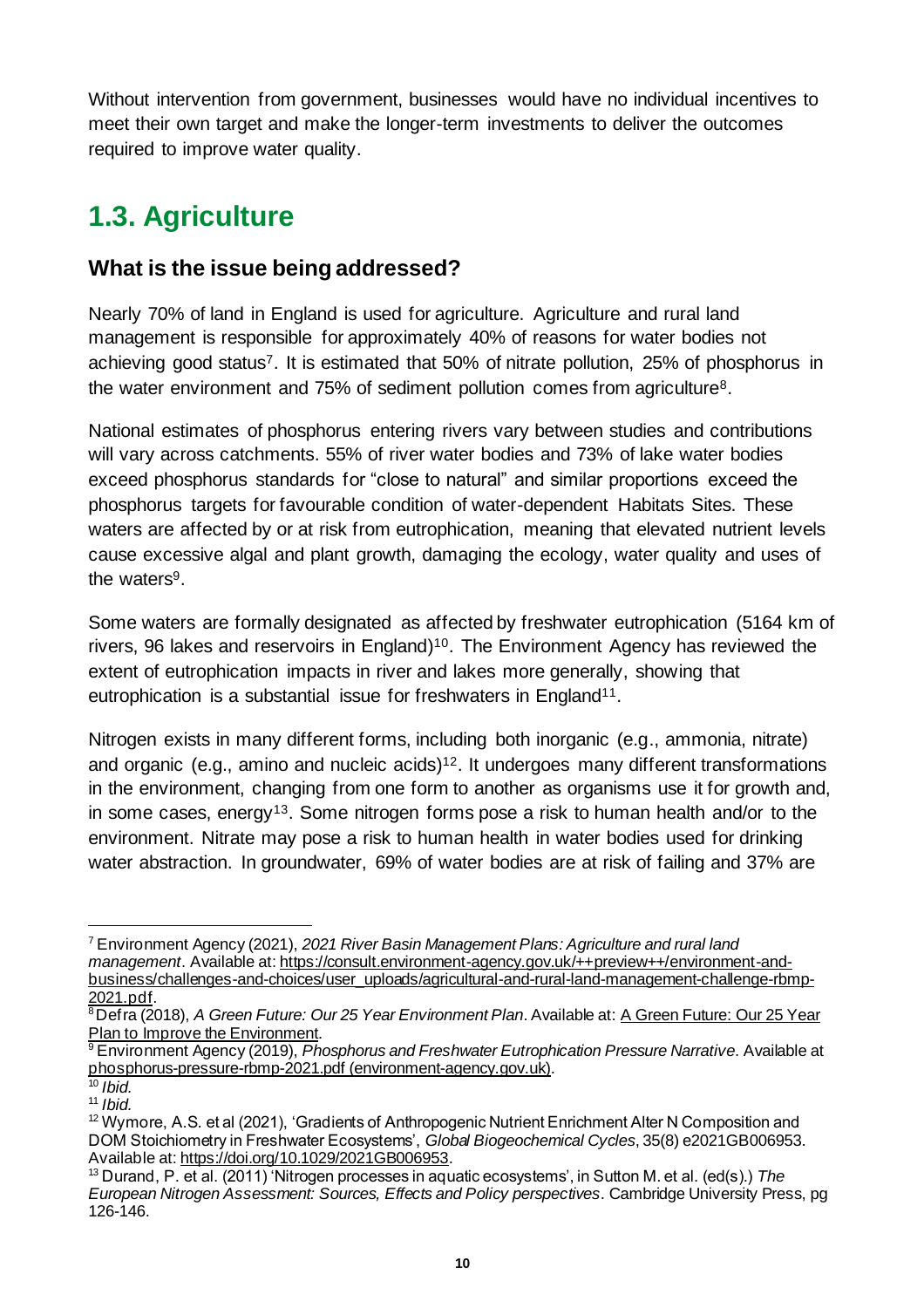Without intervention from government, businesses would have no individual incentives to meet their own target and make the longer-term investments to deliver the outcomes required to improve water quality.

## 1.3. Agriculture

### What is the issue being addressed?

Nearly 70% of land in England is used for agriculture. Agriculture and rural land management is responsible for approximately 40% of reasons for water bodies not achieving good status[7]. It is estimated that 50% of nitrate pollution, 25% of phosphorus in the water environment and 75% of sediment pollution comes from agriculture[8].

National estimates of phosphorus entering rivers vary between studies and contributions will vary across catchments. 55% of river water bodies and 73% of lake water bodies exceed phosphorus standards for "close to natural" and similar proportions exceed the phosphorus targets for favourable condition of water-dependent Habitats Sites. These waters are affected by or at risk from eutrophication, meaning that elevated nutrient levels cause excessive algal and plant growth, damaging the ecology, water quality and uses of the waters[9].

Some waters are formally designated as affected by freshwater eutrophication (5164 km of rivers, 96 lakes and reservoirs in England)[10]. The Environment Agency has reviewed the extent of eutrophication impacts in river and lakes more generally, showing that eutrophication is a substantial issue for freshwaters in England[11].

Nitrogen exists in many different forms, including both inorganic (e.g., ammonia, nitrate) and organic (e.g., amino and nucleic acids)[12]. It undergoes many different transformations in the environment, changing from one form to another as organisms use it for growth and, in some cases, energy[13]. Some nitrogen forms pose a risk to human health and/or to the environment. Nitrate may pose a risk to human health in water bodies used for drinking water abstraction. In groundwater, 69% of water bodies are at risk of failing and 37% are

---

[7] Environment Agency (2021), *2021 River Basin Management Plans: Agriculture and rural land management*. Available at: https://consult.environment-agency.gov.uk/++preview++/environment-and-business/challenges-and-choices/user_uploads/agricultural-and-rural-land-management-challenge-rbmp-2021.pdf.

[8] Defra (2018), *A Green Future: Our 25 Year Environment Plan*. Available at: A Green Future: Our 25 Year Plan to Improve the Environment.

[9] Environment Agency (2019), *Phosphorus and Freshwater Eutrophication Pressure Narrative*. Available at phosphorus-pressure-rbmp-2021.pdf (environment-agency.gov.uk).

[10] *Ibid.*

[11] *Ibid.*

[12] Wymore, A.S. et al (2021), 'Gradients of Anthropogenic Nutrient Enrichment Alter N Composition and DOM Stoichiometry in Freshwater Ecosystems', *Global Biogeochemical Cycles*, 35(8) e2021GB006953. Available at: https://doi.org/10.1029/2021GB006953.

[13] Durand, P. et al. (2011) 'Nitrogen processes in aquatic ecosystems', in Sutton M. et al. (ed(s).) *The European Nitrogen Assessment: Sources, Effects and Policy perspectives*. Cambridge University Press, pg 126-146.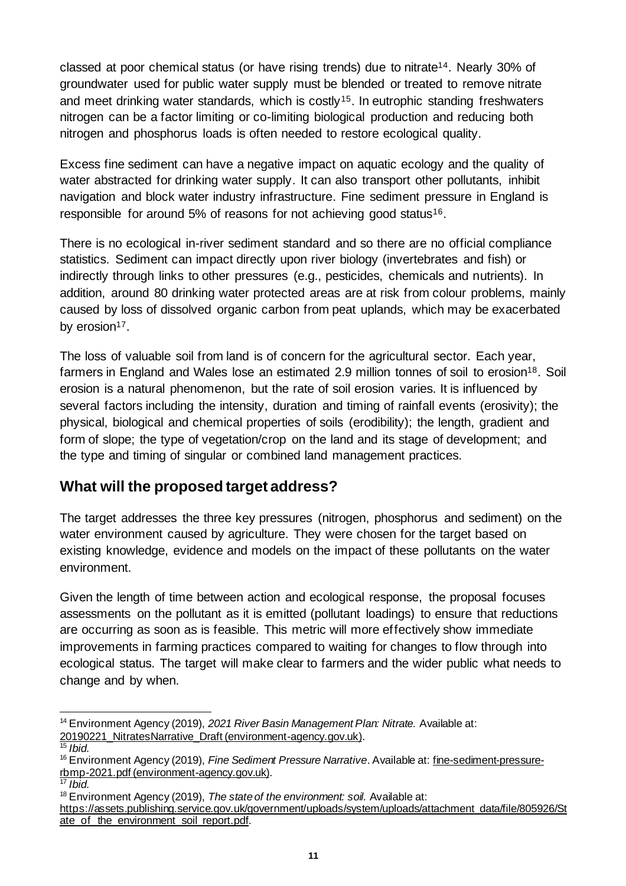classed at poor chemical status (or have rising trends) due to nitrate[14]. Nearly 30% of groundwater used for public water supply must be blended or treated to remove nitrate and meet drinking water standards, which is costly[15]. In eutrophic standing freshwaters nitrogen can be a factor limiting or co-limiting biological production and reducing both nitrogen and phosphorus loads is often needed to restore ecological quality.

Excess fine sediment can have a negative impact on aquatic ecology and the quality of water abstracted for drinking water supply. It can also transport other pollutants, inhibit navigation and block water industry infrastructure. Fine sediment pressure in England is responsible for around 5% of reasons for not achieving good status[16].

There is no ecological in-river sediment standard and so there are no official compliance statistics. Sediment can impact directly upon river biology (invertebrates and fish) or indirectly through links to other pressures (e.g., pesticides, chemicals and nutrients). In addition, around 80 drinking water protected areas are at risk from colour problems, mainly caused by loss of dissolved organic carbon from peat uplands, which may be exacerbated by erosion[17].

The loss of valuable soil from land is of concern for the agricultural sector. Each year, farmers in England and Wales lose an estimated 2.9 million tonnes of soil to erosion[18]. Soil erosion is a natural phenomenon, but the rate of soil erosion varies. It is influenced by several factors including the intensity, duration and timing of rainfall events (erosivity); the physical, biological and chemical properties of soils (erodibility); the length, gradient and form of slope; the type of vegetation/crop on the land and its stage of development; and the type and timing of singular or combined land management practices.

## What will the proposed target address?

The target addresses the three key pressures (nitrogen, phosphorus and sediment) on the water environment caused by agriculture. They were chosen for the target based on existing knowledge, evidence and models on the impact of these pollutants on the water environment.

Given the length of time between action and ecological response, the proposal focuses assessments on the pollutant as it is emitted (pollutant loadings) to ensure that reductions are occurring as soon as is feasible. This metric will more effectively show immediate improvements in farming practices compared to waiting for changes to flow through into ecological status. The target will make clear to farmers and the wider public what needs to change and by when.

---

[14] Environment Agency (2019), *2021 River Basin Management Plan: Nitrate.* Available at: 20190221_NitratesNarrative_Draft (environment-agency.gov.uk).

[15] *Ibid.*

[16] Environment Agency (2019), *Fine Sediment Pressure Narrative*. Available at: fine-sediment-pressure-rbmp-2021.pdf (environment-agency.gov.uk).

[17] *Ibid.*

[18] Environment Agency (2019), *The state of the environment: soil.* Available at: https://assets.publishing.service.gov.uk/government/uploads/system/uploads/attachment_data/file/805926/State_of_the_environment_soil_report.pdf.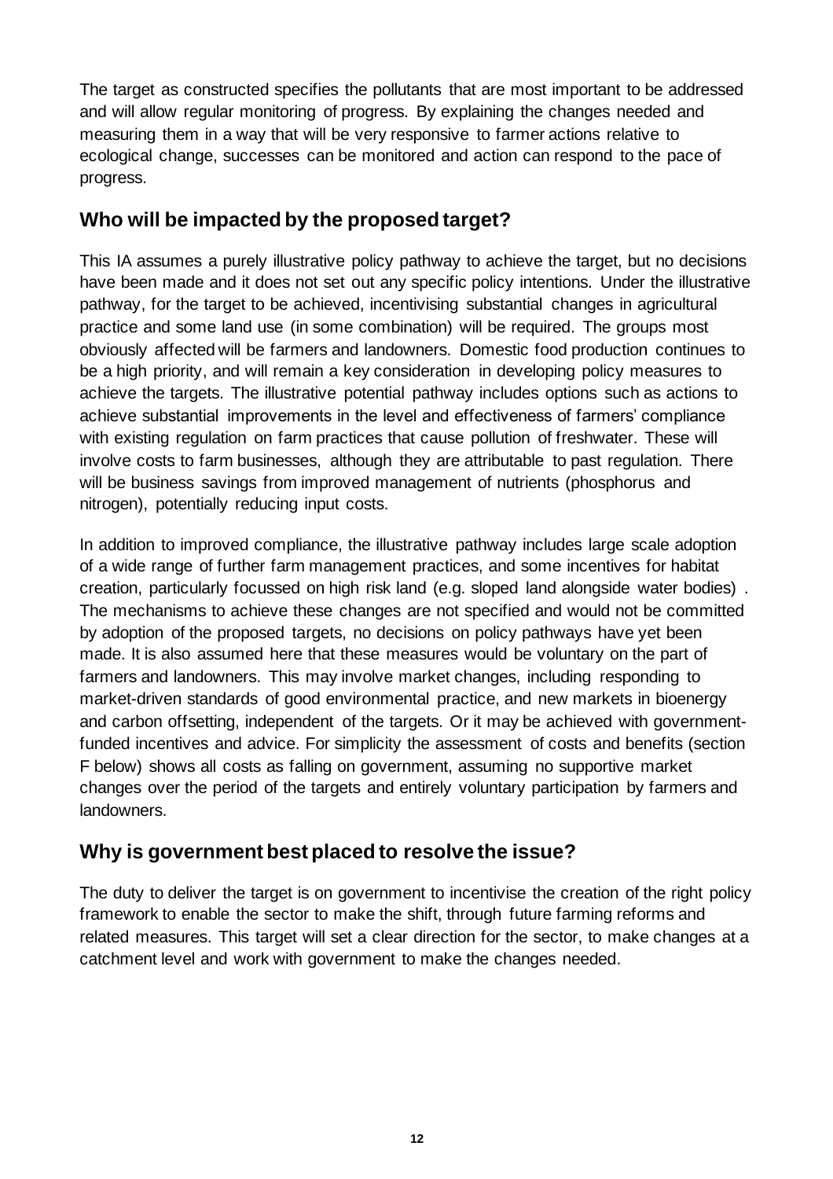The target as constructed specifies the pollutants that are most important to be addressed and will allow regular monitoring of progress. By explaining the changes needed and measuring them in a way that will be very responsive to farmer actions relative to ecological change, successes can be monitored and action can respond to the pace of progress.

## Who will be impacted by the proposed target?

This IA assumes a purely illustrative policy pathway to achieve the target, but no decisions have been made and it does not set out any specific policy intentions. Under the illustrative pathway, for the target to be achieved, incentivising substantial changes in agricultural practice and some land use (in some combination) will be required. The groups most obviously affected will be farmers and landowners. Domestic food production continues to be a high priority, and will remain a key consideration in developing policy measures to achieve the targets. The illustrative potential pathway includes options such as actions to achieve substantial improvements in the level and effectiveness of farmers' compliance with existing regulation on farm practices that cause pollution of freshwater. These will involve costs to farm businesses, although they are attributable to past regulation. There will be business savings from improved management of nutrients (phosphorus and nitrogen), potentially reducing input costs.

In addition to improved compliance, the illustrative pathway includes large scale adoption of a wide range of further farm management practices, and some incentives for habitat creation, particularly focussed on high risk land (e.g. sloped land alongside water bodies) . The mechanisms to achieve these changes are not specified and would not be committed by adoption of the proposed targets, no decisions on policy pathways have yet been made. It is also assumed here that these measures would be voluntary on the part of farmers and landowners. This may involve market changes, including responding to market-driven standards of good environmental practice, and new markets in bioenergy and carbon offsetting, independent of the targets. Or it may be achieved with government-funded incentives and advice. For simplicity the assessment of costs and benefits (section F below) shows all costs as falling on government, assuming no supportive market changes over the period of the targets and entirely voluntary participation by farmers and landowners.

## Why is government best placed to resolve the issue?

The duty to deliver the target is on government to incentivise the creation of the right policy framework to enable the sector to make the shift, through future farming reforms and related measures. This target will set a clear direction for the sector, to make changes at a catchment level and work with government to make the changes needed.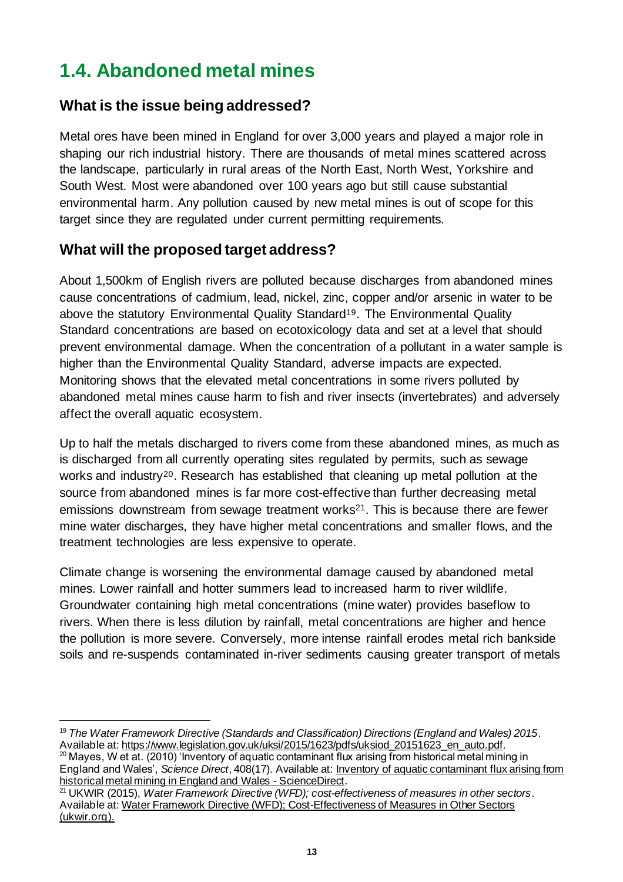## 1.4. Abandoned metal mines

### What is the issue being addressed?

Metal ores have been mined in England for over 3,000 years and played a major role in shaping our rich industrial history. There are thousands of metal mines scattered across the landscape, particularly in rural areas of the North East, North West, Yorkshire and South West. Most were abandoned over 100 years ago but still cause substantial environmental harm. Any pollution caused by new metal mines is out of scope for this target since they are regulated under current permitting requirements.

### What will the proposed target address?

About 1,500km of English rivers are polluted because discharges from abandoned mines cause concentrations of cadmium, lead, nickel, zinc, copper and/or arsenic in water to be above the statutory Environmental Quality Standard[19]. The Environmental Quality Standard concentrations are based on ecotoxicology data and set at a level that should prevent environmental damage. When the concentration of a pollutant in a water sample is higher than the Environmental Quality Standard, adverse impacts are expected. Monitoring shows that the elevated metal concentrations in some rivers polluted by abandoned metal mines cause harm to fish and river insects (invertebrates) and adversely affect the overall aquatic ecosystem.

Up to half the metals discharged to rivers come from these abandoned mines, as much as is discharged from all currently operating sites regulated by permits, such as sewage works and industry[20]. Research has established that cleaning up metal pollution at the source from abandoned mines is far more cost-effective than further decreasing metal emissions downstream from sewage treatment works[21]. This is because there are fewer mine water discharges, they have higher metal concentrations and smaller flows, and the treatment technologies are less expensive to operate.

Climate change is worsening the environmental damage caused by abandoned metal mines. Lower rainfall and hotter summers lead to increased harm to river wildlife. Groundwater containing high metal concentrations (mine water) provides baseflow to rivers. When there is less dilution by rainfall, metal concentrations are higher and hence the pollution is more severe. Conversely, more intense rainfall erodes metal rich bankside soils and re-suspends contaminated in-river sediments causing greater transport of metals

---

[19] *The Water Framework Directive (Standards and Classification) Directions (England and Wales) 2015*. Available at: https://www.legislation.gov.uk/uksi/2015/1623/pdfs/uksiod_20151623_en_auto.pdf.

[20] Mayes, W et at. (2010) 'Inventory of aquatic contaminant flux arising from historical metal mining in England and Wales', *Science Direct*, 408(17). Available at: Inventory of aquatic contaminant flux arising from historical metal mining in England and Wales - ScienceDirect.

[21] UKWIR (2015), *Water Framework Directive (WFD); cost-effectiveness of measures in other sectors*. Available at: Water Framework Directive (WFD); Cost-Effectiveness of Measures in Other Sectors (ukwir.org).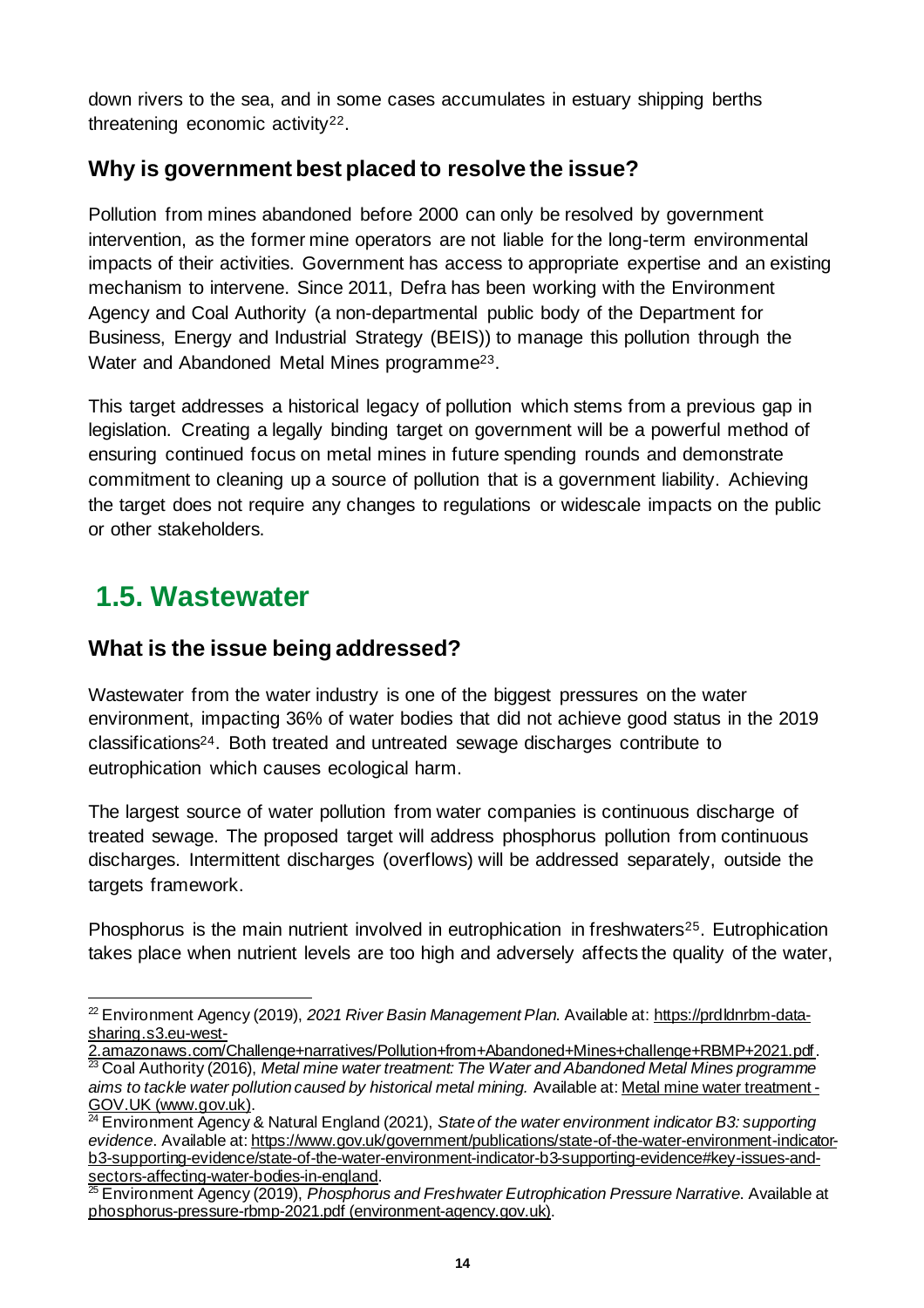down rivers to the sea, and in some cases accumulates in estuary shipping berths threatening economic activity[22].

### Why is government best placed to resolve the issue?

Pollution from mines abandoned before 2000 can only be resolved by government intervention, as the former mine operators are not liable for the long-term environmental impacts of their activities. Government has access to appropriate expertise and an existing mechanism to intervene. Since 2011, Defra has been working with the Environment Agency and Coal Authority (a non-departmental public body of the Department for Business, Energy and Industrial Strategy (BEIS)) to manage this pollution through the Water and Abandoned Metal Mines programme[23].

This target addresses a historical legacy of pollution which stems from a previous gap in legislation. Creating a legally binding target on government will be a powerful method of ensuring continued focus on metal mines in future spending rounds and demonstrate commitment to cleaning up a source of pollution that is a government liability. Achieving the target does not require any changes to regulations or widescale impacts on the public or other stakeholders.

## 1.5. Wastewater

### What is the issue being addressed?

Wastewater from the water industry is one of the biggest pressures on the water environment, impacting 36% of water bodies that did not achieve good status in the 2019 classifications[24]. Both treated and untreated sewage discharges contribute to eutrophication which causes ecological harm.

The largest source of water pollution from water companies is continuous discharge of treated sewage. The proposed target will address phosphorus pollution from continuous discharges. Intermittent discharges (overflows) will be addressed separately, outside the targets framework.

Phosphorus is the main nutrient involved in eutrophication in freshwaters[25]. Eutrophication takes place when nutrient levels are too high and adversely affects the quality of the water,

---

[22] Environment Agency (2019), *2021 River Basin Management Plan*. Available at: https://prdldnrbm-data-sharing.s3.eu-west-2.amazonaws.com/Challenge+narratives/Pollution+from+Abandoned+Mines+challenge+RBMP+2021.pdf.

[23] Coal Authority (2016), *Metal mine water treatment: The Water and Abandoned Metal Mines programme aims to tackle water pollution caused by historical metal mining.* Available at: Metal mine water treatment - GOV.UK (www.gov.uk).

[24] Environment Agency & Natural England (2021), *State of the water environment indicator B3: supporting evidence*. Available at: https://www.gov.uk/government/publications/state-of-the-water-environment-indicator-b3-supporting-evidence/state-of-the-water-environment-indicator-b3-supporting-evidence#key-issues-and-sectors-affecting-water-bodies-in-england.

[25] Environment Agency (2019), *Phosphorus and Freshwater Eutrophication Pressure Narrative*. Available at phosphorus-pressure-rbmp-2021.pdf (environment-agency.gov.uk).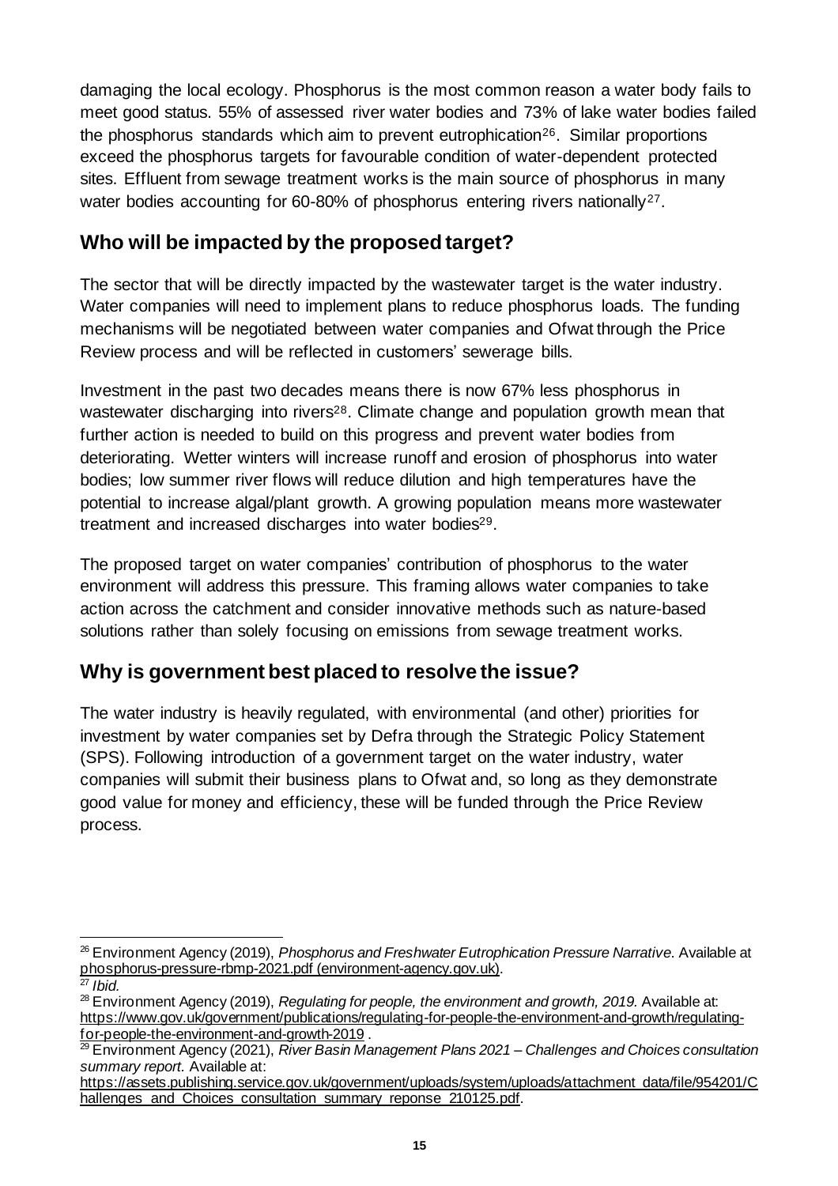damaging the local ecology. Phosphorus is the most common reason a water body fails to meet good status. 55% of assessed river water bodies and 73% of lake water bodies failed the phosphorus standards which aim to prevent eutrophication[26]. Similar proportions exceed the phosphorus targets for favourable condition of water-dependent protected sites. Effluent from sewage treatment works is the main source of phosphorus in many water bodies accounting for 60-80% of phosphorus entering rivers nationally[27].

## Who will be impacted by the proposed target?

The sector that will be directly impacted by the wastewater target is the water industry. Water companies will need to implement plans to reduce phosphorus loads. The funding mechanisms will be negotiated between water companies and Ofwat through the Price Review process and will be reflected in customers' sewerage bills.

Investment in the past two decades means there is now 67% less phosphorus in wastewater discharging into rivers[28]. Climate change and population growth mean that further action is needed to build on this progress and prevent water bodies from deteriorating. Wetter winters will increase runoff and erosion of phosphorus into water bodies; low summer river flows will reduce dilution and high temperatures have the potential to increase algal/plant growth. A growing population means more wastewater treatment and increased discharges into water bodies[29].

The proposed target on water companies' contribution of phosphorus to the water environment will address this pressure. This framing allows water companies to take action across the catchment and consider innovative methods such as nature-based solutions rather than solely focusing on emissions from sewage treatment works.

## Why is government best placed to resolve the issue?

The water industry is heavily regulated, with environmental (and other) priorities for investment by water companies set by Defra through the Strategic Policy Statement (SPS). Following introduction of a government target on the water industry, water companies will submit their business plans to Ofwat and, so long as they demonstrate good value for money and efficiency, these will be funded through the Price Review process.

---

[26] Environment Agency (2019), *Phosphorus and Freshwater Eutrophication Pressure Narrative.* Available at phosphorus-pressure-rbmp-2021.pdf (environment-agency.gov.uk).

[27] *Ibid.*

[28] Environment Agency (2019), *Regulating for people, the environment and growth, 2019.* Available at: https://www.gov.uk/government/publications/regulating-for-people-the-environment-and-growth/regulating-for-people-the-environment-and-growth-2019 .

[29] Environment Agency (2021), *River Basin Management Plans 2021 – Challenges and Choices consultation summary report.* Available at: https://assets.publishing.service.gov.uk/government/uploads/system/uploads/attachment_data/file/954201/Challenges_and_Choices_consultation_summary_reponse_210125.pdf.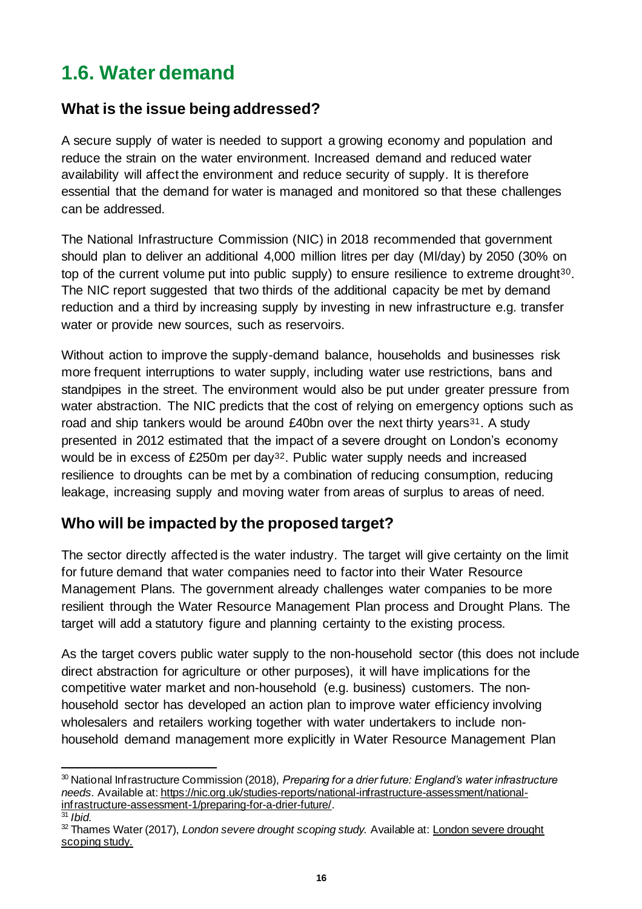## 1.6. Water demand

### What is the issue being addressed?

A secure supply of water is needed to support a growing economy and population and reduce the strain on the water environment. Increased demand and reduced water availability will affect the environment and reduce security of supply. It is therefore essential that the demand for water is managed and monitored so that these challenges can be addressed.

The National Infrastructure Commission (NIC) in 2018 recommended that government should plan to deliver an additional 4,000 million litres per day (Ml/day) by 2050 (30% on top of the current volume put into public supply) to ensure resilience to extreme drought[30]. The NIC report suggested that two thirds of the additional capacity be met by demand reduction and a third by increasing supply by investing in new infrastructure e.g. transfer water or provide new sources, such as reservoirs.

Without action to improve the supply-demand balance, households and businesses risk more frequent interruptions to water supply, including water use restrictions, bans and standpipes in the street. The environment would also be put under greater pressure from water abstraction. The NIC predicts that the cost of relying on emergency options such as road and ship tankers would be around £40bn over the next thirty years[31]. A study presented in 2012 estimated that the impact of a severe drought on London's economy would be in excess of £250m per day[32]. Public water supply needs and increased resilience to droughts can be met by a combination of reducing consumption, reducing leakage, increasing supply and moving water from areas of surplus to areas of need.

### Who will be impacted by the proposed target?

The sector directly affected is the water industry. The target will give certainty on the limit for future demand that water companies need to factor into their Water Resource Management Plans. The government already challenges water companies to be more resilient through the Water Resource Management Plan process and Drought Plans. The target will add a statutory figure and planning certainty to the existing process.

As the target covers public water supply to the non-household sector (this does not include direct abstraction for agriculture or other purposes), it will have implications for the competitive water market and non-household (e.g. business) customers. The non-household sector has developed an action plan to improve water efficiency involving wholesalers and retailers working together with water undertakers to include non-household demand management more explicitly in Water Resource Management Plan

---

[30] National Infrastructure Commission (2018), *Preparing for a drier future: England's water infrastructure needs.* Available at: https://nic.org.uk/studies-reports/national-infrastructure-assessment/national-infrastructure-assessment-1/preparing-for-a-drier-future/.

[31] *Ibid.*

[32] Thames Water (2017), *London severe drought scoping study.* Available at: London severe drought scoping study.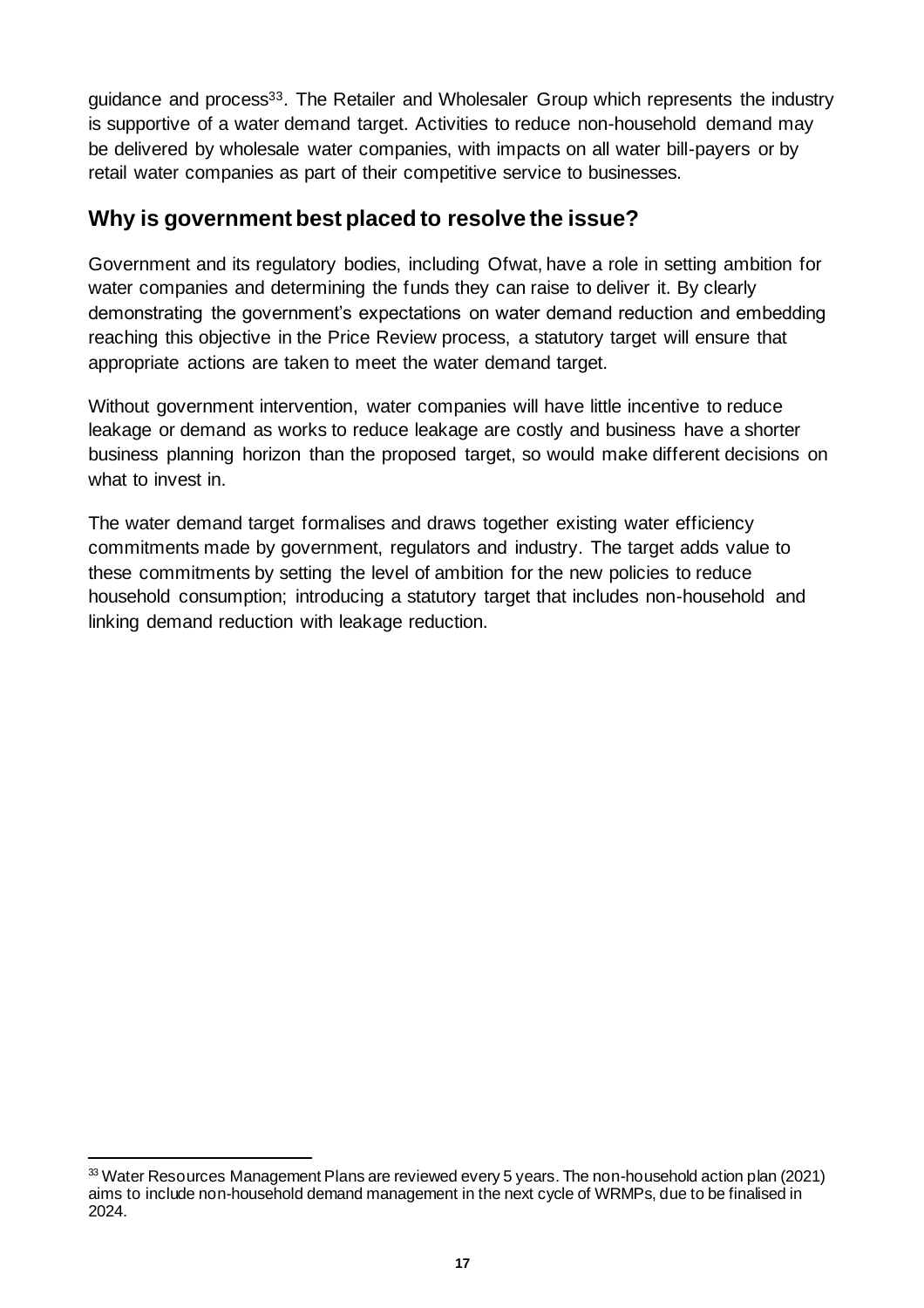guidance and process[33]. The Retailer and Wholesaler Group which represents the industry is supportive of a water demand target. Activities to reduce non-household demand may be delivered by wholesale water companies, with impacts on all water bill-payers or by retail water companies as part of their competitive service to businesses.

## Why is government best placed to resolve the issue?

Government and its regulatory bodies, including Ofwat, have a role in setting ambition for water companies and determining the funds they can raise to deliver it. By clearly demonstrating the government's expectations on water demand reduction and embedding reaching this objective in the Price Review process, a statutory target will ensure that appropriate actions are taken to meet the water demand target.

Without government intervention, water companies will have little incentive to reduce leakage or demand as works to reduce leakage are costly and business have a shorter business planning horizon than the proposed target, so would make different decisions on what to invest in.

The water demand target formalises and draws together existing water efficiency commitments made by government, regulators and industry. The target adds value to these commitments by setting the level of ambition for the new policies to reduce household consumption; introducing a statutory target that includes non-household and linking demand reduction with leakage reduction.

---

[33] Water Resources Management Plans are reviewed every 5 years. The non-household action plan (2021) aims to include non-household demand management in the next cycle of WRMPs, due to be finalised in 2024.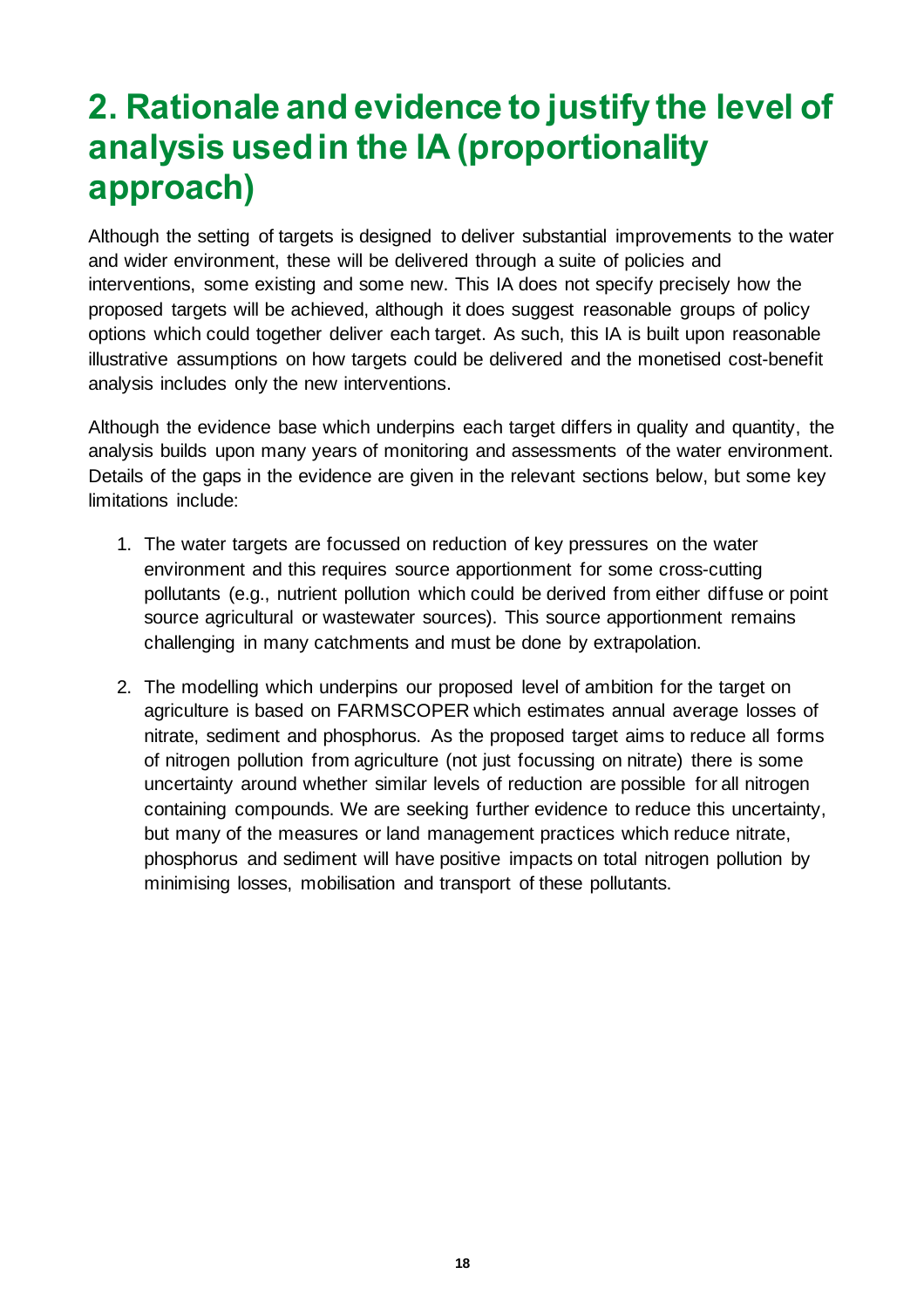# 2. Rationale and evidence to justify the level of analysis used in the IA (proportionality approach)

Although the setting of targets is designed to deliver substantial improvements to the water and wider environment, these will be delivered through a suite of policies and interventions, some existing and some new. This IA does not specify precisely how the proposed targets will be achieved, although it does suggest reasonable groups of policy options which could together deliver each target. As such, this IA is built upon reasonable illustrative assumptions on how targets could be delivered and the monetised cost-benefit analysis includes only the new interventions.

Although the evidence base which underpins each target differs in quality and quantity, the analysis builds upon many years of monitoring and assessments of the water environment. Details of the gaps in the evidence are given in the relevant sections below, but some key limitations include:

1. The water targets are focussed on reduction of key pressures on the water environment and this requires source apportionment for some cross-cutting pollutants (e.g., nutrient pollution which could be derived from either diffuse or point source agricultural or wastewater sources). This source apportionment remains challenging in many catchments and must be done by extrapolation.

2. The modelling which underpins our proposed level of ambition for the target on agriculture is based on FARMSCOPER which estimates annual average losses of nitrate, sediment and phosphorus. As the proposed target aims to reduce all forms of nitrogen pollution from agriculture (not just focussing on nitrate) there is some uncertainty around whether similar levels of reduction are possible for all nitrogen containing compounds. We are seeking further evidence to reduce this uncertainty, but many of the measures or land management practices which reduce nitrate, phosphorus and sediment will have positive impacts on total nitrogen pollution by minimising losses, mobilisation and transport of these pollutants.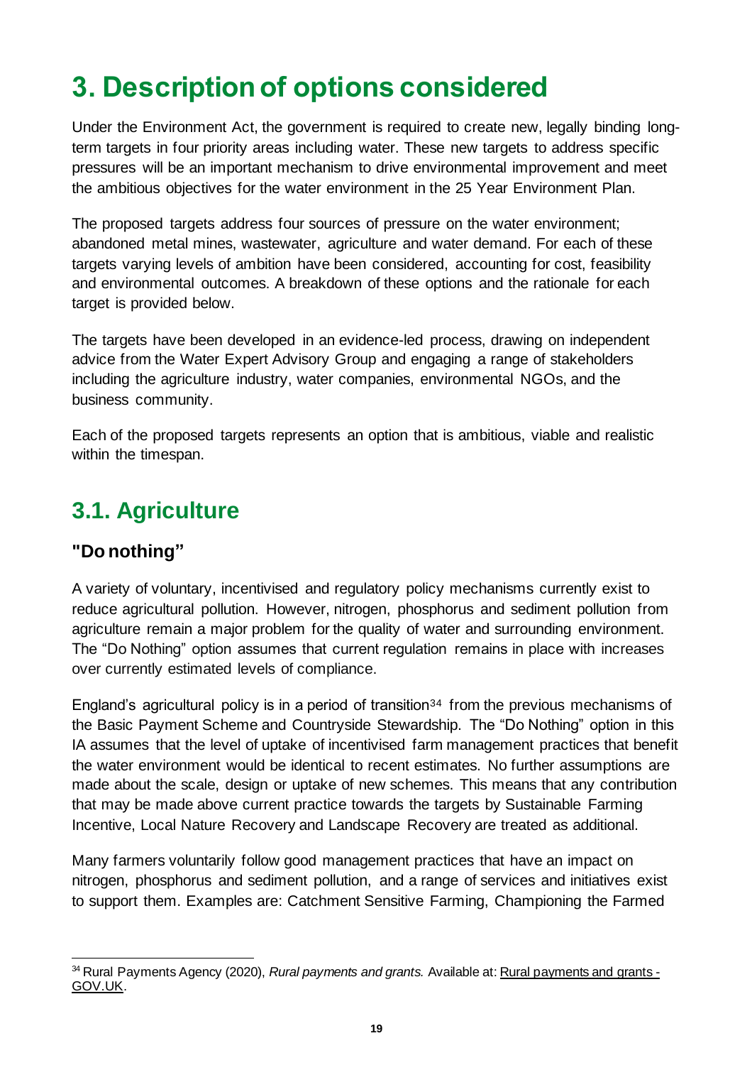# 3. Description of options considered

Under the Environment Act, the government is required to create new, legally binding long-term targets in four priority areas including water. These new targets to address specific pressures will be an important mechanism to drive environmental improvement and meet the ambitious objectives for the water environment in the 25 Year Environment Plan.

The proposed targets address four sources of pressure on the water environment; abandoned metal mines, wastewater, agriculture and water demand. For each of these targets varying levels of ambition have been considered, accounting for cost, feasibility and environmental outcomes. A breakdown of these options and the rationale for each target is provided below.

The targets have been developed in an evidence-led process, drawing on independent advice from the Water Expert Advisory Group and engaging a range of stakeholders including the agriculture industry, water companies, environmental NGOs, and the business community.

Each of the proposed targets represents an option that is ambitious, viable and realistic within the timespan.

## 3.1. Agriculture

### "Do nothing"

A variety of voluntary, incentivised and regulatory policy mechanisms currently exist to reduce agricultural pollution. However, nitrogen, phosphorus and sediment pollution from agriculture remain a major problem for the quality of water and surrounding environment. The "Do Nothing" option assumes that current regulation remains in place with increases over currently estimated levels of compliance.

England's agricultural policy is in a period of transition[34] from the previous mechanisms of the Basic Payment Scheme and Countryside Stewardship. The "Do Nothing" option in this IA assumes that the level of uptake of incentivised farm management practices that benefit the water environment would be identical to recent estimates. No further assumptions are made about the scale, design or uptake of new schemes. This means that any contribution that may be made above current practice towards the targets by Sustainable Farming Incentive, Local Nature Recovery and Landscape Recovery are treated as additional.

Many farmers voluntarily follow good management practices that have an impact on nitrogen, phosphorus and sediment pollution, and a range of services and initiatives exist to support them. Examples are: Catchment Sensitive Farming, Championing the Farmed

[34] Rural Payments Agency (2020), *Rural payments and grants.* Available at: Rural payments and grants - GOV.UK.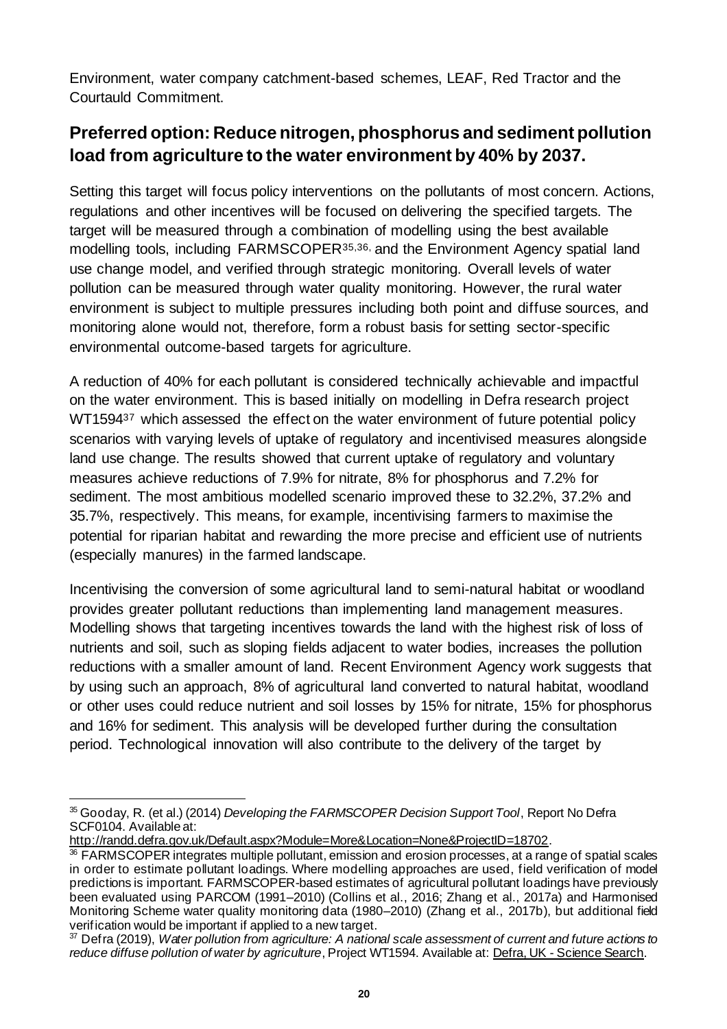Environment, water company catchment-based schemes, LEAF, Red Tractor and the Courtauld Commitment.

## Preferred option: Reduce nitrogen, phosphorus and sediment pollution load from agriculture to the water environment by 40% by 2037.

Setting this target will focus policy interventions on the pollutants of most concern. Actions, regulations and other incentives will be focused on delivering the specified targets. The target will be measured through a combination of modelling using the best available modelling tools, including FARMSCOPER[35,36], and the Environment Agency spatial land use change model, and verified through strategic monitoring. Overall levels of water pollution can be measured through water quality monitoring. However, the rural water environment is subject to multiple pressures including both point and diffuse sources, and monitoring alone would not, therefore, form a robust basis for setting sector-specific environmental outcome-based targets for agriculture.

A reduction of 40% for each pollutant is considered technically achievable and impactful on the water environment. This is based initially on modelling in Defra research project WT1594[37] which assessed the effect on the water environment of future potential policy scenarios with varying levels of uptake of regulatory and incentivised measures alongside land use change. The results showed that current uptake of regulatory and voluntary measures achieve reductions of 7.9% for nitrate, 8% for phosphorus and 7.2% for sediment. The most ambitious modelled scenario improved these to 32.2%, 37.2% and 35.7%, respectively. This means, for example, incentivising farmers to maximise the potential for riparian habitat and rewarding the more precise and efficient use of nutrients (especially manures) in the farmed landscape.

Incentivising the conversion of some agricultural land to semi-natural habitat or woodland provides greater pollutant reductions than implementing land management measures. Modelling shows that targeting incentives towards the land with the highest risk of loss of nutrients and soil, such as sloping fields adjacent to water bodies, increases the pollution reductions with a smaller amount of land. Recent Environment Agency work suggests that by using such an approach, 8% of agricultural land converted to natural habitat, woodland or other uses could reduce nutrient and soil losses by 15% for nitrate, 15% for phosphorus and 16% for sediment. This analysis will be developed further during the consultation period. Technological innovation will also contribute to the delivery of the target by

---

[35] Gooday, R. (et al.) (2014) *Developing the FARMSCOPER Decision Support Tool*, Report No Defra SCF0104. Available at: http://randd.defra.gov.uk/Default.aspx?Module=More&Location=None&ProjectID=18702.

[36] FARMSCOPER integrates multiple pollutant, emission and erosion processes, at a range of spatial scales in order to estimate pollutant loadings. Where modelling approaches are used, field verification of model predictions is important. FARMSCOPER-based estimates of agricultural pollutant loadings have previously been evaluated using PARCOM (1991–2010) (Collins et al., 2016; Zhang et al., 2017a) and Harmonised Monitoring Scheme water quality monitoring data (1980–2010) (Zhang et al., 2017b), but additional field verification would be important if applied to a new target.

[37] Defra (2019), *Water pollution from agriculture: A national scale assessment of current and future actions to reduce diffuse pollution of water by agriculture*, Project WT1594. Available at: Defra, UK - Science Search.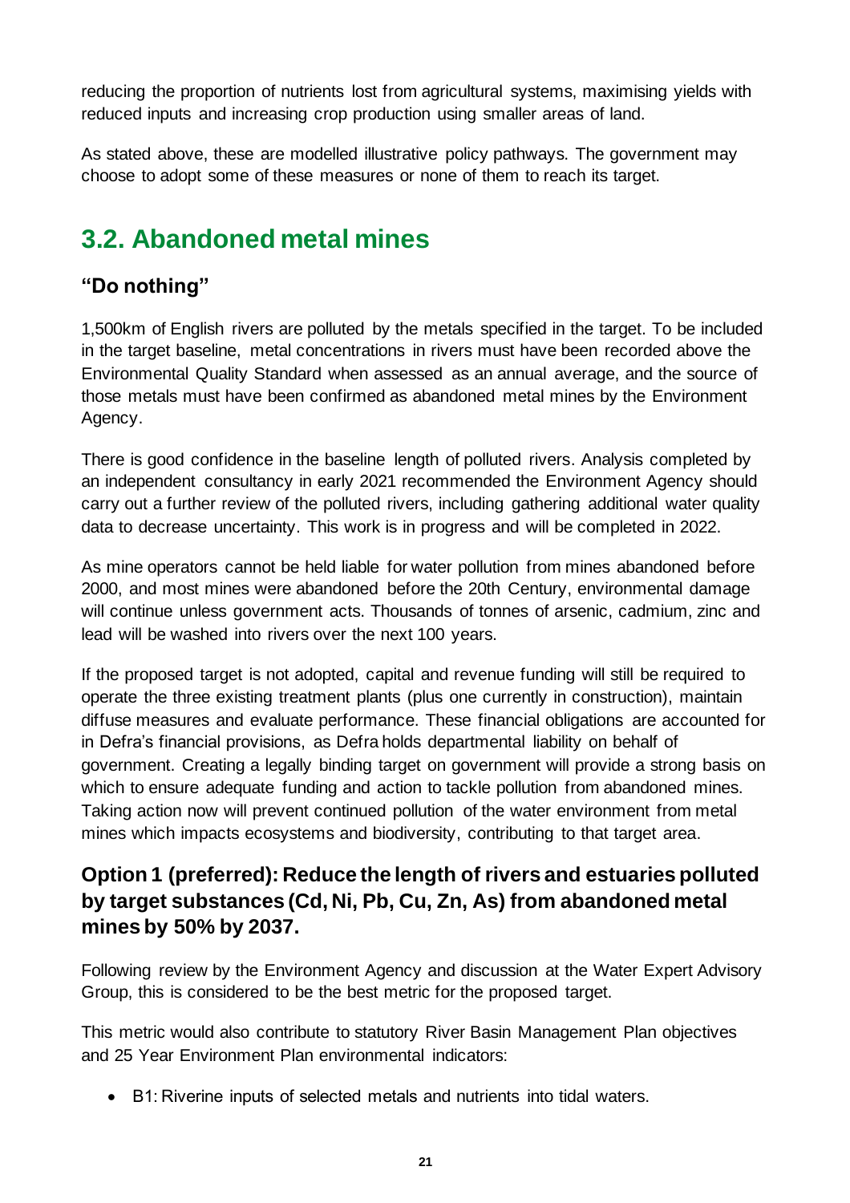reducing the proportion of nutrients lost from agricultural systems, maximising yields with reduced inputs and increasing crop production using smaller areas of land.

As stated above, these are modelled illustrative policy pathways. The government may choose to adopt some of these measures or none of them to reach its target.

## 3.2. Abandoned metal mines

### "Do nothing"

1,500km of English rivers are polluted by the metals specified in the target. To be included in the target baseline, metal concentrations in rivers must have been recorded above the Environmental Quality Standard when assessed as an annual average, and the source of those metals must have been confirmed as abandoned metal mines by the Environment Agency.

There is good confidence in the baseline length of polluted rivers. Analysis completed by an independent consultancy in early 2021 recommended the Environment Agency should carry out a further review of the polluted rivers, including gathering additional water quality data to decrease uncertainty. This work is in progress and will be completed in 2022.

As mine operators cannot be held liable for water pollution from mines abandoned before 2000, and most mines were abandoned before the 20th Century, environmental damage will continue unless government acts. Thousands of tonnes of arsenic, cadmium, zinc and lead will be washed into rivers over the next 100 years.

If the proposed target is not adopted, capital and revenue funding will still be required to operate the three existing treatment plants (plus one currently in construction), maintain diffuse measures and evaluate performance. These financial obligations are accounted for in Defra's financial provisions, as Defra holds departmental liability on behalf of government. Creating a legally binding target on government will provide a strong basis on which to ensure adequate funding and action to tackle pollution from abandoned mines. Taking action now will prevent continued pollution of the water environment from metal mines which impacts ecosystems and biodiversity, contributing to that target area.

### Option 1 (preferred): Reduce the length of rivers and estuaries polluted by target substances (Cd, Ni, Pb, Cu, Zn, As) from abandoned metal mines by 50% by 2037.

Following review by the Environment Agency and discussion at the Water Expert Advisory Group, this is considered to be the best metric for the proposed target.

This metric would also contribute to statutory River Basin Management Plan objectives and 25 Year Environment Plan environmental indicators:

- B1: Riverine inputs of selected metals and nutrients into tidal waters.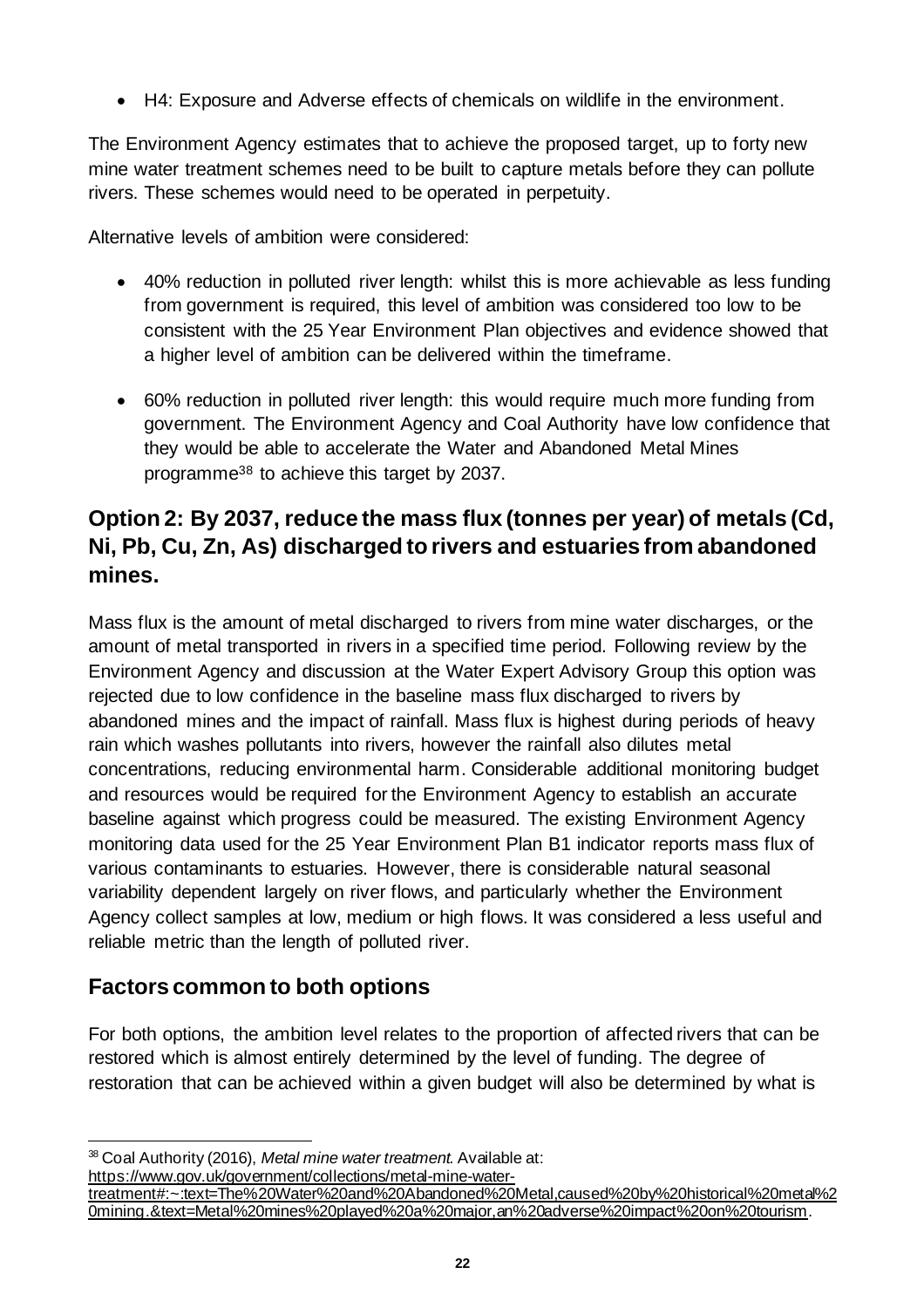- H4: Exposure and Adverse effects of chemicals on wildlife in the environment.

The Environment Agency estimates that to achieve the proposed target, up to forty new mine water treatment schemes need to be built to capture metals before they can pollute rivers. These schemes would need to be operated in perpetuity.

Alternative levels of ambition were considered:

- 40% reduction in polluted river length: whilst this is more achievable as less funding from government is required, this level of ambition was considered too low to be consistent with the 25 Year Environment Plan objectives and evidence showed that a higher level of ambition can be delivered within the timeframe.
- 60% reduction in polluted river length: this would require much more funding from government. The Environment Agency and Coal Authority have low confidence that they would be able to accelerate the Water and Abandoned Metal Mines programme[38] to achieve this target by 2037.

## Option 2: By 2037, reduce the mass flux (tonnes per year) of metals (Cd, Ni, Pb, Cu, Zn, As) discharged to rivers and estuaries from abandoned mines.

Mass flux is the amount of metal discharged to rivers from mine water discharges, or the amount of metal transported in rivers in a specified time period. Following review by the Environment Agency and discussion at the Water Expert Advisory Group this option was rejected due to low confidence in the baseline mass flux discharged to rivers by abandoned mines and the impact of rainfall. Mass flux is highest during periods of heavy rain which washes pollutants into rivers, however the rainfall also dilutes metal concentrations, reducing environmental harm. Considerable additional monitoring budget and resources would be required for the Environment Agency to establish an accurate baseline against which progress could be measured. The existing Environment Agency monitoring data used for the 25 Year Environment Plan B1 indicator reports mass flux of various contaminants to estuaries. However, there is considerable natural seasonal variability dependent largely on river flows, and particularly whether the Environment Agency collect samples at low, medium or high flows. It was considered a less useful and reliable metric than the length of polluted river.

## Factors common to both options

For both options, the ambition level relates to the proportion of affected rivers that can be restored which is almost entirely determined by the level of funding. The degree of restoration that can be achieved within a given budget will also be determined by what is

[38] Coal Authority (2016), *Metal mine water treatment*. Available at: https://www.gov.uk/government/collections/metal-mine-water-treatment#:~:text=The%20Water%20and%20Abandoned%20Metal,caused%20by%20historical%20metal%20mining.&text=Metal%20mines%20played%20a%20major,an%20adverse%20impact%20on%20tourism.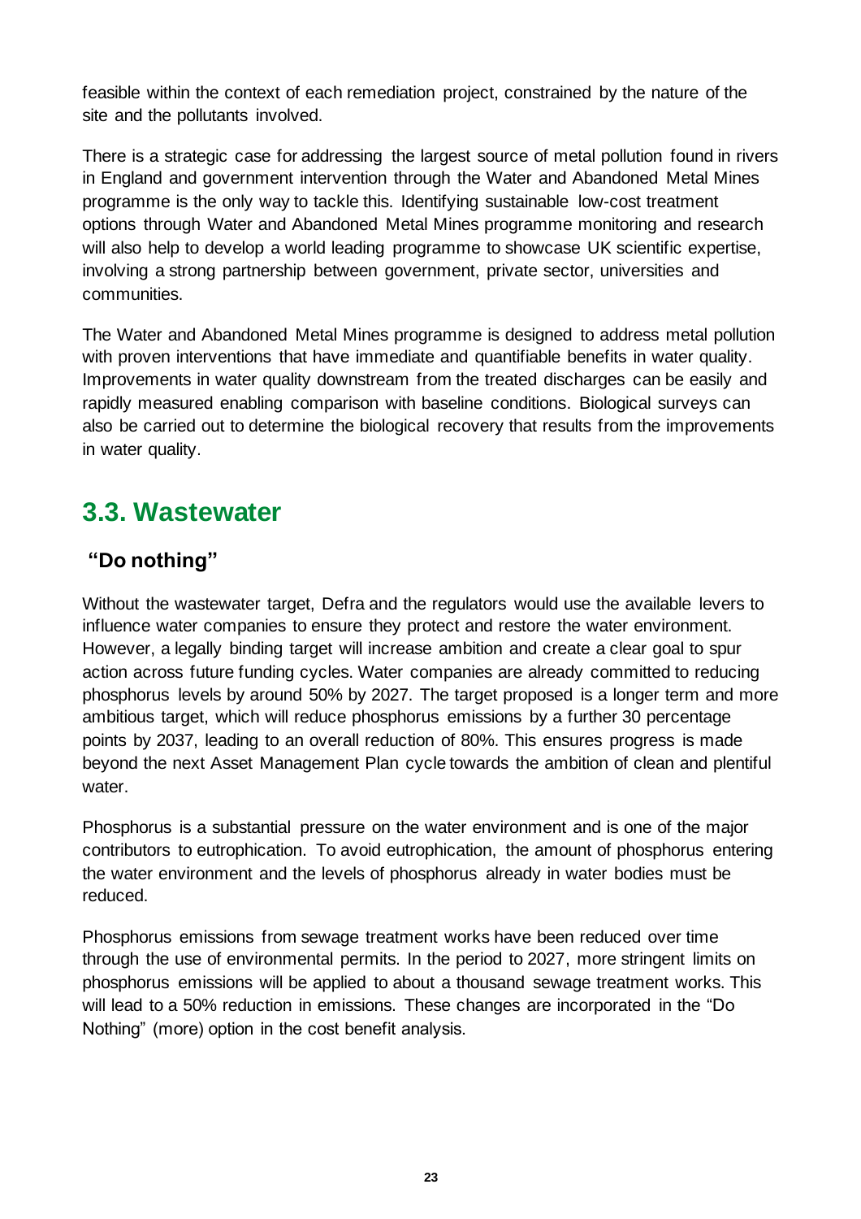feasible within the context of each remediation project, constrained by the nature of the site and the pollutants involved.

There is a strategic case for addressing the largest source of metal pollution found in rivers in England and government intervention through the Water and Abandoned Metal Mines programme is the only way to tackle this. Identifying sustainable low-cost treatment options through Water and Abandoned Metal Mines programme monitoring and research will also help to develop a world leading programme to showcase UK scientific expertise, involving a strong partnership between government, private sector, universities and communities.

The Water and Abandoned Metal Mines programme is designed to address metal pollution with proven interventions that have immediate and quantifiable benefits in water quality. Improvements in water quality downstream from the treated discharges can be easily and rapidly measured enabling comparison with baseline conditions. Biological surveys can also be carried out to determine the biological recovery that results from the improvements in water quality.

## 3.3. Wastewater

### "Do nothing"

Without the wastewater target, Defra and the regulators would use the available levers to influence water companies to ensure they protect and restore the water environment. However, a legally binding target will increase ambition and create a clear goal to spur action across future funding cycles. Water companies are already committed to reducing phosphorus levels by around 50% by 2027. The target proposed is a longer term and more ambitious target, which will reduce phosphorus emissions by a further 30 percentage points by 2037, leading to an overall reduction of 80%. This ensures progress is made beyond the next Asset Management Plan cycle towards the ambition of clean and plentiful water.

Phosphorus is a substantial pressure on the water environment and is one of the major contributors to eutrophication. To avoid eutrophication, the amount of phosphorus entering the water environment and the levels of phosphorus already in water bodies must be reduced.

Phosphorus emissions from sewage treatment works have been reduced over time through the use of environmental permits. In the period to 2027, more stringent limits on phosphorus emissions will be applied to about a thousand sewage treatment works. This will lead to a 50% reduction in emissions. These changes are incorporated in the "Do Nothing" (more) option in the cost benefit analysis.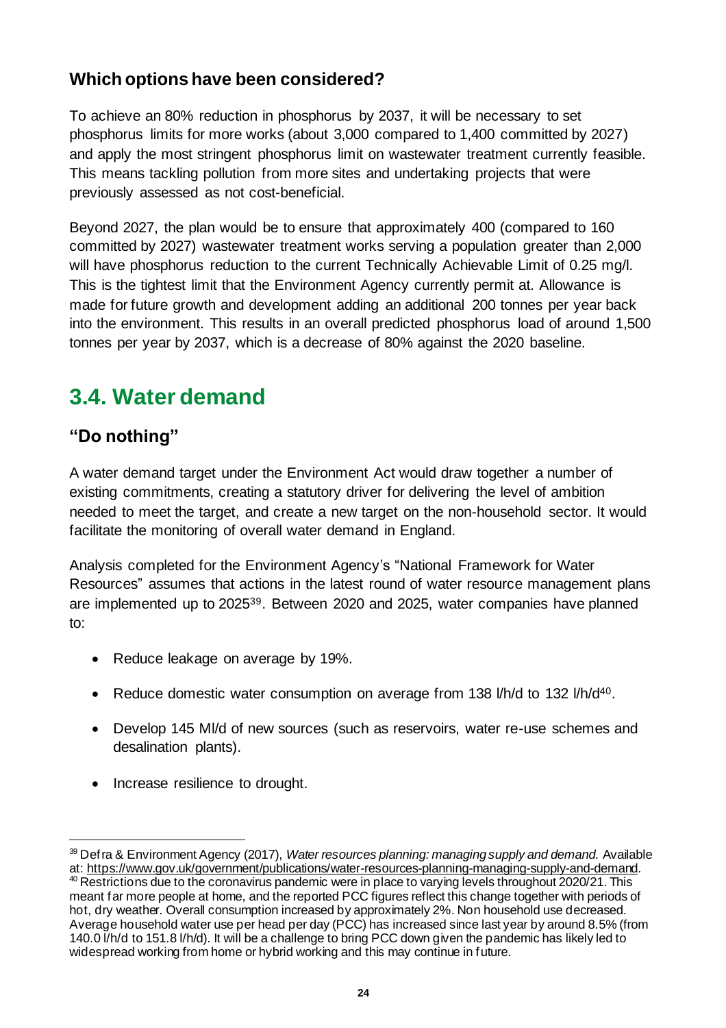### Which options have been considered?

To achieve an 80% reduction in phosphorus by 2037, it will be necessary to set phosphorus limits for more works (about 3,000 compared to 1,400 committed by 2027) and apply the most stringent phosphorus limit on wastewater treatment currently feasible. This means tackling pollution from more sites and undertaking projects that were previously assessed as not cost-beneficial.

Beyond 2027, the plan would be to ensure that approximately 400 (compared to 160 committed by 2027) wastewater treatment works serving a population greater than 2,000 will have phosphorus reduction to the current Technically Achievable Limit of 0.25 mg/l. This is the tightest limit that the Environment Agency currently permit at. Allowance is made for future growth and development adding an additional 200 tonnes per year back into the environment. This results in an overall predicted phosphorus load of around 1,500 tonnes per year by 2037, which is a decrease of 80% against the 2020 baseline.

## 3.4. Water demand

### "Do nothing"

A water demand target under the Environment Act would draw together a number of existing commitments, creating a statutory driver for delivering the level of ambition needed to meet the target, and create a new target on the non-household sector. It would facilitate the monitoring of overall water demand in England.

Analysis completed for the Environment Agency's "National Framework for Water Resources" assumes that actions in the latest round of water resource management plans are implemented up to 2025[39]. Between 2020 and 2025, water companies have planned to:

- Reduce leakage on average by 19%.
- Reduce domestic water consumption on average from 138 l/h/d to 132 l/h/d[40].
- Develop 145 Ml/d of new sources (such as reservoirs, water re-use schemes and desalination plants).
- Increase resilience to drought.

---

[39] Defra & Environment Agency (2017), *Water resources planning: managing supply and demand.* Available at: https://www.gov.uk/government/publications/water-resources-planning-managing-supply-and-demand.

[40] Restrictions due to the coronavirus pandemic were in place to varying levels throughout 2020/21. This meant far more people at home, and the reported PCC figures reflect this change together with periods of hot, dry weather. Overall consumption increased by approximately 2%. Non household use decreased. Average household water use per head per day (PCC) has increased since last year by around 8.5% (from 140.0 l/h/d to 151.8 l/h/d). It will be a challenge to bring PCC down given the pandemic has likely led to widespread working from home or hybrid working and this may continue in future.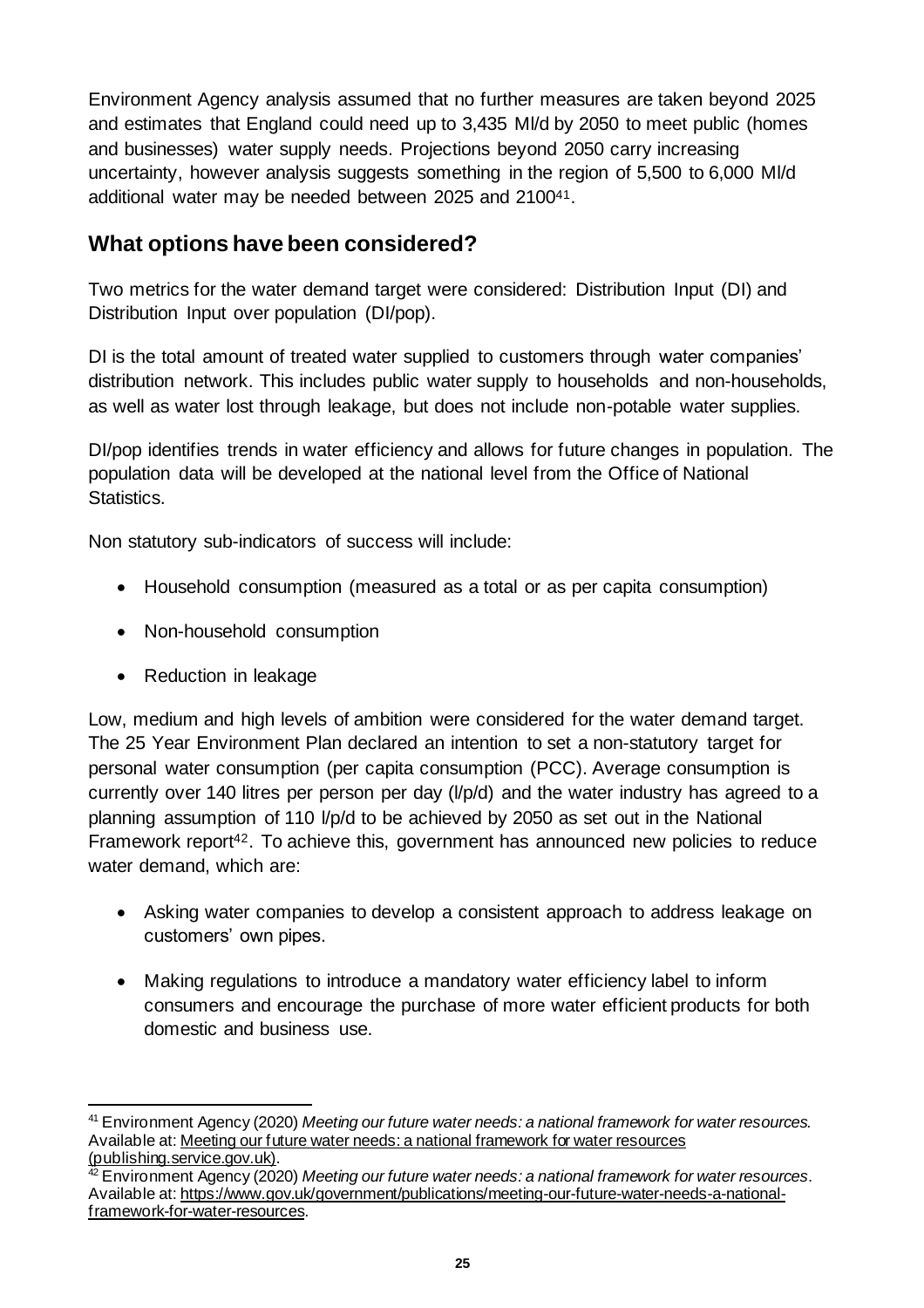Environment Agency analysis assumed that no further measures are taken beyond 2025 and estimates that England could need up to 3,435 Ml/d by 2050 to meet public (homes and businesses) water supply needs. Projections beyond 2050 carry increasing uncertainty, however analysis suggests something in the region of 5,500 to 6,000 Ml/d additional water may be needed between 2025 and 2100[41].

## What options have been considered?

Two metrics for the water demand target were considered: Distribution Input (DI) and Distribution Input over population (DI/pop).

DI is the total amount of treated water supplied to customers through water companies' distribution network. This includes public water supply to households and non-households, as well as water lost through leakage, but does not include non-potable water supplies.

DI/pop identifies trends in water efficiency and allows for future changes in population. The population data will be developed at the national level from the Office of National Statistics.

Non statutory sub-indicators of success will include:

- Household consumption (measured as a total or as per capita consumption)
- Non-household consumption
- Reduction in leakage

Low, medium and high levels of ambition were considered for the water demand target. The 25 Year Environment Plan declared an intention to set a non-statutory target for personal water consumption (per capita consumption (PCC). Average consumption is currently over 140 litres per person per day (l/p/d) and the water industry has agreed to a planning assumption of 110 l/p/d to be achieved by 2050 as set out in the National Framework report[42]. To achieve this, government has announced new policies to reduce water demand, which are:

- Asking water companies to develop a consistent approach to address leakage on customers' own pipes.
- Making regulations to introduce a mandatory water efficiency label to inform consumers and encourage the purchase of more water efficient products for both domestic and business use.

---

[41] Environment Agency (2020) *Meeting our future water needs: a national framework for water resources.* Available at: Meeting our future water needs: a national framework for water resources (publishing.service.gov.uk).

[42] Environment Agency (2020) *Meeting our future water needs: a national framework for water resources*. Available at: https://www.gov.uk/government/publications/meeting-our-future-water-needs-a-national-framework-for-water-resources.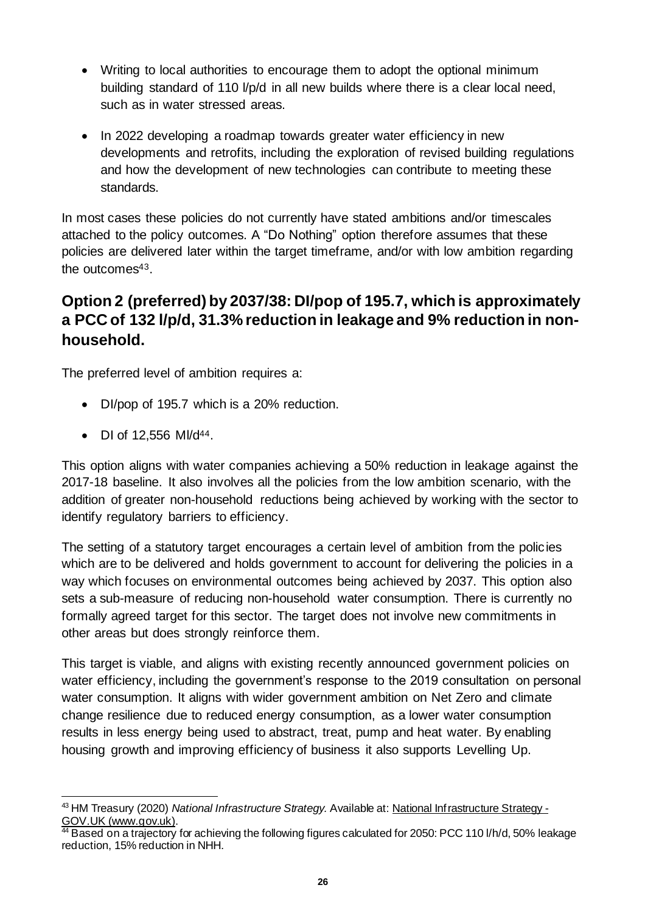- Writing to local authorities to encourage them to adopt the optional minimum building standard of 110 l/p/d in all new builds where there is a clear local need, such as in water stressed areas.
- In 2022 developing a roadmap towards greater water efficiency in new developments and retrofits, including the exploration of revised building regulations and how the development of new technologies can contribute to meeting these standards.

In most cases these policies do not currently have stated ambitions and/or timescales attached to the policy outcomes. A "Do Nothing" option therefore assumes that these policies are delivered later within the target timeframe, and/or with low ambition regarding the outcomes[43].

## Option 2 (preferred) by 2037/38: DI/pop of 195.7, which is approximately a PCC of 132 l/p/d, 31.3% reduction in leakage and 9% reduction in non-household.

The preferred level of ambition requires a:

- DI/pop of 195.7 which is a 20% reduction.
- DI of 12,556 Ml/d[44].

This option aligns with water companies achieving a 50% reduction in leakage against the 2017-18 baseline. It also involves all the policies from the low ambition scenario, with the addition of greater non-household reductions being achieved by working with the sector to identify regulatory barriers to efficiency.

The setting of a statutory target encourages a certain level of ambition from the policies which are to be delivered and holds government to account for delivering the policies in a way which focuses on environmental outcomes being achieved by 2037. This option also sets a sub-measure of reducing non-household water consumption. There is currently no formally agreed target for this sector. The target does not involve new commitments in other areas but does strongly reinforce them.

This target is viable, and aligns with existing recently announced government policies on water efficiency, including the government's response to the 2019 consultation on personal water consumption. It aligns with wider government ambition on Net Zero and climate change resilience due to reduced energy consumption, as a lower water consumption results in less energy being used to abstract, treat, pump and heat water. By enabling housing growth and improving efficiency of business it also supports Levelling Up.

---

[43] HM Treasury (2020) *National Infrastructure Strategy.* Available at: National Infrastructure Strategy - GOV.UK (www.gov.uk).

[44] Based on a trajectory for achieving the following figures calculated for 2050: PCC 110 l/h/d, 50% leakage reduction, 15% reduction in NHH.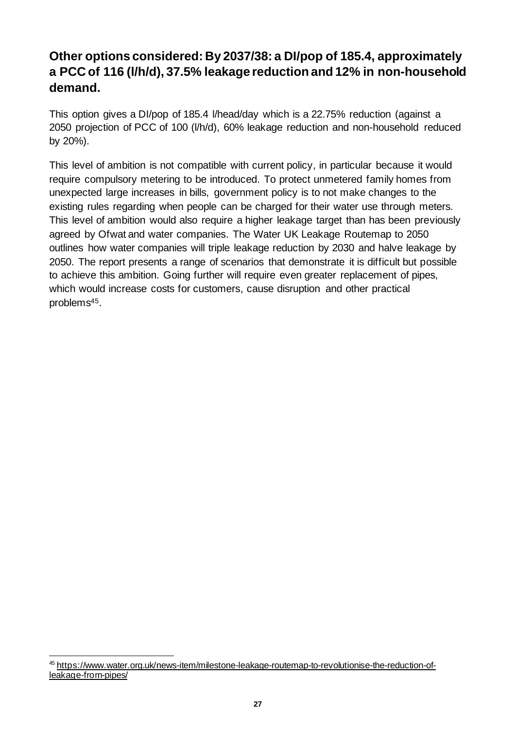## Other options considered: By 2037/38: a DI/pop of 185.4, approximately a PCC of 116 (l/h/d), 37.5% leakage reduction and 12% in non-household demand.

This option gives a DI/pop of 185.4 l/head/day which is a 22.75% reduction (against a 2050 projection of PCC of 100 (l/h/d), 60% leakage reduction and non-household reduced by 20%).

This level of ambition is not compatible with current policy, in particular because it would require compulsory metering to be introduced. To protect unmetered family homes from unexpected large increases in bills, government policy is to not make changes to the existing rules regarding when people can be charged for their water use through meters. This level of ambition would also require a higher leakage target than has been previously agreed by Ofwat and water companies. The Water UK Leakage Routemap to 2050 outlines how water companies will triple leakage reduction by 2030 and halve leakage by 2050. The report presents a range of scenarios that demonstrate it is difficult but possible to achieve this ambition. Going further will require even greater replacement of pipes, which would increase costs for customers, cause disruption and other practical problems[45].

[45] https://www.water.org.uk/news-item/milestone-leakage-routemap-to-revolutionise-the-reduction-of-leakage-from-pipes/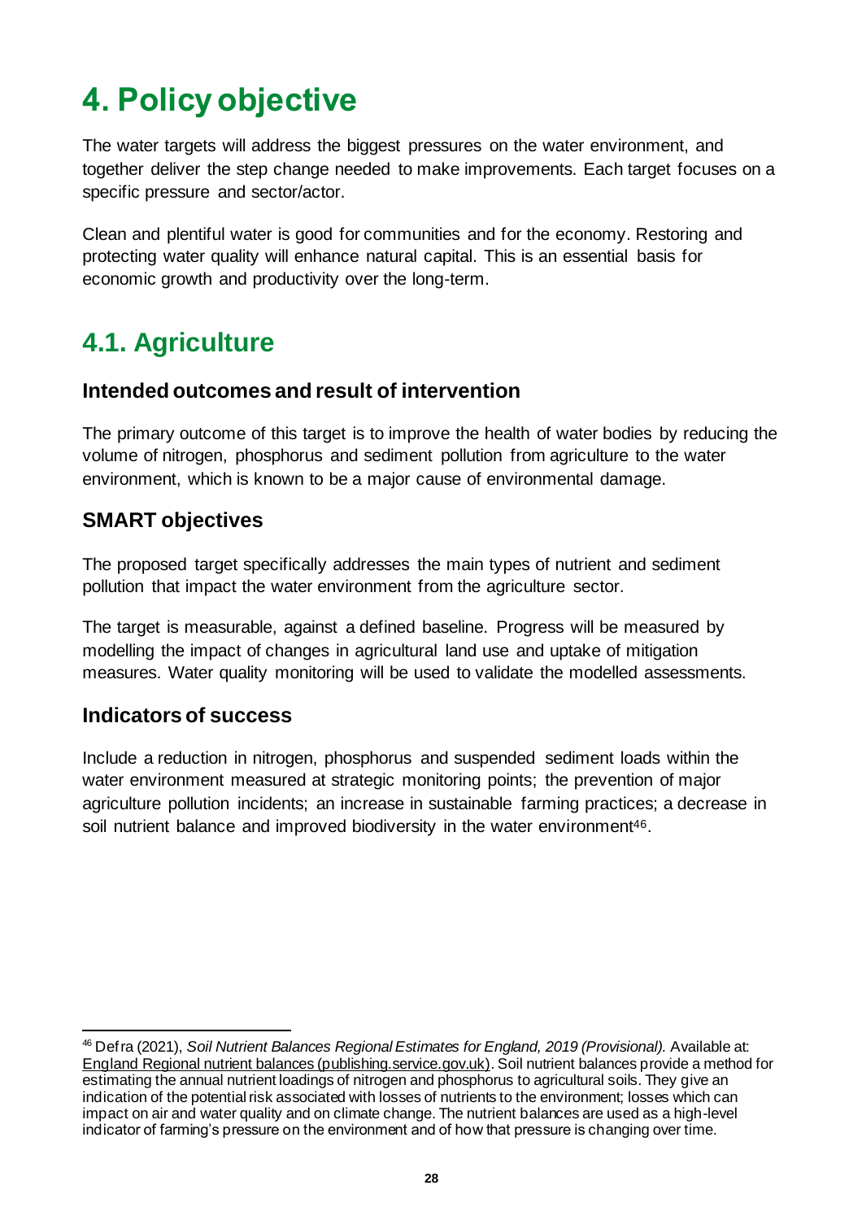# 4. Policy objective

The water targets will address the biggest pressures on the water environment, and together deliver the step change needed to make improvements. Each target focuses on a specific pressure and sector/actor.

Clean and plentiful water is good for communities and for the economy. Restoring and protecting water quality will enhance natural capital. This is an essential basis for economic growth and productivity over the long-term.

## 4.1. Agriculture

### Intended outcomes and result of intervention

The primary outcome of this target is to improve the health of water bodies by reducing the volume of nitrogen, phosphorus and sediment pollution from agriculture to the water environment, which is known to be a major cause of environmental damage.

### SMART objectives

The proposed target specifically addresses the main types of nutrient and sediment pollution that impact the water environment from the agriculture sector.

The target is measurable, against a defined baseline. Progress will be measured by modelling the impact of changes in agricultural land use and uptake of mitigation measures. Water quality monitoring will be used to validate the modelled assessments.

### Indicators of success

Include a reduction in nitrogen, phosphorus and suspended sediment loads within the water environment measured at strategic monitoring points; the prevention of major agriculture pollution incidents; an increase in sustainable farming practices; a decrease in soil nutrient balance and improved biodiversity in the water environment[46].

---

[46] Defra (2021), *Soil Nutrient Balances Regional Estimates for England, 2019 (Provisional).* Available at: England Regional nutrient balances (publishing.service.gov.uk). Soil nutrient balances provide a method for estimating the annual nutrient loadings of nitrogen and phosphorus to agricultural soils. They give an indication of the potential risk associated with losses of nutrients to the environment; losses which can impact on air and water quality and on climate change. The nutrient balances are used as a high-level indicator of farming's pressure on the environment and of how that pressure is changing over time.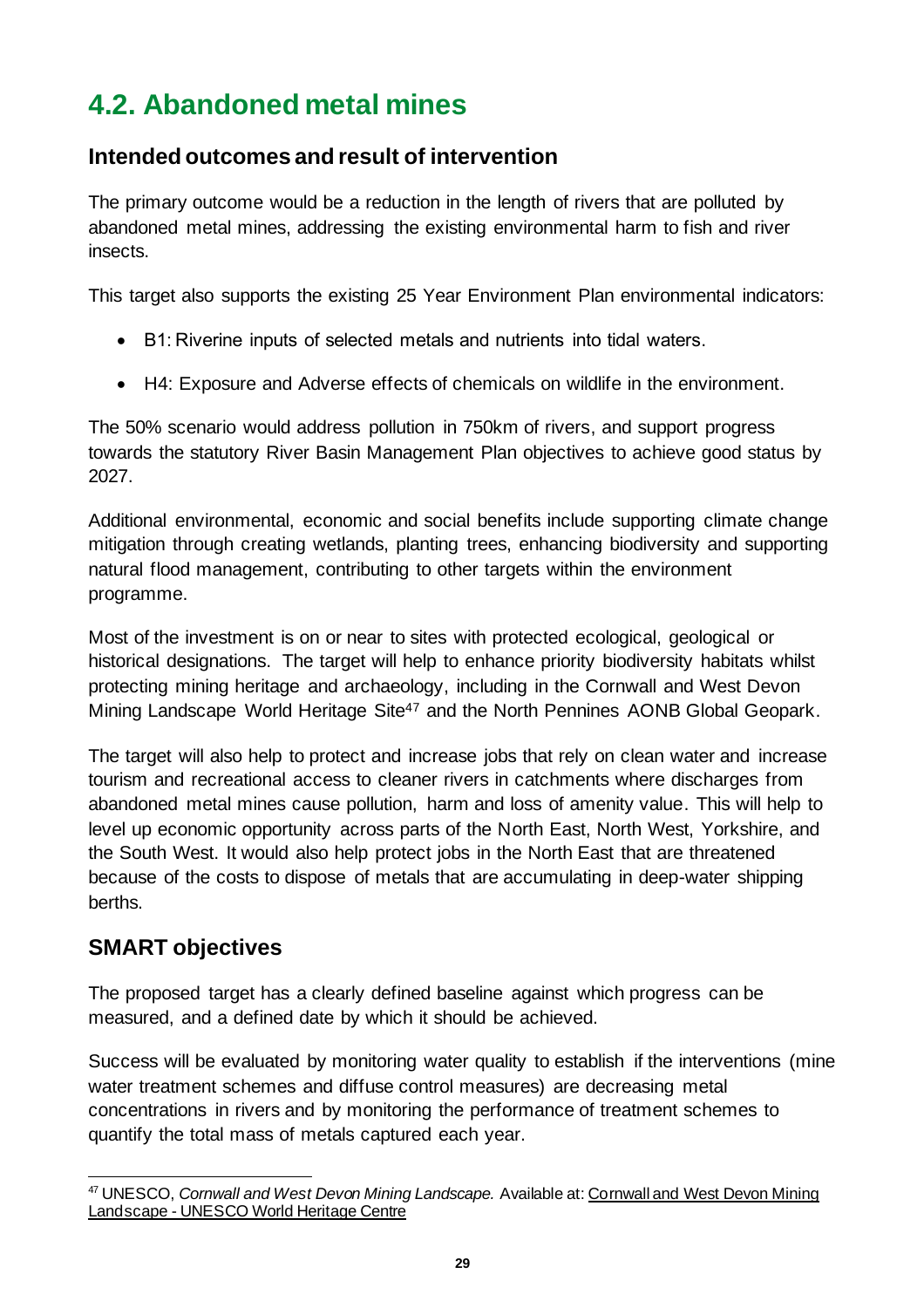## 4.2. Abandoned metal mines

### Intended outcomes and result of intervention

The primary outcome would be a reduction in the length of rivers that are polluted by abandoned metal mines, addressing the existing environmental harm to fish and river insects.

This target also supports the existing 25 Year Environment Plan environmental indicators:

- B1: Riverine inputs of selected metals and nutrients into tidal waters.
- H4: Exposure and Adverse effects of chemicals on wildlife in the environment.

The 50% scenario would address pollution in 750km of rivers, and support progress towards the statutory River Basin Management Plan objectives to achieve good status by 2027.

Additional environmental, economic and social benefits include supporting climate change mitigation through creating wetlands, planting trees, enhancing biodiversity and supporting natural flood management, contributing to other targets within the environment programme.

Most of the investment is on or near to sites with protected ecological, geological or historical designations. The target will help to enhance priority biodiversity habitats whilst protecting mining heritage and archaeology, including in the Cornwall and West Devon Mining Landscape World Heritage Site[47] and the North Pennines AONB Global Geopark.

The target will also help to protect and increase jobs that rely on clean water and increase tourism and recreational access to cleaner rivers in catchments where discharges from abandoned metal mines cause pollution, harm and loss of amenity value. This will help to level up economic opportunity across parts of the North East, North West, Yorkshire, and the South West. It would also help protect jobs in the North East that are threatened because of the costs to dispose of metals that are accumulating in deep-water shipping berths.

### SMART objectives

The proposed target has a clearly defined baseline against which progress can be measured, and a defined date by which it should be achieved.

Success will be evaluated by monitoring water quality to establish if the interventions (mine water treatment schemes and diffuse control measures) are decreasing metal concentrations in rivers and by monitoring the performance of treatment schemes to quantify the total mass of metals captured each year.

[47] UNESCO, *Cornwall and West Devon Mining Landscape.* Available at: Cornwall and West Devon Mining Landscape - UNESCO World Heritage Centre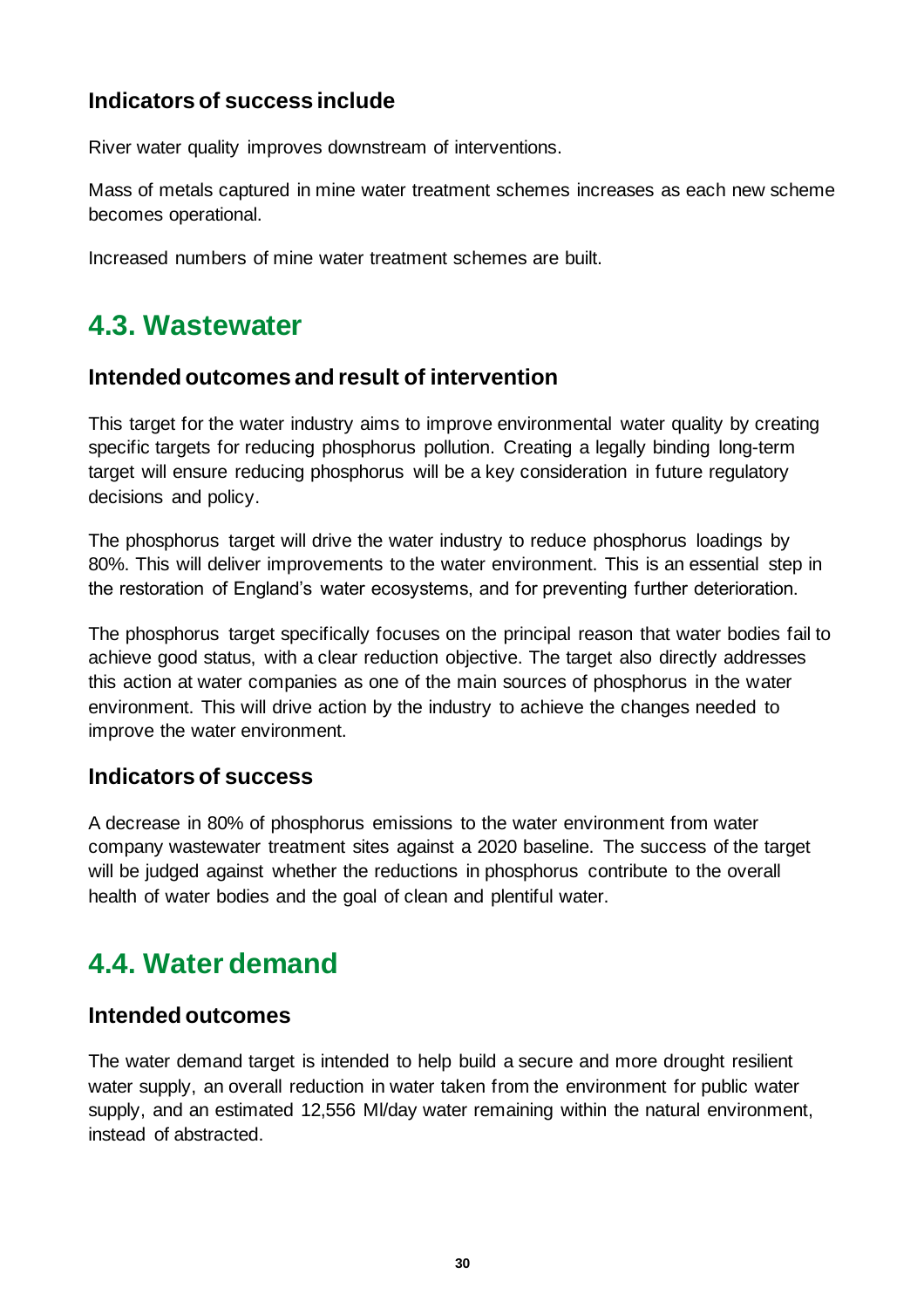### Indicators of success include

River water quality improves downstream of interventions.

Mass of metals captured in mine water treatment schemes increases as each new scheme becomes operational.

Increased numbers of mine water treatment schemes are built.

## 4.3. Wastewater

### Intended outcomes and result of intervention

This target for the water industry aims to improve environmental water quality by creating specific targets for reducing phosphorus pollution. Creating a legally binding long-term target will ensure reducing phosphorus will be a key consideration in future regulatory decisions and policy.

The phosphorus target will drive the water industry to reduce phosphorus loadings by 80%. This will deliver improvements to the water environment. This is an essential step in the restoration of England's water ecosystems, and for preventing further deterioration.

The phosphorus target specifically focuses on the principal reason that water bodies fail to achieve good status, with a clear reduction objective. The target also directly addresses this action at water companies as one of the main sources of phosphorus in the water environment. This will drive action by the industry to achieve the changes needed to improve the water environment.

### Indicators of success

A decrease in 80% of phosphorus emissions to the water environment from water company wastewater treatment sites against a 2020 baseline. The success of the target will be judged against whether the reductions in phosphorus contribute to the overall health of water bodies and the goal of clean and plentiful water.

## 4.4. Water demand

### Intended outcomes

The water demand target is intended to help build a secure and more drought resilient water supply, an overall reduction in water taken from the environment for public water supply, and an estimated 12,556 Ml/day water remaining within the natural environment, instead of abstracted.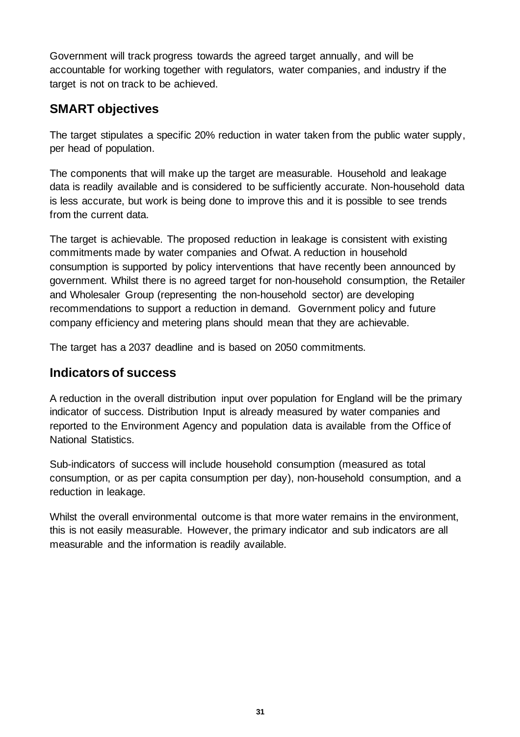Government will track progress towards the agreed target annually, and will be accountable for working together with regulators, water companies, and industry if the target is not on track to be achieved.

## SMART objectives

The target stipulates a specific 20% reduction in water taken from the public water supply, per head of population.

The components that will make up the target are measurable. Household and leakage data is readily available and is considered to be sufficiently accurate. Non-household data is less accurate, but work is being done to improve this and it is possible to see trends from the current data.

The target is achievable. The proposed reduction in leakage is consistent with existing commitments made by water companies and Ofwat. A reduction in household consumption is supported by policy interventions that have recently been announced by government. Whilst there is no agreed target for non-household consumption, the Retailer and Wholesaler Group (representing the non-household sector) are developing recommendations to support a reduction in demand. Government policy and future company efficiency and metering plans should mean that they are achievable.

The target has a 2037 deadline and is based on 2050 commitments.

## Indicators of success

A reduction in the overall distribution input over population for England will be the primary indicator of success. Distribution Input is already measured by water companies and reported to the Environment Agency and population data is available from the Office of National Statistics.

Sub-indicators of success will include household consumption (measured as total consumption, or as per capita consumption per day), non-household consumption, and a reduction in leakage.

Whilst the overall environmental outcome is that more water remains in the environment, this is not easily measurable. However, the primary indicator and sub indicators are all measurable and the information is readily available.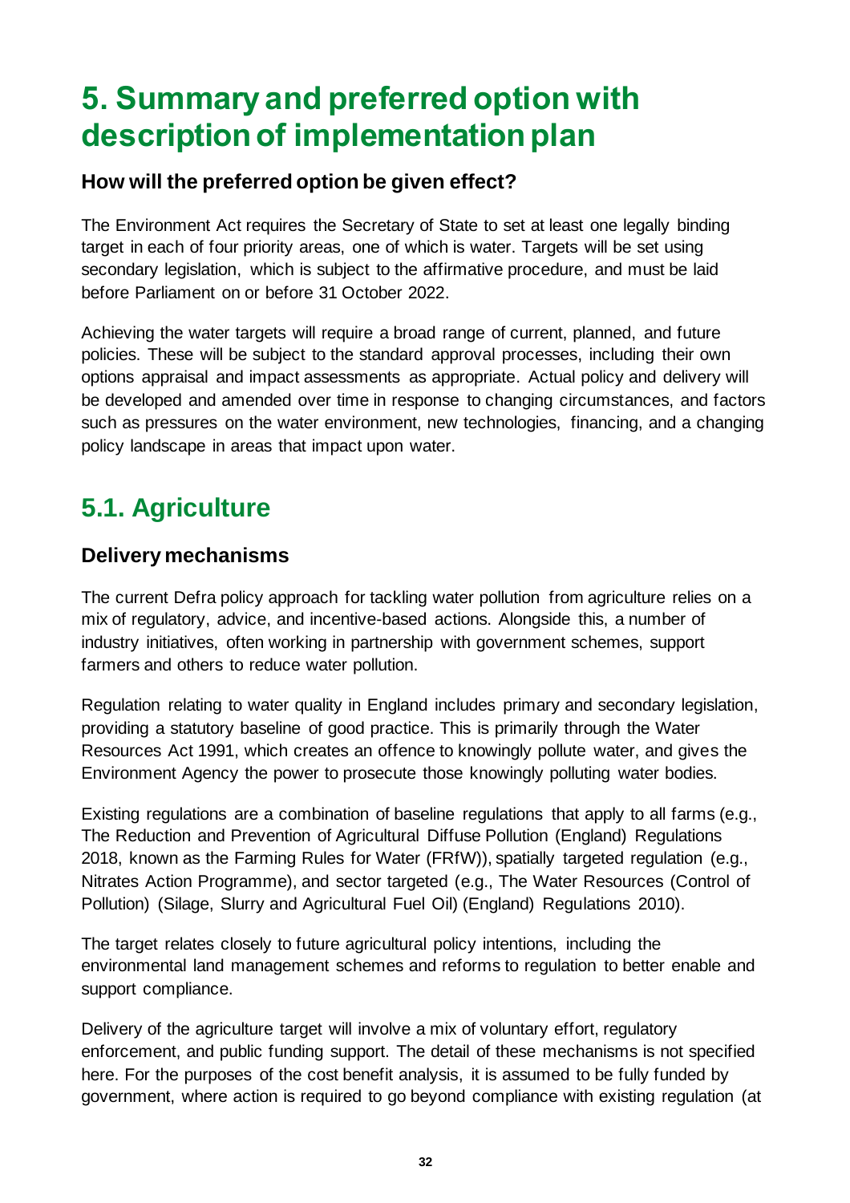# 5. Summary and preferred option with description of implementation plan

### How will the preferred option be given effect?

The Environment Act requires the Secretary of State to set at least one legally binding target in each of four priority areas, one of which is water. Targets will be set using secondary legislation, which is subject to the affirmative procedure, and must be laid before Parliament on or before 31 October 2022.

Achieving the water targets will require a broad range of current, planned, and future policies. These will be subject to the standard approval processes, including their own options appraisal and impact assessments as appropriate. Actual policy and delivery will be developed and amended over time in response to changing circumstances, and factors such as pressures on the water environment, new technologies, financing, and a changing policy landscape in areas that impact upon water.

## 5.1. Agriculture

### Delivery mechanisms

The current Defra policy approach for tackling water pollution from agriculture relies on a mix of regulatory, advice, and incentive-based actions. Alongside this, a number of industry initiatives, often working in partnership with government schemes, support farmers and others to reduce water pollution.

Regulation relating to water quality in England includes primary and secondary legislation, providing a statutory baseline of good practice. This is primarily through the Water Resources Act 1991, which creates an offence to knowingly pollute water, and gives the Environment Agency the power to prosecute those knowingly polluting water bodies.

Existing regulations are a combination of baseline regulations that apply to all farms (e.g., The Reduction and Prevention of Agricultural Diffuse Pollution (England) Regulations 2018, known as the Farming Rules for Water (FRfW)), spatially targeted regulation (e.g., Nitrates Action Programme), and sector targeted (e.g., The Water Resources (Control of Pollution) (Silage, Slurry and Agricultural Fuel Oil) (England) Regulations 2010).

The target relates closely to future agricultural policy intentions, including the environmental land management schemes and reforms to regulation to better enable and support compliance.

Delivery of the agriculture target will involve a mix of voluntary effort, regulatory enforcement, and public funding support. The detail of these mechanisms is not specified here. For the purposes of the cost benefit analysis, it is assumed to be fully funded by government, where action is required to go beyond compliance with existing regulation (at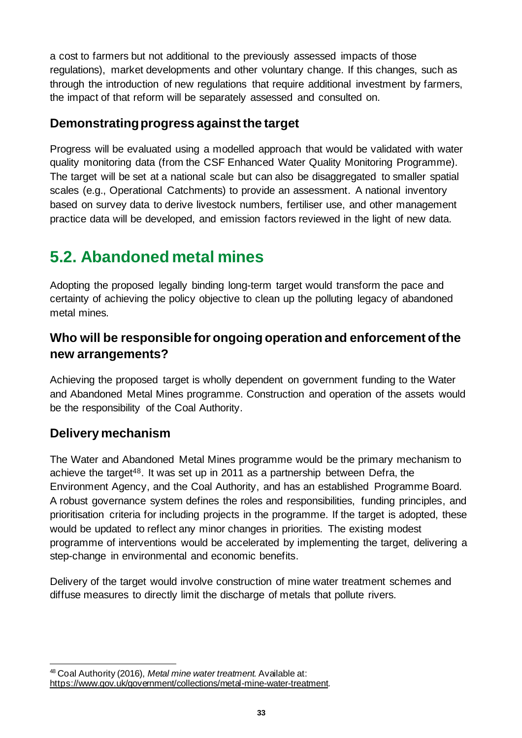a cost to farmers but not additional to the previously assessed impacts of those regulations), market developments and other voluntary change. If this changes, such as through the introduction of new regulations that require additional investment by farmers, the impact of that reform will be separately assessed and consulted on.

### Demonstrating progress against the target

Progress will be evaluated using a modelled approach that would be validated with water quality monitoring data (from the CSF Enhanced Water Quality Monitoring Programme). The target will be set at a national scale but can also be disaggregated to smaller spatial scales (e.g., Operational Catchments) to provide an assessment. A national inventory based on survey data to derive livestock numbers, fertiliser use, and other management practice data will be developed, and emission factors reviewed in the light of new data.

## 5.2. Abandoned metal mines

Adopting the proposed legally binding long-term target would transform the pace and certainty of achieving the policy objective to clean up the polluting legacy of abandoned metal mines.

### Who will be responsible for ongoing operation and enforcement of the new arrangements?

Achieving the proposed target is wholly dependent on government funding to the Water and Abandoned Metal Mines programme. Construction and operation of the assets would be the responsibility of the Coal Authority.

### Delivery mechanism

The Water and Abandoned Metal Mines programme would be the primary mechanism to achieve the target[48]. It was set up in 2011 as a partnership between Defra, the Environment Agency, and the Coal Authority, and has an established Programme Board. A robust governance system defines the roles and responsibilities, funding principles, and prioritisation criteria for including projects in the programme. If the target is adopted, these would be updated to reflect any minor changes in priorities. The existing modest programme of interventions would be accelerated by implementing the target, delivering a step-change in environmental and economic benefits.

Delivery of the target would involve construction of mine water treatment schemes and diffuse measures to directly limit the discharge of metals that pollute rivers.

---

[48] Coal Authority (2016), *Metal mine water treatment.* Available at: https://www.gov.uk/government/collections/metal-mine-water-treatment.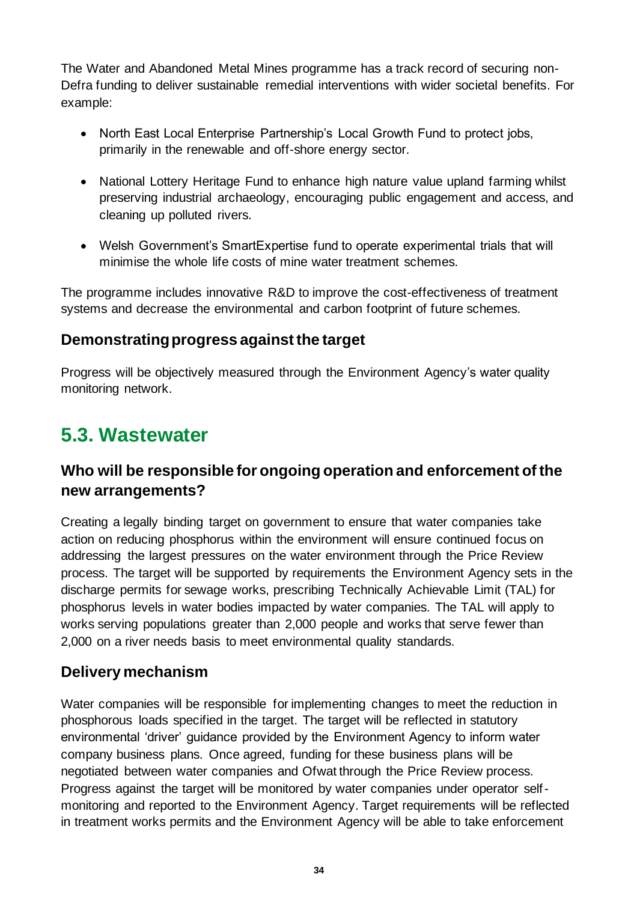The Water and Abandoned Metal Mines programme has a track record of securing non-Defra funding to deliver sustainable remedial interventions with wider societal benefits. For example:

- North East Local Enterprise Partnership's Local Growth Fund to protect jobs, primarily in the renewable and off-shore energy sector.
- National Lottery Heritage Fund to enhance high nature value upland farming whilst preserving industrial archaeology, encouraging public engagement and access, and cleaning up polluted rivers.
- Welsh Government's SmartExpertise fund to operate experimental trials that will minimise the whole life costs of mine water treatment schemes.

The programme includes innovative R&D to improve the cost-effectiveness of treatment systems and decrease the environmental and carbon footprint of future schemes.

### Demonstrating progress against the target

Progress will be objectively measured through the Environment Agency's water quality monitoring network.

## 5.3. Wastewater

### Who will be responsible for ongoing operation and enforcement of the new arrangements?

Creating a legally binding target on government to ensure that water companies take action on reducing phosphorus within the environment will ensure continued focus on addressing the largest pressures on the water environment through the Price Review process. The target will be supported by requirements the Environment Agency sets in the discharge permits for sewage works, prescribing Technically Achievable Limit (TAL) for phosphorus levels in water bodies impacted by water companies. The TAL will apply to works serving populations greater than 2,000 people and works that serve fewer than 2,000 on a river needs basis to meet environmental quality standards.

### Delivery mechanism

Water companies will be responsible for implementing changes to meet the reduction in phosphorous loads specified in the target. The target will be reflected in statutory environmental 'driver' guidance provided by the Environment Agency to inform water company business plans. Once agreed, funding for these business plans will be negotiated between water companies and Ofwat through the Price Review process. Progress against the target will be monitored by water companies under operator self-monitoring and reported to the Environment Agency. Target requirements will be reflected in treatment works permits and the Environment Agency will be able to take enforcement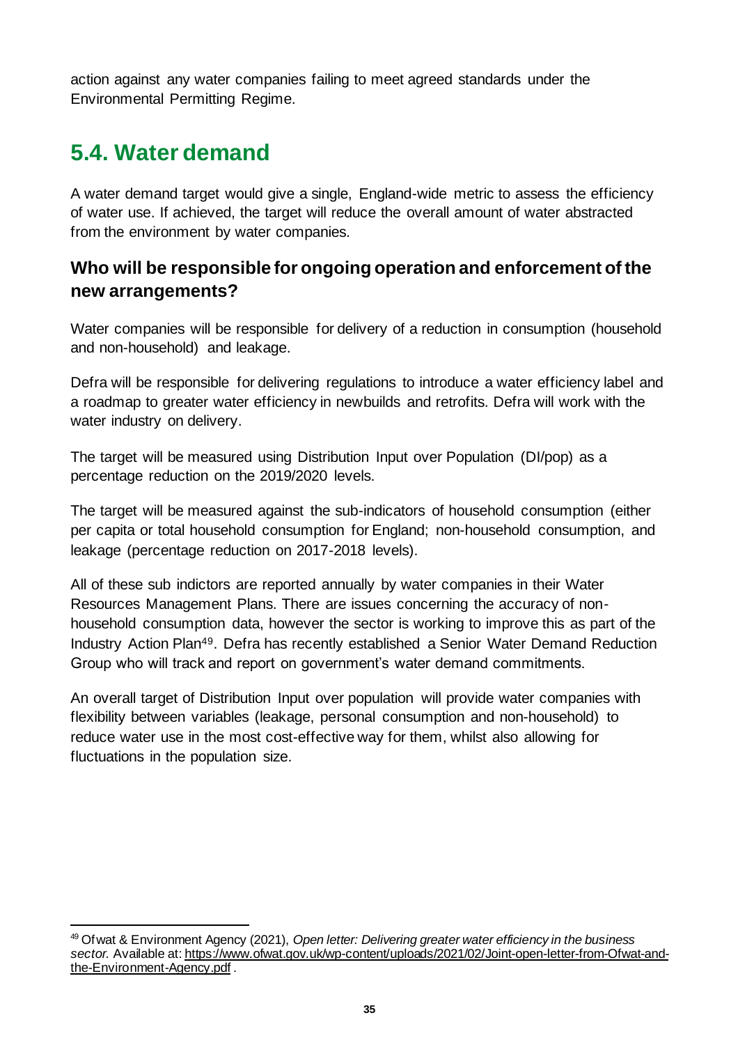action against any water companies failing to meet agreed standards under the Environmental Permitting Regime.

## 5.4. Water demand

A water demand target would give a single, England-wide metric to assess the efficiency of water use. If achieved, the target will reduce the overall amount of water abstracted from the environment by water companies.

### Who will be responsible for ongoing operation and enforcement of the new arrangements?

Water companies will be responsible for delivery of a reduction in consumption (household and non-household) and leakage.

Defra will be responsible for delivering regulations to introduce a water efficiency label and a roadmap to greater water efficiency in newbuilds and retrofits. Defra will work with the water industry on delivery.

The target will be measured using Distribution Input over Population (DI/pop) as a percentage reduction on the 2019/2020 levels.

The target will be measured against the sub-indicators of household consumption (either per capita or total household consumption for England; non-household consumption, and leakage (percentage reduction on 2017-2018 levels).

All of these sub indictors are reported annually by water companies in their Water Resources Management Plans. There are issues concerning the accuracy of non-household consumption data, however the sector is working to improve this as part of the Industry Action Plan[49]. Defra has recently established a Senior Water Demand Reduction Group who will track and report on government's water demand commitments.

An overall target of Distribution Input over population will provide water companies with flexibility between variables (leakage, personal consumption and non-household) to reduce water use in the most cost-effective way for them, whilst also allowing for fluctuations in the population size.

---

[49] Ofwat & Environment Agency (2021), *Open letter: Delivering greater water efficiency in the business sector.* Available at: https://www.ofwat.gov.uk/wp-content/uploads/2021/02/Joint-open-letter-from-Ofwat-and-the-Environment-Agency.pdf .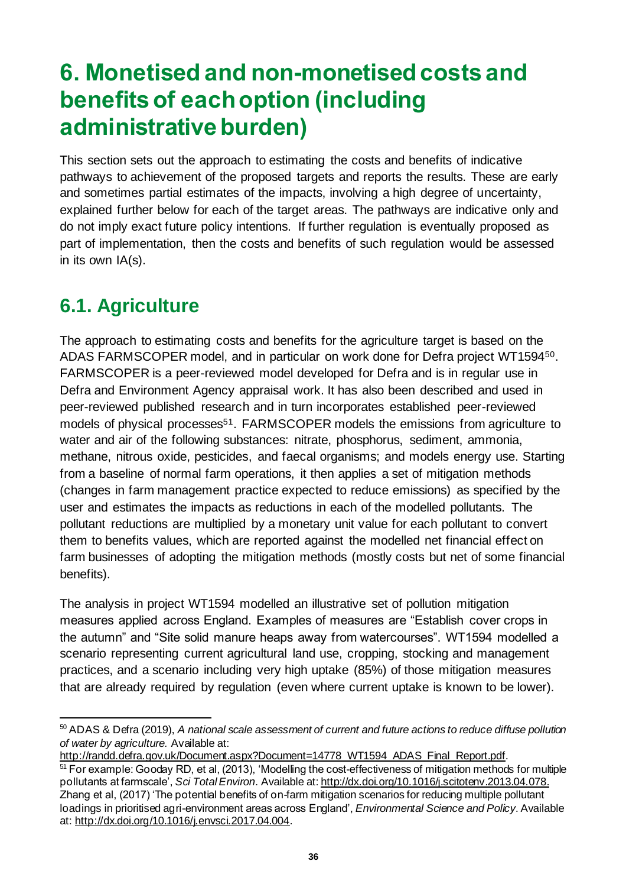# 6. Monetised and non-monetised costs and benefits of each option (including administrative burden)

This section sets out the approach to estimating the costs and benefits of indicative pathways to achievement of the proposed targets and reports the results. These are early and sometimes partial estimates of the impacts, involving a high degree of uncertainty, explained further below for each of the target areas. The pathways are indicative only and do not imply exact future policy intentions. If further regulation is eventually proposed as part of implementation, then the costs and benefits of such regulation would be assessed in its own IA(s).

## 6.1. Agriculture

The approach to estimating costs and benefits for the agriculture target is based on the ADAS FARMSCOPER model, and in particular on work done for Defra project WT1594[50]. FARMSCOPER is a peer-reviewed model developed for Defra and is in regular use in Defra and Environment Agency appraisal work. It has also been described and used in peer-reviewed published research and in turn incorporates established peer-reviewed models of physical processes[51]. FARMSCOPER models the emissions from agriculture to water and air of the following substances: nitrate, phosphorus, sediment, ammonia, methane, nitrous oxide, pesticides, and faecal organisms; and models energy use. Starting from a baseline of normal farm operations, it then applies a set of mitigation methods (changes in farm management practice expected to reduce emissions) as specified by the user and estimates the impacts as reductions in each of the modelled pollutants. The pollutant reductions are multiplied by a monetary unit value for each pollutant to convert them to benefits values, which are reported against the modelled net financial effect on farm businesses of adopting the mitigation methods (mostly costs but net of some financial benefits).

The analysis in project WT1594 modelled an illustrative set of pollution mitigation measures applied across England. Examples of measures are "Establish cover crops in the autumn" and "Site solid manure heaps away from watercourses". WT1594 modelled a scenario representing current agricultural land use, cropping, stocking and management practices, and a scenario including very high uptake (85%) of those mitigation measures that are already required by regulation (even where current uptake is known to be lower).

---

[50] ADAS & Defra (2019), *A national scale assessment of current and future actions to reduce diffuse pollution of water by agriculture.* Available at: http://randd.defra.gov.uk/Document.aspx?Document=14778_WT1594_ADAS_Final_Report.pdf.

[51] For example: Gooday RD, et al, (2013), 'Modelling the cost-effectiveness of mitigation methods for multiple pollutants at farmscale', *Sci Total Environ.* Available at: http://dx.doi.org/10.1016/j.scitotenv.2013.04.078. Zhang et al, (2017) 'The potential benefits of on-farm mitigation scenarios for reducing multiple pollutant loadings in prioritised agri-environment areas across England', *Environmental Science and Policy*. Available at: http://dx.doi.org/10.1016/j.envsci.2017.04.004.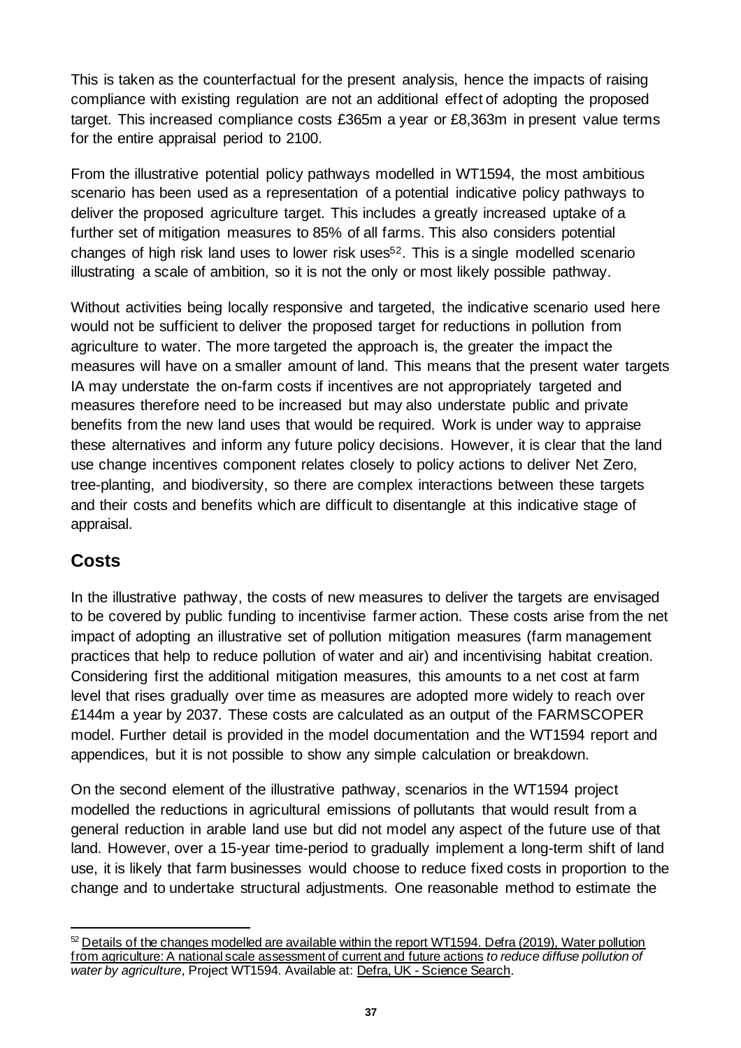This is taken as the counterfactual for the present analysis, hence the impacts of raising compliance with existing regulation are not an additional effect of adopting the proposed target. This increased compliance costs £365m a year or £8,363m in present value terms for the entire appraisal period to 2100.

From the illustrative potential policy pathways modelled in WT1594, the most ambitious scenario has been used as a representation of a potential indicative policy pathways to deliver the proposed agriculture target. This includes a greatly increased uptake of a further set of mitigation measures to 85% of all farms. This also considers potential changes of high risk land uses to lower risk uses[52]. This is a single modelled scenario illustrating a scale of ambition, so it is not the only or most likely possible pathway.

Without activities being locally responsive and targeted, the indicative scenario used here would not be sufficient to deliver the proposed target for reductions in pollution from agriculture to water. The more targeted the approach is, the greater the impact the measures will have on a smaller amount of land. This means that the present water targets IA may understate the on-farm costs if incentives are not appropriately targeted and measures therefore need to be increased but may also understate public and private benefits from the new land uses that would be required. Work is under way to appraise these alternatives and inform any future policy decisions. However, it is clear that the land use change incentives component relates closely to policy actions to deliver Net Zero, tree-planting, and biodiversity, so there are complex interactions between these targets and their costs and benefits which are difficult to disentangle at this indicative stage of appraisal.

## Costs

In the illustrative pathway, the costs of new measures to deliver the targets are envisaged to be covered by public funding to incentivise farmer action. These costs arise from the net impact of adopting an illustrative set of pollution mitigation measures (farm management practices that help to reduce pollution of water and air) and incentivising habitat creation. Considering first the additional mitigation measures, this amounts to a net cost at farm level that rises gradually over time as measures are adopted more widely to reach over £144m a year by 2037. These costs are calculated as an output of the FARMSCOPER model. Further detail is provided in the model documentation and the WT1594 report and appendices, but it is not possible to show any simple calculation or breakdown.

On the second element of the illustrative pathway, scenarios in the WT1594 project modelled the reductions in agricultural emissions of pollutants that would result from a general reduction in arable land use but did not model any aspect of the future use of that land. However, over a 15-year time-period to gradually implement a long-term shift of land use, it is likely that farm businesses would choose to reduce fixed costs in proportion to the change and to undertake structural adjustments. One reasonable method to estimate the

[52] Details of the changes modelled are available within the report WT1594. Defra (2019), Water pollution from agriculture: A national scale assessment of current and future actions *to reduce diffuse pollution of water by agriculture*, Project WT1594. Available at: Defra, UK - Science Search.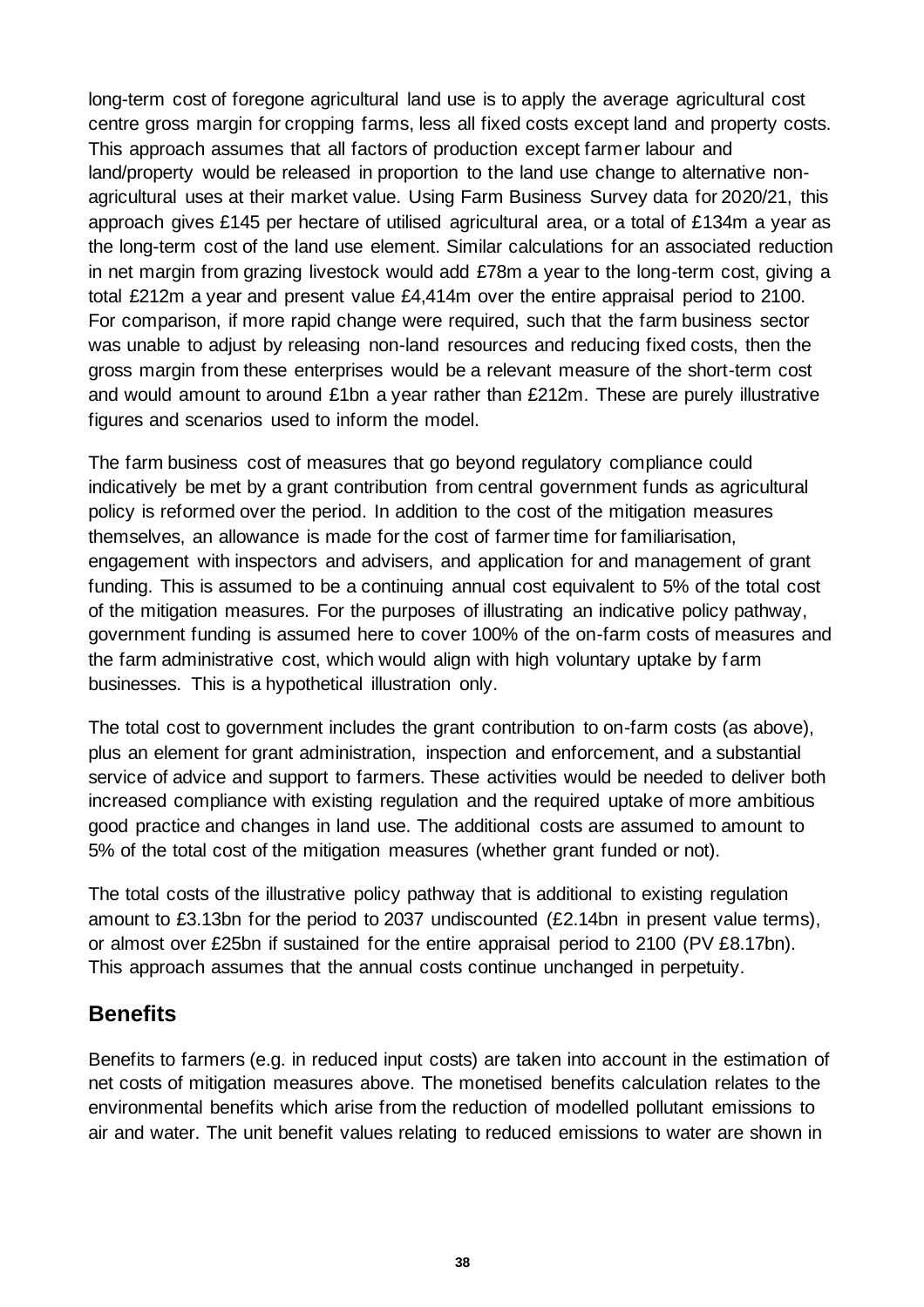long-term cost of foregone agricultural land use is to apply the average agricultural cost centre gross margin for cropping farms, less all fixed costs except land and property costs. This approach assumes that all factors of production except farmer labour and land/property would be released in proportion to the land use change to alternative non-agricultural uses at their market value. Using Farm Business Survey data for 2020/21, this approach gives £145 per hectare of utilised agricultural area, or a total of £134m a year as the long-term cost of the land use element. Similar calculations for an associated reduction in net margin from grazing livestock would add £78m a year to the long-term cost, giving a total £212m a year and present value £4,414m over the entire appraisal period to 2100. For comparison, if more rapid change were required, such that the farm business sector was unable to adjust by releasing non-land resources and reducing fixed costs, then the gross margin from these enterprises would be a relevant measure of the short-term cost and would amount to around £1bn a year rather than £212m. These are purely illustrative figures and scenarios used to inform the model.

The farm business cost of measures that go beyond regulatory compliance could indicatively be met by a grant contribution from central government funds as agricultural policy is reformed over the period. In addition to the cost of the mitigation measures themselves, an allowance is made for the cost of farmer time for familiarisation, engagement with inspectors and advisers, and application for and management of grant funding. This is assumed to be a continuing annual cost equivalent to 5% of the total cost of the mitigation measures. For the purposes of illustrating an indicative policy pathway, government funding is assumed here to cover 100% of the on-farm costs of measures and the farm administrative cost, which would align with high voluntary uptake by farm businesses. This is a hypothetical illustration only.

The total cost to government includes the grant contribution to on-farm costs (as above), plus an element for grant administration, inspection and enforcement, and a substantial service of advice and support to farmers. These activities would be needed to deliver both increased compliance with existing regulation and the required uptake of more ambitious good practice and changes in land use. The additional costs are assumed to amount to 5% of the total cost of the mitigation measures (whether grant funded or not).

The total costs of the illustrative policy pathway that is additional to existing regulation amount to £3.13bn for the period to 2037 undiscounted (£2.14bn in present value terms), or almost over £25bn if sustained for the entire appraisal period to 2100 (PV £8.17bn). This approach assumes that the annual costs continue unchanged in perpetuity.

## Benefits

Benefits to farmers (e.g. in reduced input costs) are taken into account in the estimation of net costs of mitigation measures above. The monetised benefits calculation relates to the environmental benefits which arise from the reduction of modelled pollutant emissions to air and water. The unit benefit values relating to reduced emissions to water are shown in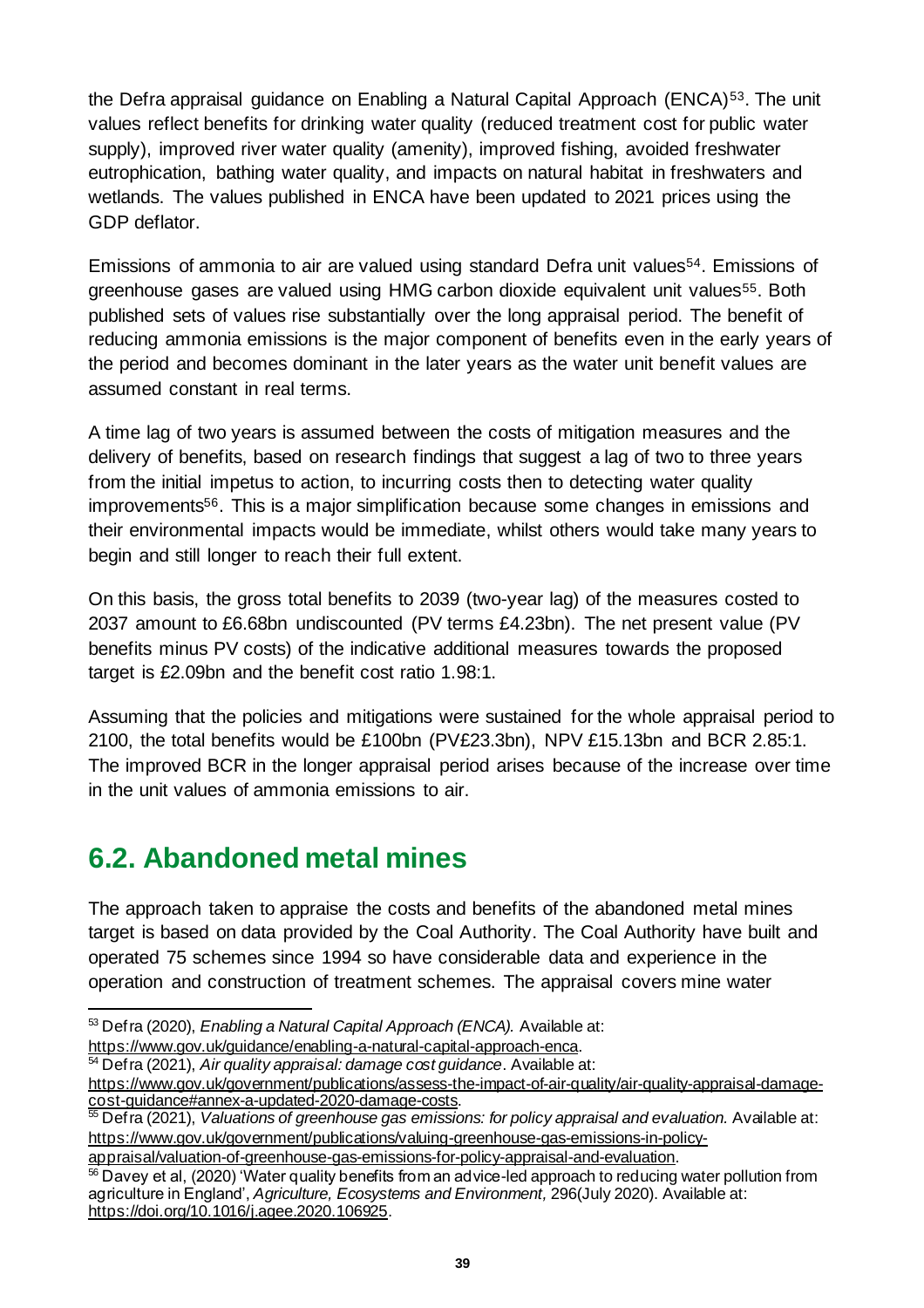the Defra appraisal guidance on Enabling a Natural Capital Approach (ENCA)[53]. The unit values reflect benefits for drinking water quality (reduced treatment cost for public water supply), improved river water quality (amenity), improved fishing, avoided freshwater eutrophication, bathing water quality, and impacts on natural habitat in freshwaters and wetlands. The values published in ENCA have been updated to 2021 prices using the GDP deflator.

Emissions of ammonia to air are valued using standard Defra unit values[54]. Emissions of greenhouse gases are valued using HMG carbon dioxide equivalent unit values[55]. Both published sets of values rise substantially over the long appraisal period. The benefit of reducing ammonia emissions is the major component of benefits even in the early years of the period and becomes dominant in the later years as the water unit benefit values are assumed constant in real terms.

A time lag of two years is assumed between the costs of mitigation measures and the delivery of benefits, based on research findings that suggest a lag of two to three years from the initial impetus to action, to incurring costs then to detecting water quality improvements[56]. This is a major simplification because some changes in emissions and their environmental impacts would be immediate, whilst others would take many years to begin and still longer to reach their full extent.

On this basis, the gross total benefits to 2039 (two-year lag) of the measures costed to 2037 amount to £6.68bn undiscounted (PV terms £4.23bn). The net present value (PV benefits minus PV costs) of the indicative additional measures towards the proposed target is £2.09bn and the benefit cost ratio 1.98:1.

Assuming that the policies and mitigations were sustained for the whole appraisal period to 2100, the total benefits would be £100bn (PV£23.3bn), NPV £15.13bn and BCR 2.85:1. The improved BCR in the longer appraisal period arises because of the increase over time in the unit values of ammonia emissions to air.

## 6.2. Abandoned metal mines

The approach taken to appraise the costs and benefits of the abandoned metal mines target is based on data provided by the Coal Authority. The Coal Authority have built and operated 75 schemes since 1994 so have considerable data and experience in the operation and construction of treatment schemes. The appraisal covers mine water

---

[53] Defra (2020), *Enabling a Natural Capital Approach (ENCA).* Available at: https://www.gov.uk/guidance/enabling-a-natural-capital-approach-enca.

[54] Defra (2021), *Air quality appraisal: damage cost guidance*. Available at: https://www.gov.uk/government/publications/assess-the-impact-of-air-quality/air-quality-appraisal-damage-cost-guidance#annex-a-updated-2020-damage-costs.

[55] Defra (2021), *Valuations of greenhouse gas emissions: for policy appraisal and evaluation.* Available at: https://www.gov.uk/government/publications/valuing-greenhouse-gas-emissions-in-policy-appraisal/valuation-of-greenhouse-gas-emissions-for-policy-appraisal-and-evaluation.

[56] Davey et al, (2020) 'Water quality benefits from an advice-led approach to reducing water pollution from agriculture in England', *Agriculture, Ecosystems and Environment,* 296(July 2020). Available at: https://doi.org/10.1016/j.agee.2020.106925.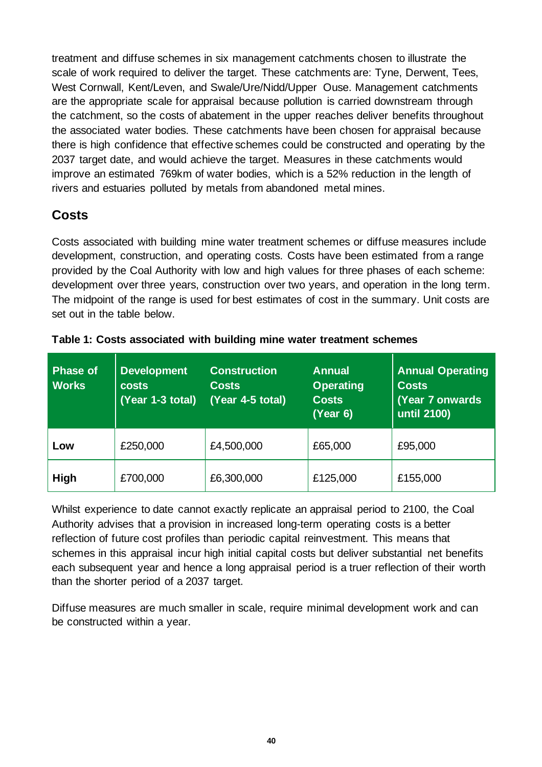treatment and diffuse schemes in six management catchments chosen to illustrate the scale of work required to deliver the target. These catchments are: Tyne, Derwent, Tees, West Cornwall, Kent/Leven, and Swale/Ure/Nidd/Upper Ouse. Management catchments are the appropriate scale for appraisal because pollution is carried downstream through the catchment, so the costs of abatement in the upper reaches deliver benefits throughout the associated water bodies. These catchments have been chosen for appraisal because there is high confidence that effective schemes could be constructed and operating by the 2037 target date, and would achieve the target. Measures in these catchments would improve an estimated 769km of water bodies, which is a 52% reduction in the length of rivers and estuaries polluted by metals from abandoned metal mines.

## Costs

Costs associated with building mine water treatment schemes or diffuse measures include development, construction, and operating costs. Costs have been estimated from a range provided by the Coal Authority with low and high values for three phases of each scheme: development over three years, construction over two years, and operation in the long term. The midpoint of the range is used for best estimates of cost in the summary. Unit costs are set out in the table below.

**Table 1: Costs associated with building mine water treatment schemes**

| Phase of Works | Development costs (Year 1-3 total) | Construction Costs (Year 4-5 total) | Annual Operating Costs (Year 6) | Annual Operating Costs (Year 7 onwards until 2100) |
|---|---|---|---|---|
| **Low** | £250,000 | £4,500,000 | £65,000 | £95,000 |
| **High** | £700,000 | £6,300,000 | £125,000 | £155,000 |

Whilst experience to date cannot exactly replicate an appraisal period to 2100, the Coal Authority advises that a provision in increased long-term operating costs is a better reflection of future cost profiles than periodic capital reinvestment. This means that schemes in this appraisal incur high initial capital costs but deliver substantial net benefits each subsequent year and hence a long appraisal period is a truer reflection of their worth than the shorter period of a 2037 target.

Diffuse measures are much smaller in scale, require minimal development work and can be constructed within a year.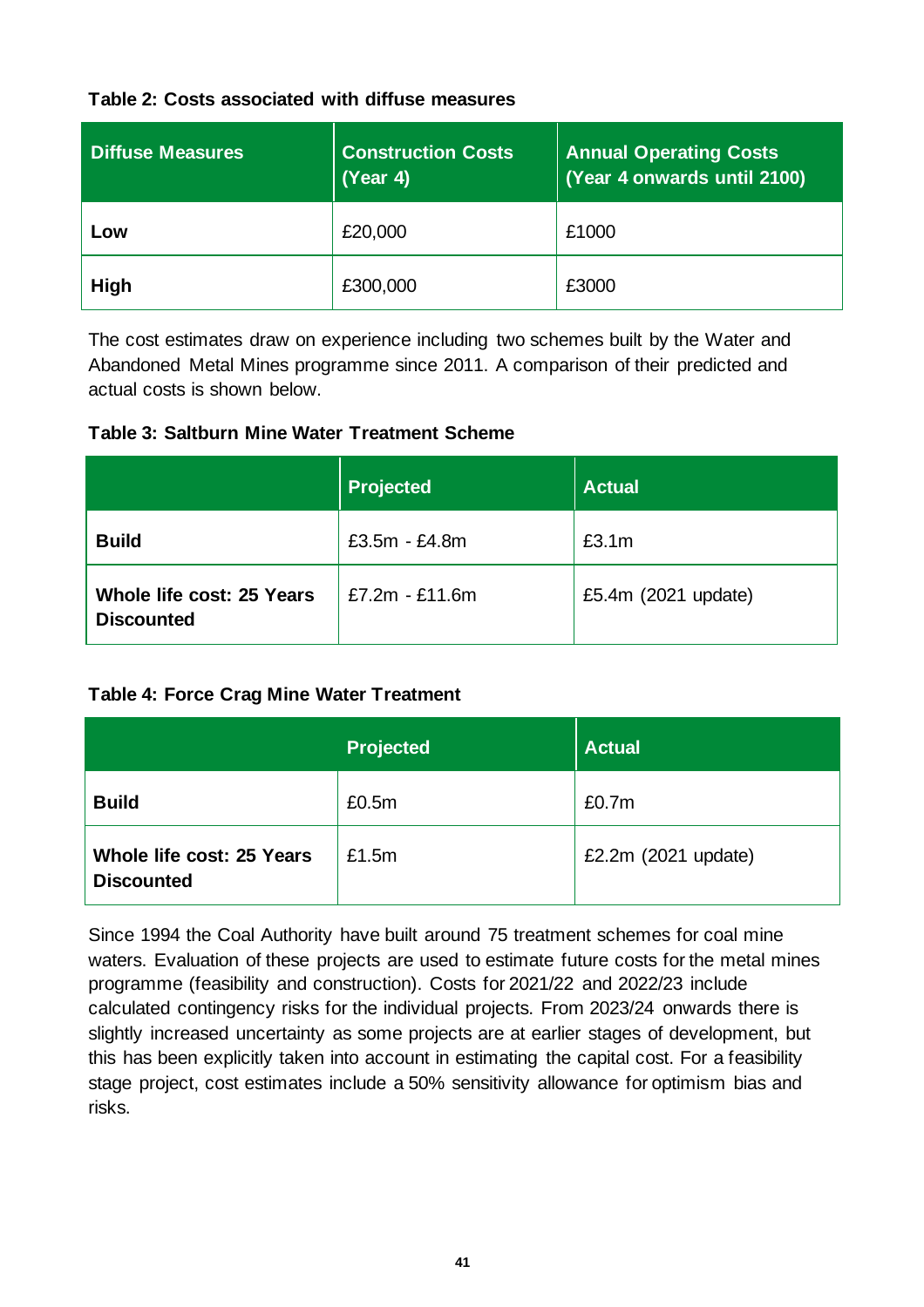**Table 2: Costs associated with diffuse measures**

| Diffuse Measures | Construction Costs (Year 4) | Annual Operating Costs (Year 4 onwards until 2100) |
|---|---|---|
| **Low** | £20,000 | £1000 |
| **High** | £300,000 | £3000 |

The cost estimates draw on experience including two schemes built by the Water and Abandoned Metal Mines programme since 2011. A comparison of their predicted and actual costs is shown below.

**Table 3: Saltburn Mine Water Treatment Scheme**

| | Projected | Actual |
|---|---|---|
| **Build** | £3.5m - £4.8m | £3.1m |
| **Whole life cost: 25 Years Discounted** | £7.2m - £11.6m | £5.4m (2021 update) |

**Table 4: Force Crag Mine Water Treatment**

| | Projected | Actual |
|---|---|---|
| **Build** | £0.5m | £0.7m |
| **Whole life cost: 25 Years Discounted** | £1.5m | £2.2m (2021 update) |

Since 1994 the Coal Authority have built around 75 treatment schemes for coal mine waters. Evaluation of these projects are used to estimate future costs for the metal mines programme (feasibility and construction). Costs for 2021/22 and 2022/23 include calculated contingency risks for the individual projects. From 2023/24 onwards there is slightly increased uncertainty as some projects are at earlier stages of development, but this has been explicitly taken into account in estimating the capital cost. For a feasibility stage project, cost estimates include a 50% sensitivity allowance for optimism bias and risks.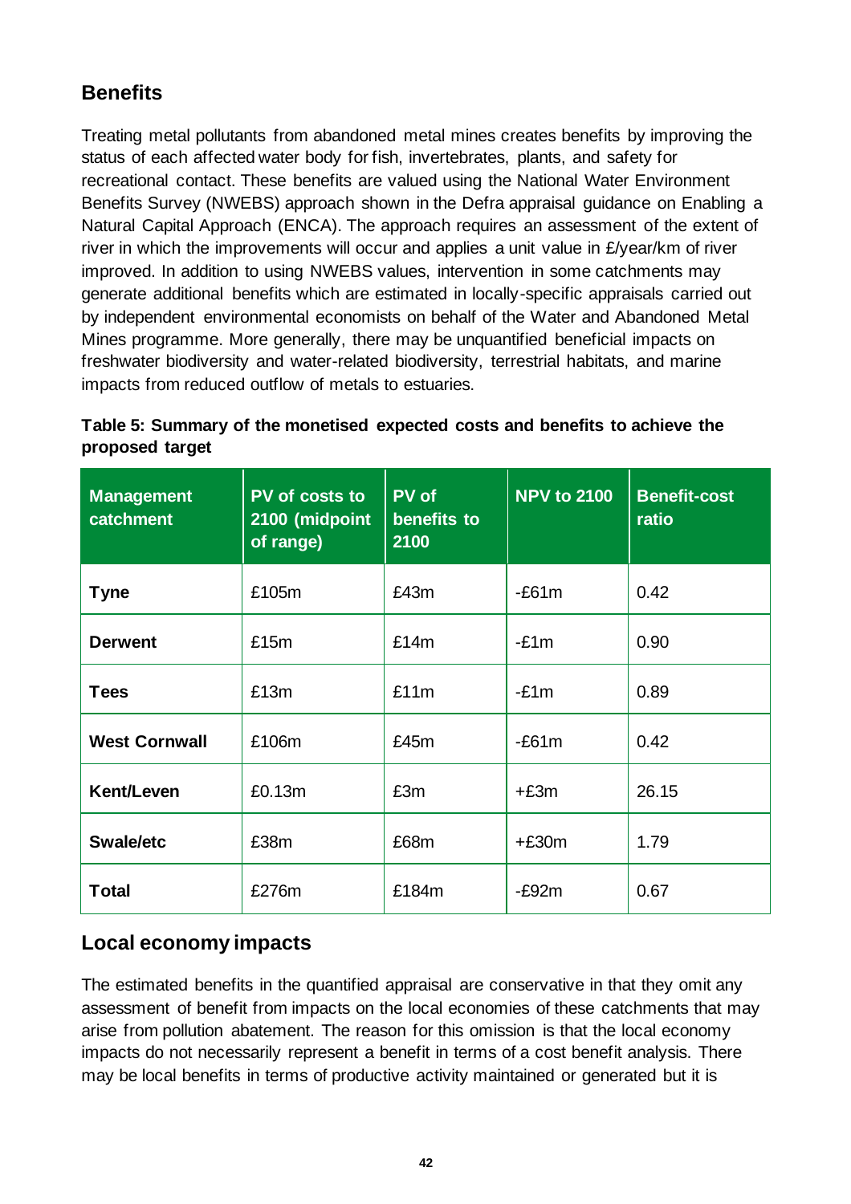## Benefits

Treating metal pollutants from abandoned metal mines creates benefits by improving the status of each affected water body for fish, invertebrates, plants, and safety for recreational contact. These benefits are valued using the National Water Environment Benefits Survey (NWEBS) approach shown in the Defra appraisal guidance on Enabling a Natural Capital Approach (ENCA). The approach requires an assessment of the extent of river in which the improvements will occur and applies a unit value in £/year/km of river improved. In addition to using NWEBS values, intervention in some catchments may generate additional benefits which are estimated in locally-specific appraisals carried out by independent environmental economists on behalf of the Water and Abandoned Metal Mines programme. More generally, there may be unquantified beneficial impacts on freshwater biodiversity and water-related biodiversity, terrestrial habitats, and marine impacts from reduced outflow of metals to estuaries.

**Table 5: Summary of the monetised expected costs and benefits to achieve the proposed target**

| Management catchment | PV of costs to 2100 (midpoint of range) | PV of benefits to 2100 | NPV to 2100 | Benefit-cost ratio |
|---|---|---|---|---|
| **Tyne** | £105m | £43m | -£61m | 0.42 |
| **Derwent** | £15m | £14m | -£1m | 0.90 |
| **Tees** | £13m | £11m | -£1m | 0.89 |
| **West Cornwall** | £106m | £45m | -£61m | 0.42 |
| **Kent/Leven** | £0.13m | £3m | +£3m | 26.15 |
| **Swale/etc** | £38m | £68m | +£30m | 1.79 |
| **Total** | £276m | £184m | -£92m | 0.67 |

## Local economy impacts

The estimated benefits in the quantified appraisal are conservative in that they omit any assessment of benefit from impacts on the local economies of these catchments that may arise from pollution abatement. The reason for this omission is that the local economy impacts do not necessarily represent a benefit in terms of a cost benefit analysis. There may be local benefits in terms of productive activity maintained or generated but it is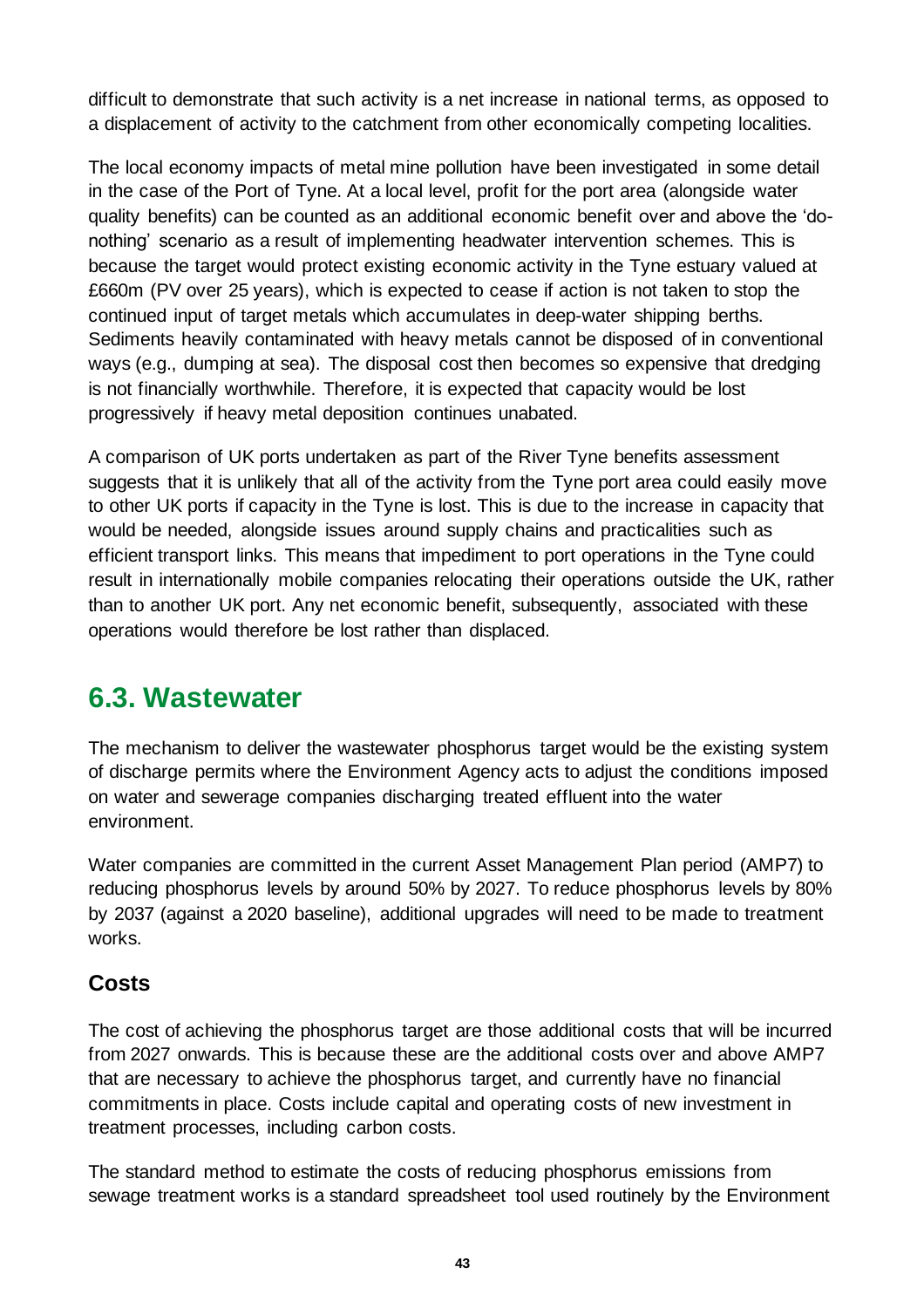difficult to demonstrate that such activity is a net increase in national terms, as opposed to a displacement of activity to the catchment from other economically competing localities.

The local economy impacts of metal mine pollution have been investigated in some detail in the case of the Port of Tyne. At a local level, profit for the port area (alongside water quality benefits) can be counted as an additional economic benefit over and above the 'do-nothing' scenario as a result of implementing headwater intervention schemes. This is because the target would protect existing economic activity in the Tyne estuary valued at £660m (PV over 25 years), which is expected to cease if action is not taken to stop the continued input of target metals which accumulates in deep-water shipping berths. Sediments heavily contaminated with heavy metals cannot be disposed of in conventional ways (e.g., dumping at sea). The disposal cost then becomes so expensive that dredging is not financially worthwhile. Therefore, it is expected that capacity would be lost progressively if heavy metal deposition continues unabated.

A comparison of UK ports undertaken as part of the River Tyne benefits assessment suggests that it is unlikely that all of the activity from the Tyne port area could easily move to other UK ports if capacity in the Tyne is lost. This is due to the increase in capacity that would be needed, alongside issues around supply chains and practicalities such as efficient transport links. This means that impediment to port operations in the Tyne could result in internationally mobile companies relocating their operations outside the UK, rather than to another UK port. Any net economic benefit, subsequently, associated with these operations would therefore be lost rather than displaced.

## 6.3. Wastewater

The mechanism to deliver the wastewater phosphorus target would be the existing system of discharge permits where the Environment Agency acts to adjust the conditions imposed on water and sewerage companies discharging treated effluent into the water environment.

Water companies are committed in the current Asset Management Plan period (AMP7) to reducing phosphorus levels by around 50% by 2027. To reduce phosphorus levels by 80% by 2037 (against a 2020 baseline), additional upgrades will need to be made to treatment works.

### Costs

The cost of achieving the phosphorus target are those additional costs that will be incurred from 2027 onwards. This is because these are the additional costs over and above AMP7 that are necessary to achieve the phosphorus target, and currently have no financial commitments in place. Costs include capital and operating costs of new investment in treatment processes, including carbon costs.

The standard method to estimate the costs of reducing phosphorus emissions from sewage treatment works is a standard spreadsheet tool used routinely by the Environment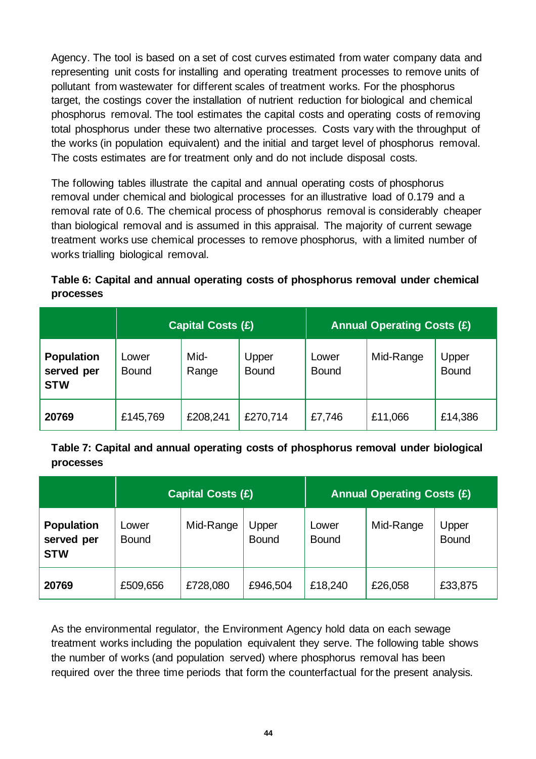Agency. The tool is based on a set of cost curves estimated from water company data and representing unit costs for installing and operating treatment processes to remove units of pollutant from wastewater for different scales of treatment works. For the phosphorus target, the costings cover the installation of nutrient reduction for biological and chemical phosphorus removal. The tool estimates the capital costs and operating costs of removing total phosphorus under these two alternative processes. Costs vary with the throughput of the works (in population equivalent) and the initial and target level of phosphorus removal. The costs estimates are for treatment only and do not include disposal costs.

The following tables illustrate the capital and annual operating costs of phosphorus removal under chemical and biological processes for an illustrative load of 0.179 and a removal rate of 0.6. The chemical process of phosphorus removal is considerably cheaper than biological removal and is assumed in this appraisal. The majority of current sewage treatment works use chemical processes to remove phosphorus, with a limited number of works trialling biological removal.

**Table 6: Capital and annual operating costs of phosphorus removal under chemical processes**

| | Capital Costs (£) | | | Annual Operating Costs (£) | | |
|---|---|---|---|---|---|---|
| **Population served per STW** | Lower Bound | Mid-Range | Upper Bound | Lower Bound | Mid-Range | Upper Bound |
| **20769** | £145,769 | £208,241 | £270,714 | £7,746 | £11,066 | £14,386 |

**Table 7: Capital and annual operating costs of phosphorus removal under biological processes**

| | Capital Costs (£) | | | Annual Operating Costs (£) | | |
|---|---|---|---|---|---|---|
| **Population served per STW** | Lower Bound | Mid-Range | Upper Bound | Lower Bound | Mid-Range | Upper Bound |
| **20769** | £509,656 | £728,080 | £946,504 | £18,240 | £26,058 | £33,875 |

As the environmental regulator, the Environment Agency hold data on each sewage treatment works including the population equivalent they serve. The following table shows the number of works (and population served) where phosphorus removal has been required over the three time periods that form the counterfactual for the present analysis.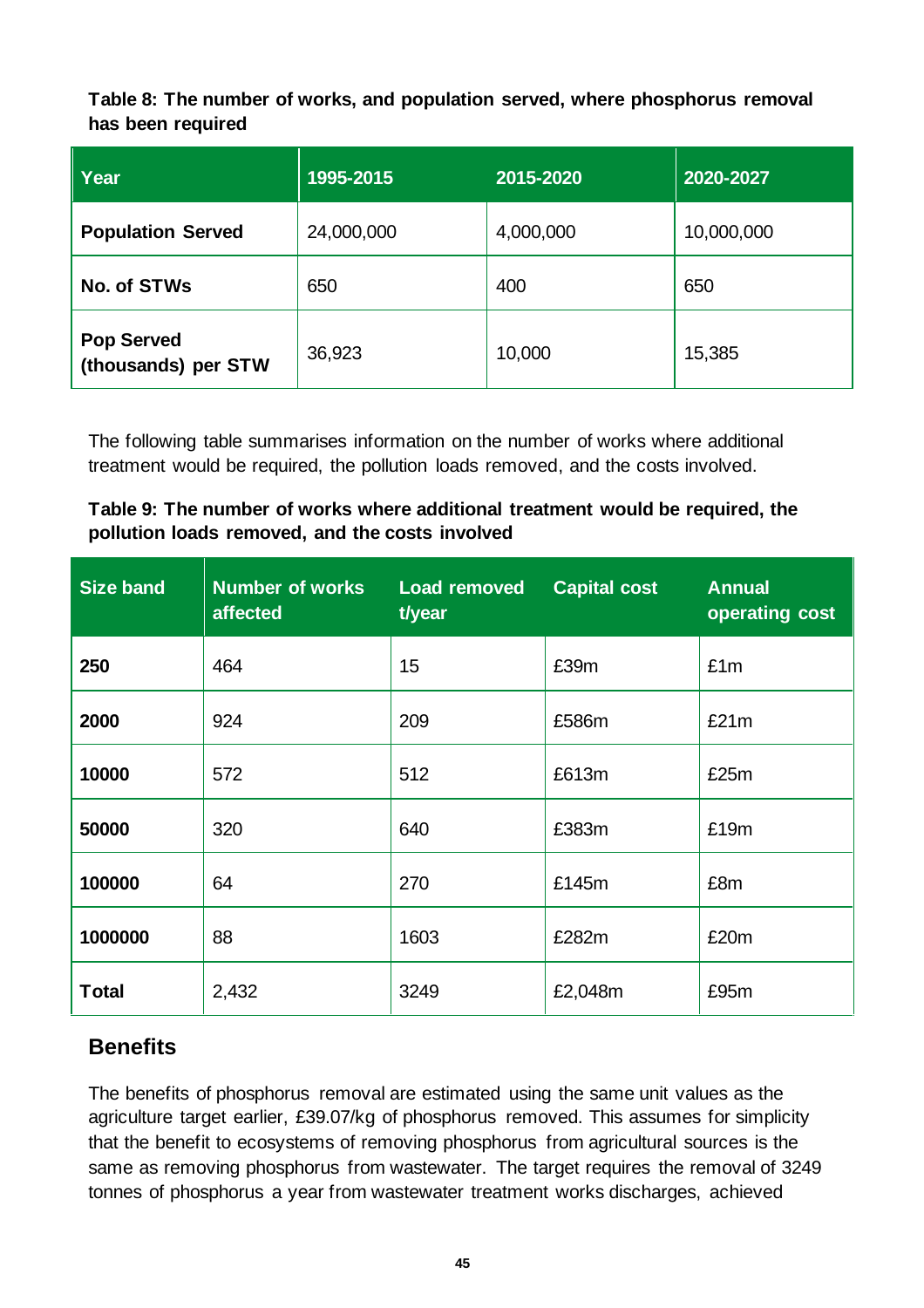**Table 8: The number of works, and population served, where phosphorus removal has been required**

| Year | 1995-2015 | 2015-2020 | 2020-2027 |
|---|---|---|---|
| **Population Served** | 24,000,000 | 4,000,000 | 10,000,000 |
| **No. of STWs** | 650 | 400 | 650 |
| **Pop Served (thousands) per STW** | 36,923 | 10,000 | 15,385 |

The following table summarises information on the number of works where additional treatment would be required, the pollution loads removed, and the costs involved.

**Table 9: The number of works where additional treatment would be required, the pollution loads removed, and the costs involved**

| Size band | Number of works affected | Load removed t/year | Capital cost | Annual operating cost |
|---|---|---|---|---|
| **250** | 464 | 15 | £39m | £1m |
| **2000** | 924 | 209 | £586m | £21m |
| **10000** | 572 | 512 | £613m | £25m |
| **50000** | 320 | 640 | £383m | £19m |
| **100000** | 64 | 270 | £145m | £8m |
| **1000000** | 88 | 1603 | £282m | £20m |
| **Total** | 2,432 | 3249 | £2,048m | £95m |

## Benefits

The benefits of phosphorus removal are estimated using the same unit values as the agriculture target earlier, £39.07/kg of phosphorus removed. This assumes for simplicity that the benefit to ecosystems of removing phosphorus from agricultural sources is the same as removing phosphorus from wastewater. The target requires the removal of 3249 tonnes of phosphorus a year from wastewater treatment works discharges, achieved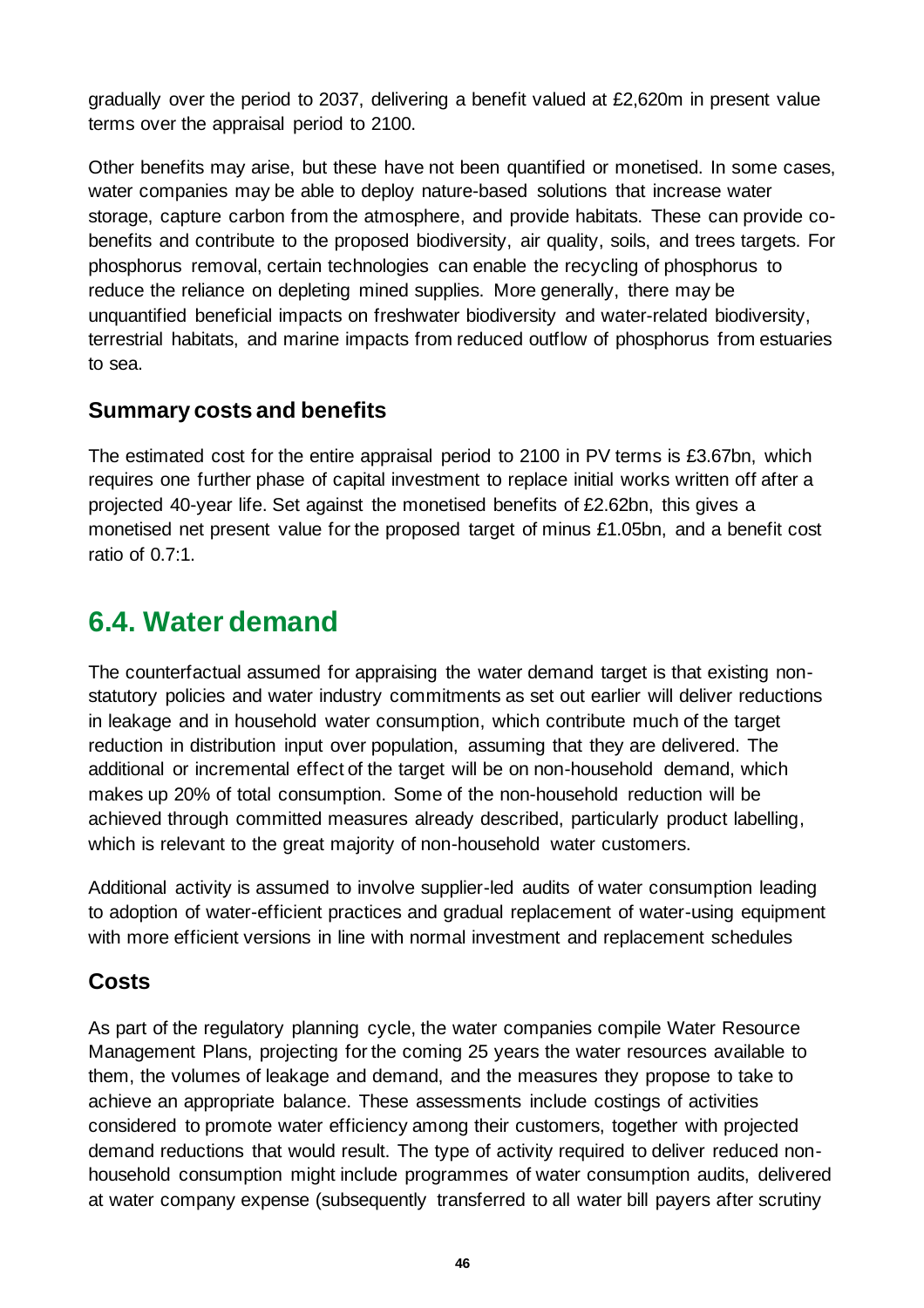gradually over the period to 2037, delivering a benefit valued at £2,620m in present value terms over the appraisal period to 2100.

Other benefits may arise, but these have not been quantified or monetised. In some cases, water companies may be able to deploy nature-based solutions that increase water storage, capture carbon from the atmosphere, and provide habitats. These can provide co-benefits and contribute to the proposed biodiversity, air quality, soils, and trees targets. For phosphorus removal, certain technologies can enable the recycling of phosphorus to reduce the reliance on depleting mined supplies. More generally, there may be unquantified beneficial impacts on freshwater biodiversity and water-related biodiversity, terrestrial habitats, and marine impacts from reduced outflow of phosphorus from estuaries to sea.

### Summary costs and benefits

The estimated cost for the entire appraisal period to 2100 in PV terms is £3.67bn, which requires one further phase of capital investment to replace initial works written off after a projected 40-year life. Set against the monetised benefits of £2.62bn, this gives a monetised net present value for the proposed target of minus £1.05bn, and a benefit cost ratio of 0.7:1.

## 6.4. Water demand

The counterfactual assumed for appraising the water demand target is that existing non-statutory policies and water industry commitments as set out earlier will deliver reductions in leakage and in household water consumption, which contribute much of the target reduction in distribution input over population, assuming that they are delivered. The additional or incremental effect of the target will be on non-household demand, which makes up 20% of total consumption. Some of the non-household reduction will be achieved through committed measures already described, particularly product labelling, which is relevant to the great majority of non-household water customers.

Additional activity is assumed to involve supplier-led audits of water consumption leading to adoption of water-efficient practices and gradual replacement of water-using equipment with more efficient versions in line with normal investment and replacement schedules

### Costs

As part of the regulatory planning cycle, the water companies compile Water Resource Management Plans, projecting for the coming 25 years the water resources available to them, the volumes of leakage and demand, and the measures they propose to take to achieve an appropriate balance. These assessments include costings of activities considered to promote water efficiency among their customers, together with projected demand reductions that would result. The type of activity required to deliver reduced non-household consumption might include programmes of water consumption audits, delivered at water company expense (subsequently transferred to all water bill payers after scrutiny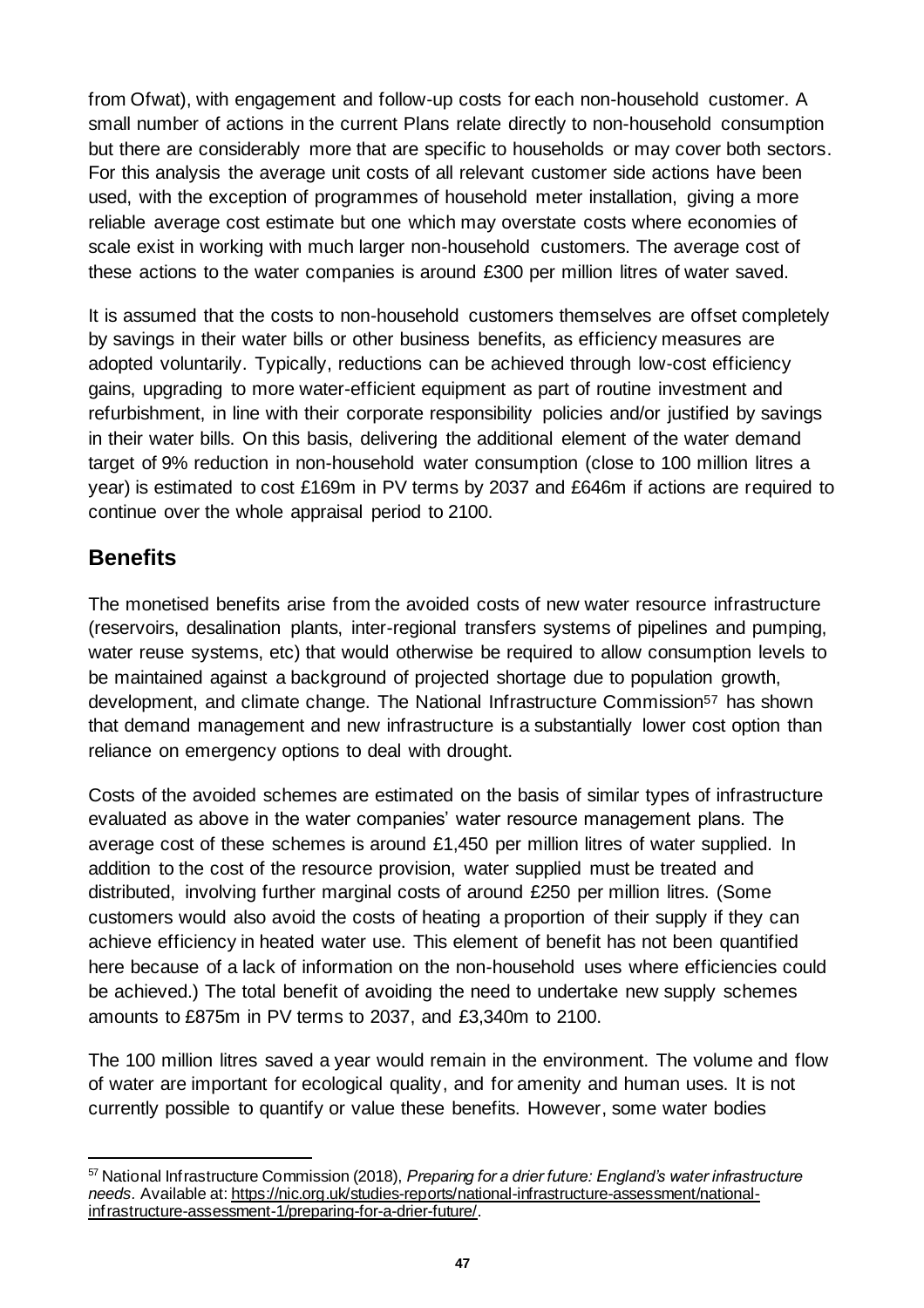from Ofwat), with engagement and follow-up costs for each non-household customer. A small number of actions in the current Plans relate directly to non-household consumption but there are considerably more that are specific to households or may cover both sectors. For this analysis the average unit costs of all relevant customer side actions have been used, with the exception of programmes of household meter installation, giving a more reliable average cost estimate but one which may overstate costs where economies of scale exist in working with much larger non-household customers. The average cost of these actions to the water companies is around £300 per million litres of water saved.

It is assumed that the costs to non-household customers themselves are offset completely by savings in their water bills or other business benefits, as efficiency measures are adopted voluntarily. Typically, reductions can be achieved through low-cost efficiency gains, upgrading to more water-efficient equipment as part of routine investment and refurbishment, in line with their corporate responsibility policies and/or justified by savings in their water bills. On this basis, delivering the additional element of the water demand target of 9% reduction in non-household water consumption (close to 100 million litres a year) is estimated to cost £169m in PV terms by 2037 and £646m if actions are required to continue over the whole appraisal period to 2100.

## Benefits

The monetised benefits arise from the avoided costs of new water resource infrastructure (reservoirs, desalination plants, inter-regional transfers systems of pipelines and pumping, water reuse systems, etc) that would otherwise be required to allow consumption levels to be maintained against a background of projected shortage due to population growth, development, and climate change. The National Infrastructure Commission[57] has shown that demand management and new infrastructure is a substantially lower cost option than reliance on emergency options to deal with drought.

Costs of the avoided schemes are estimated on the basis of similar types of infrastructure evaluated as above in the water companies' water resource management plans. The average cost of these schemes is around £1,450 per million litres of water supplied. In addition to the cost of the resource provision, water supplied must be treated and distributed, involving further marginal costs of around £250 per million litres. (Some customers would also avoid the costs of heating a proportion of their supply if they can achieve efficiency in heated water use. This element of benefit has not been quantified here because of a lack of information on the non-household uses where efficiencies could be achieved.) The total benefit of avoiding the need to undertake new supply schemes amounts to £875m in PV terms to 2037, and £3,340m to 2100.

The 100 million litres saved a year would remain in the environment. The volume and flow of water are important for ecological quality, and for amenity and human uses. It is not currently possible to quantify or value these benefits. However, some water bodies

[57] National Infrastructure Commission (2018), *Preparing for a drier future: England's water infrastructure needs*. Available at: https://nic.org.uk/studies-reports/national-infrastructure-assessment/national-infrastructure-assessment-1/preparing-for-a-drier-future/.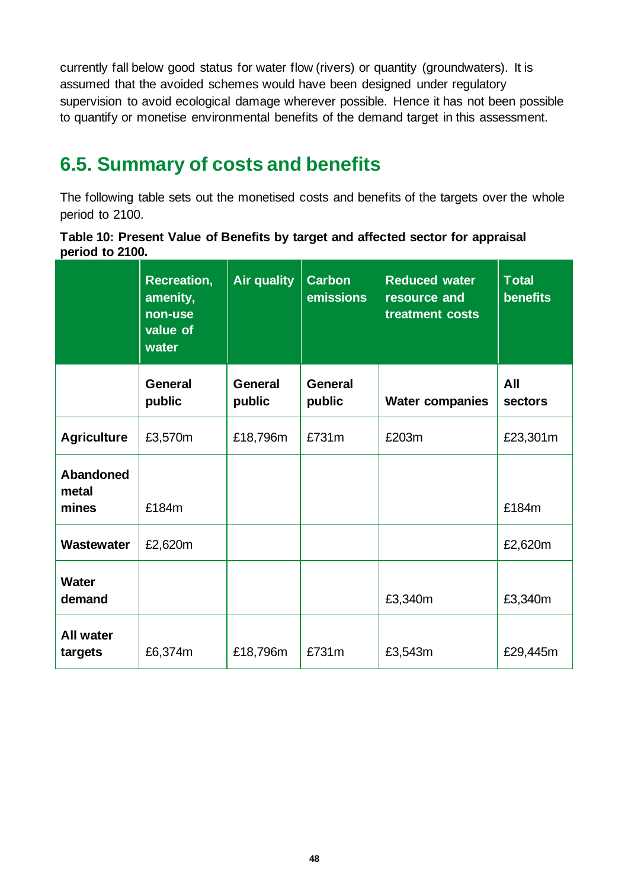currently fall below good status for water flow (rivers) or quantity (groundwaters). It is assumed that the avoided schemes would have been designed under regulatory supervision to avoid ecological damage wherever possible. Hence it has not been possible to quantify or monetise environmental benefits of the demand target in this assessment.

## 6.5. Summary of costs and benefits

The following table sets out the monetised costs and benefits of the targets over the whole period to 2100.

**Table 10: Present Value of Benefits by target and affected sector for appraisal period to 2100.**

| | Recreation, amenity, non-use value of water | Air quality | Carbon emissions | Reduced water resource and treatment costs | Total benefits |
|---|---|---|---|---|---|
| | **General public** | **General public** | **General public** | **Water companies** | **All sectors** |
| **Agriculture** | £3,570m | £18,796m | £731m | £203m | £23,301m |
| **Abandoned metal mines** | £184m | | | | £184m |
| **Wastewater** | £2,620m | | | | £2,620m |
| **Water demand** | | | | £3,340m | £3,340m |
| **All water targets** | £6,374m | £18,796m | £731m | £3,543m | £29,445m |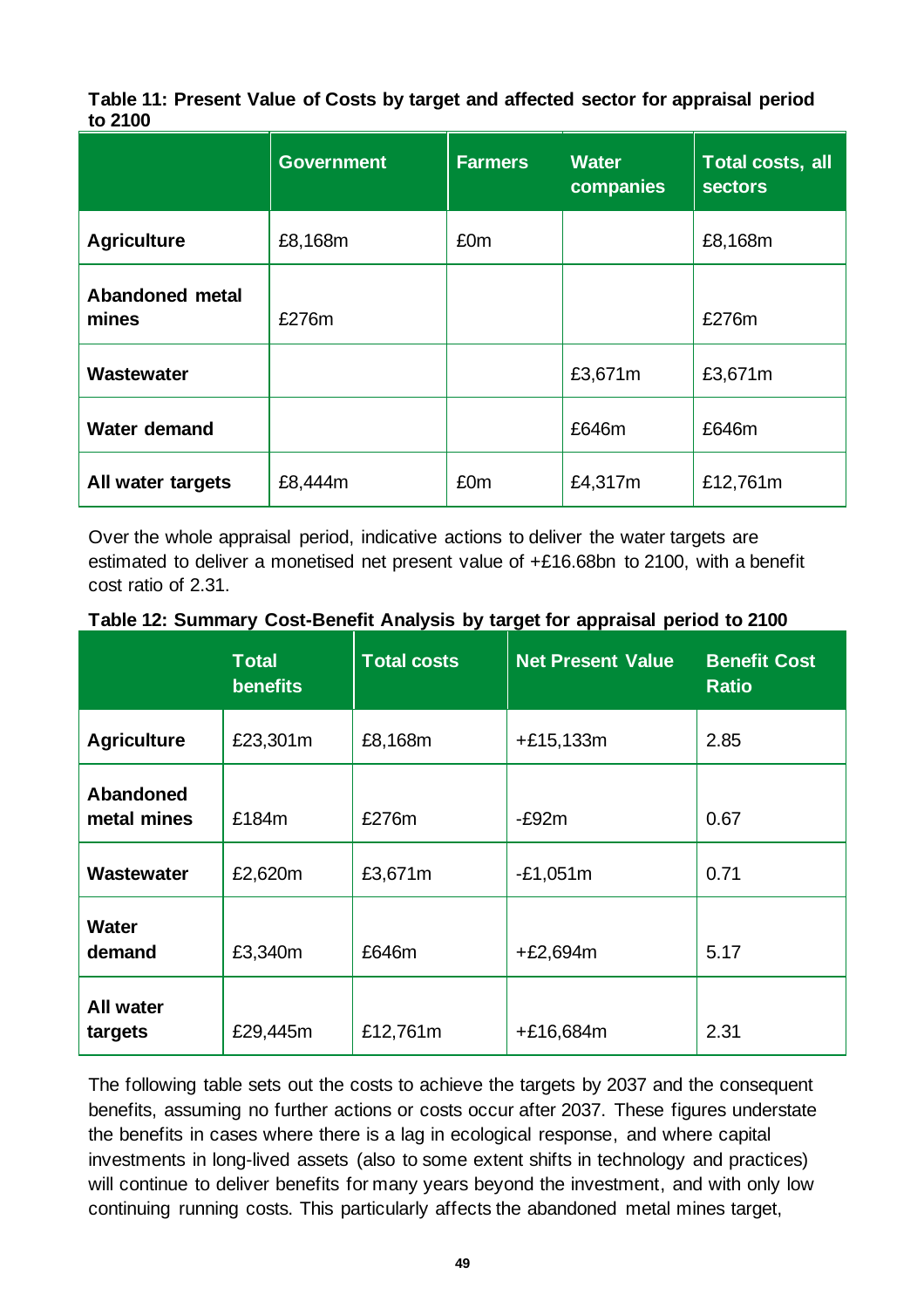**Table 11: Present Value of Costs by target and affected sector for appraisal period to 2100**

| | Government | Farmers | Water companies | Total costs, all sectors |
|---|---|---|---|---|
| **Agriculture** | £8,168m | £0m | | £8,168m |
| **Abandoned metal mines** | £276m | | | £276m |
| **Wastewater** | | | £3,671m | £3,671m |
| **Water demand** | | | £646m | £646m |
| **All water targets** | £8,444m | £0m | £4,317m | £12,761m |

Over the whole appraisal period, indicative actions to deliver the water targets are estimated to deliver a monetised net present value of +£16.68bn to 2100, with a benefit cost ratio of 2.31.

**Table 12: Summary Cost-Benefit Analysis by target for appraisal period to 2100**

| | Total benefits | Total costs | Net Present Value | Benefit Cost Ratio |
|---|---|---|---|---|
| **Agriculture** | £23,301m | £8,168m | +£15,133m | 2.85 |
| **Abandoned metal mines** | £184m | £276m | -£92m | 0.67 |
| **Wastewater** | £2,620m | £3,671m | -£1,051m | 0.71 |
| **Water demand** | £3,340m | £646m | +£2,694m | 5.17 |
| **All water targets** | £29,445m | £12,761m | +£16,684m | 2.31 |

The following table sets out the costs to achieve the targets by 2037 and the consequent benefits, assuming no further actions or costs occur after 2037. These figures understate the benefits in cases where there is a lag in ecological response, and where capital investments in long-lived assets (also to some extent shifts in technology and practices) will continue to deliver benefits for many years beyond the investment, and with only low continuing running costs. This particularly affects the abandoned metal mines target,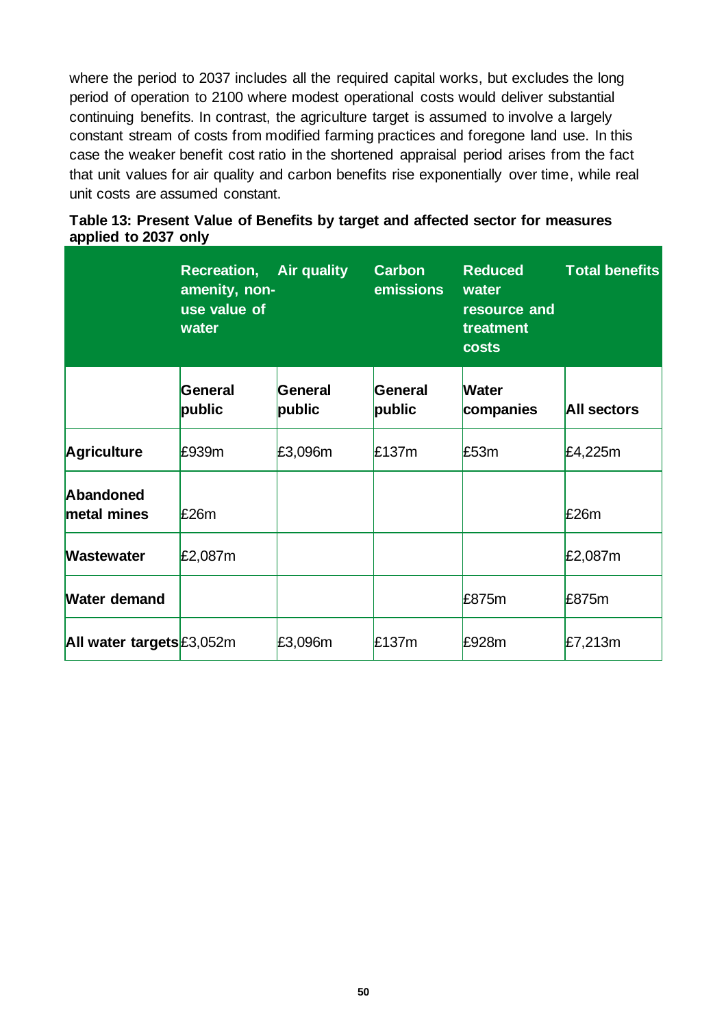where the period to 2037 includes all the required capital works, but excludes the long period of operation to 2100 where modest operational costs would deliver substantial continuing benefits. In contrast, the agriculture target is assumed to involve a largely constant stream of costs from modified farming practices and foregone land use. In this case the weaker benefit cost ratio in the shortened appraisal period arises from the fact that unit values for air quality and carbon benefits rise exponentially over time, while real unit costs are assumed constant.

**Table 13: Present Value of Benefits by target and affected sector for measures applied to 2037 only**

| | Recreation, amenity, non-use value of water | Air quality | Carbon emissions | Reduced water resource and treatment costs | Total benefits |
|---|---|---|---|---|---|
| | **General public** | **General public** | **General public** | **Water companies** | **All sectors** |
| **Agriculture** | £939m | £3,096m | £137m | £53m | £4,225m |
| **Abandoned metal mines** | £26m | | | | £26m |
| **Wastewater** | £2,087m | | | | £2,087m |
| **Water demand** | | | | £875m | £875m |
| **All water targets** | £3,052m | £3,096m | £137m | £928m | £7,213m |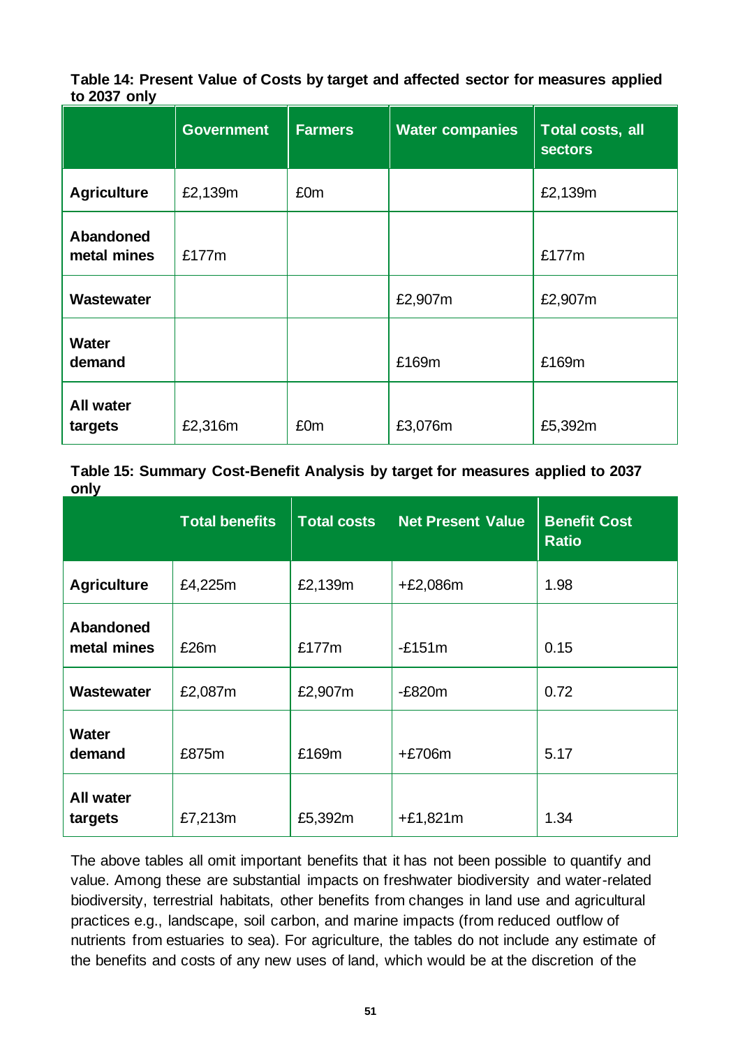**Table 14: Present Value of Costs by target and affected sector for measures applied to 2037 only**

| | Government | Farmers | Water companies | Total costs, all sectors |
|---|---|---|---|---|
| **Agriculture** | £2,139m | £0m | | £2,139m |
| **Abandoned metal mines** | £177m | | | £177m |
| **Wastewater** | | | £2,907m | £2,907m |
| **Water demand** | | | £169m | £169m |
| **All water targets** | £2,316m | £0m | £3,076m | £5,392m |

**Table 15: Summary Cost-Benefit Analysis by target for measures applied to 2037 only**

| | Total benefits | Total costs | Net Present Value | Benefit Cost Ratio |
|---|---|---|---|---|
| **Agriculture** | £4,225m | £2,139m | +£2,086m | 1.98 |
| **Abandoned metal mines** | £26m | £177m | -£151m | 0.15 |
| **Wastewater** | £2,087m | £2,907m | -£820m | 0.72 |
| **Water demand** | £875m | £169m | +£706m | 5.17 |
| **All water targets** | £7,213m | £5,392m | +£1,821m | 1.34 |

The above tables all omit important benefits that it has not been possible to quantify and value. Among these are substantial impacts on freshwater biodiversity and water-related biodiversity, terrestrial habitats, other benefits from changes in land use and agricultural practices e.g., landscape, soil carbon, and marine impacts (from reduced outflow of nutrients from estuaries to sea). For agriculture, the tables do not include any estimate of the benefits and costs of any new uses of land, which would be at the discretion of the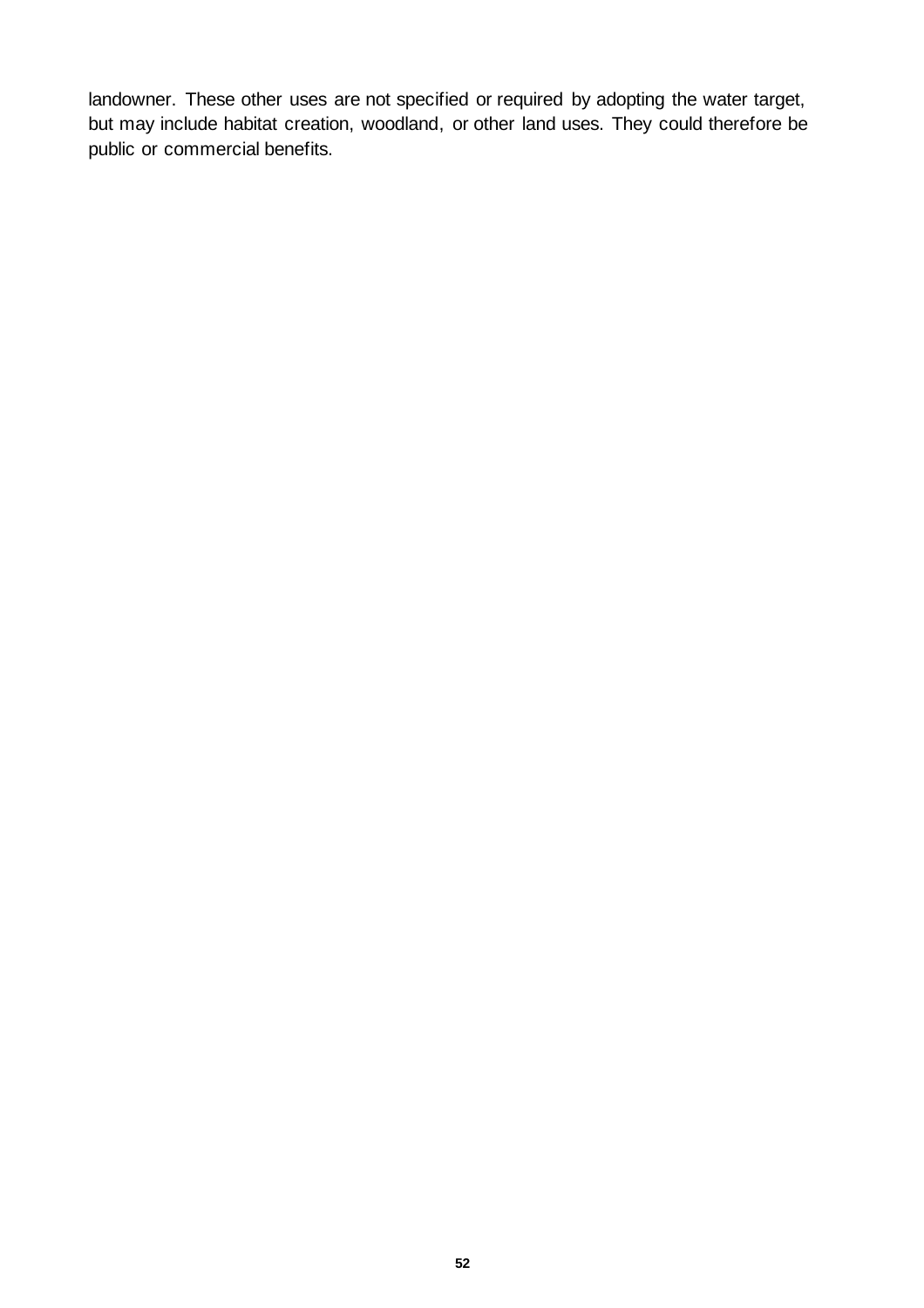landowner. These other uses are not specified or required by adopting the water target, but may include habitat creation, woodland, or other land uses. They could therefore be public or commercial benefits.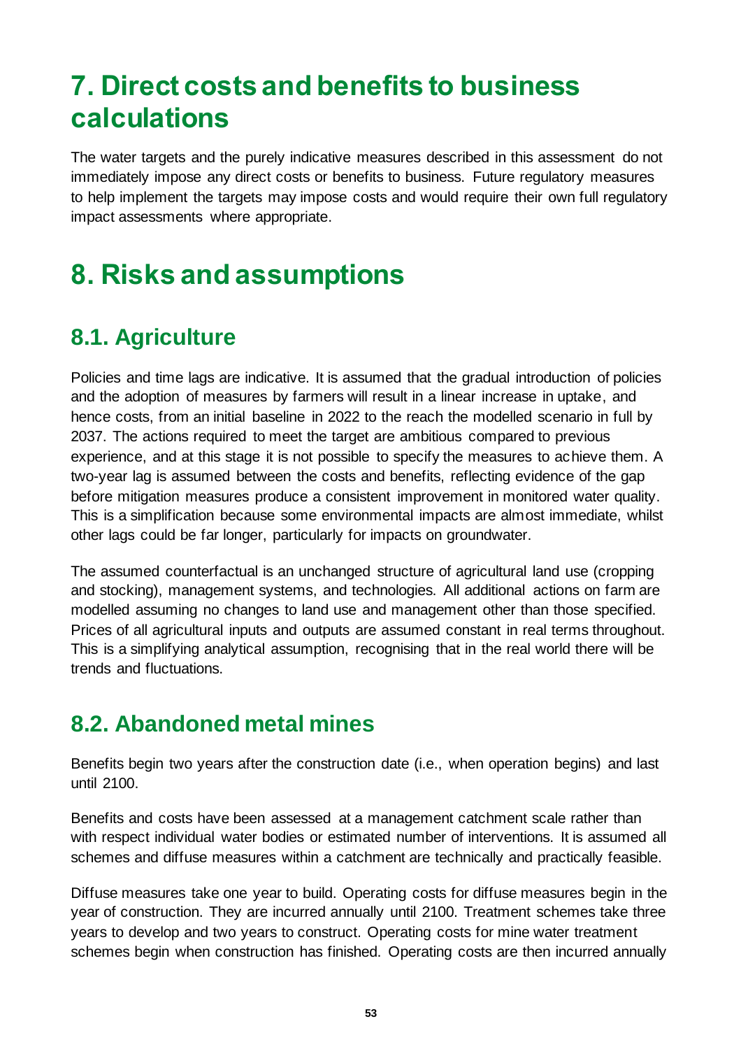# 7. Direct costs and benefits to business calculations

The water targets and the purely indicative measures described in this assessment do not immediately impose any direct costs or benefits to business. Future regulatory measures to help implement the targets may impose costs and would require their own full regulatory impact assessments where appropriate.

# 8. Risks and assumptions

## 8.1. Agriculture

Policies and time lags are indicative. It is assumed that the gradual introduction of policies and the adoption of measures by farmers will result in a linear increase in uptake, and hence costs, from an initial baseline in 2022 to the reach the modelled scenario in full by 2037. The actions required to meet the target are ambitious compared to previous experience, and at this stage it is not possible to specify the measures to achieve them. A two-year lag is assumed between the costs and benefits, reflecting evidence of the gap before mitigation measures produce a consistent improvement in monitored water quality. This is a simplification because some environmental impacts are almost immediate, whilst other lags could be far longer, particularly for impacts on groundwater.

The assumed counterfactual is an unchanged structure of agricultural land use (cropping and stocking), management systems, and technologies. All additional actions on farm are modelled assuming no changes to land use and management other than those specified. Prices of all agricultural inputs and outputs are assumed constant in real terms throughout. This is a simplifying analytical assumption, recognising that in the real world there will be trends and fluctuations.

## 8.2. Abandoned metal mines

Benefits begin two years after the construction date (i.e., when operation begins) and last until 2100.

Benefits and costs have been assessed at a management catchment scale rather than with respect individual water bodies or estimated number of interventions. It is assumed all schemes and diffuse measures within a catchment are technically and practically feasible.

Diffuse measures take one year to build. Operating costs for diffuse measures begin in the year of construction. They are incurred annually until 2100. Treatment schemes take three years to develop and two years to construct. Operating costs for mine water treatment schemes begin when construction has finished. Operating costs are then incurred annually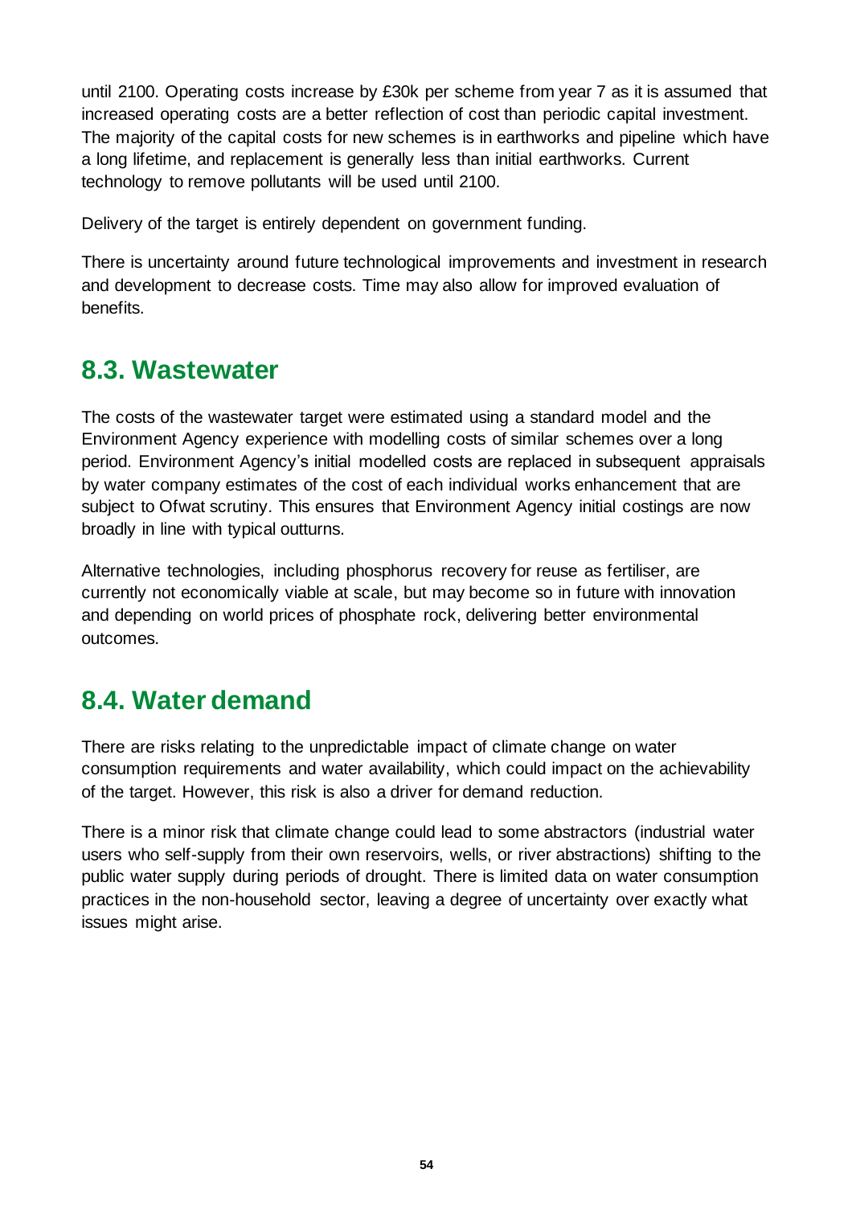until 2100. Operating costs increase by £30k per scheme from year 7 as it is assumed that increased operating costs are a better reflection of cost than periodic capital investment. The majority of the capital costs for new schemes is in earthworks and pipeline which have a long lifetime, and replacement is generally less than initial earthworks. Current technology to remove pollutants will be used until 2100.

Delivery of the target is entirely dependent on government funding.

There is uncertainty around future technological improvements and investment in research and development to decrease costs. Time may also allow for improved evaluation of benefits.

## 8.3. Wastewater

The costs of the wastewater target were estimated using a standard model and the Environment Agency experience with modelling costs of similar schemes over a long period. Environment Agency's initial modelled costs are replaced in subsequent appraisals by water company estimates of the cost of each individual works enhancement that are subject to Ofwat scrutiny. This ensures that Environment Agency initial costings are now broadly in line with typical outturns.

Alternative technologies, including phosphorus recovery for reuse as fertiliser, are currently not economically viable at scale, but may become so in future with innovation and depending on world prices of phosphate rock, delivering better environmental outcomes.

## 8.4. Water demand

There are risks relating to the unpredictable impact of climate change on water consumption requirements and water availability, which could impact on the achievability of the target. However, this risk is also a driver for demand reduction.

There is a minor risk that climate change could lead to some abstractors (industrial water users who self-supply from their own reservoirs, wells, or river abstractions) shifting to the public water supply during periods of drought. There is limited data on water consumption practices in the non-household sector, leaving a degree of uncertainty over exactly what issues might arise.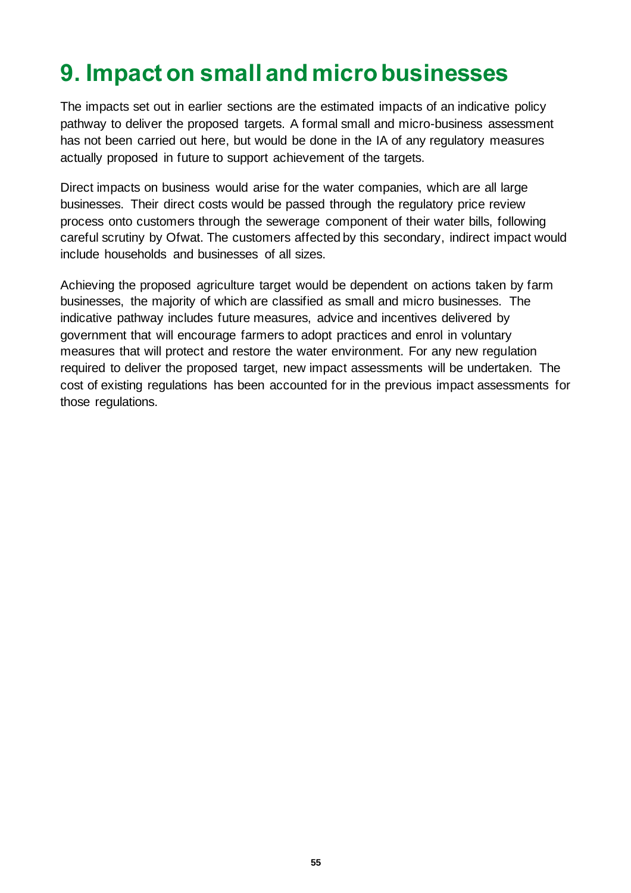# 9. Impact on small and micro businesses

The impacts set out in earlier sections are the estimated impacts of an indicative policy pathway to deliver the proposed targets. A formal small and micro-business assessment has not been carried out here, but would be done in the IA of any regulatory measures actually proposed in future to support achievement of the targets.

Direct impacts on business would arise for the water companies, which are all large businesses. Their direct costs would be passed through the regulatory price review process onto customers through the sewerage component of their water bills, following careful scrutiny by Ofwat. The customers affected by this secondary, indirect impact would include households and businesses of all sizes.

Achieving the proposed agriculture target would be dependent on actions taken by farm businesses, the majority of which are classified as small and micro businesses. The indicative pathway includes future measures, advice and incentives delivered by government that will encourage farmers to adopt practices and enrol in voluntary measures that will protect and restore the water environment. For any new regulation required to deliver the proposed target, new impact assessments will be undertaken. The cost of existing regulations has been accounted for in the previous impact assessments for those regulations.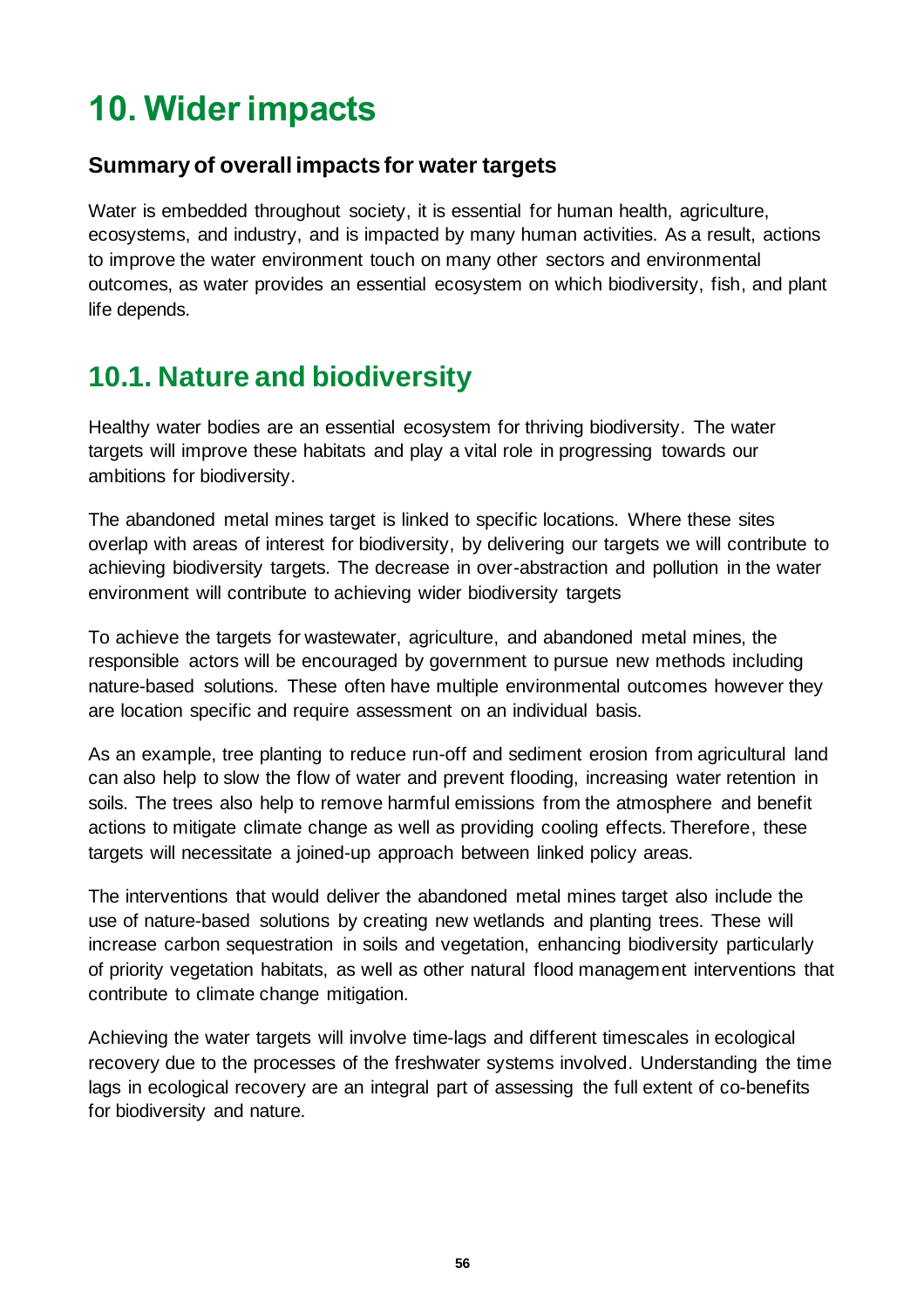# 10. Wider impacts

### Summary of overall impacts for water targets

Water is embedded throughout society, it is essential for human health, agriculture, ecosystems, and industry, and is impacted by many human activities. As a result, actions to improve the water environment touch on many other sectors and environmental outcomes, as water provides an essential ecosystem on which biodiversity, fish, and plant life depends.

## 10.1. Nature and biodiversity

Healthy water bodies are an essential ecosystem for thriving biodiversity. The water targets will improve these habitats and play a vital role in progressing towards our ambitions for biodiversity.

The abandoned metal mines target is linked to specific locations. Where these sites overlap with areas of interest for biodiversity, by delivering our targets we will contribute to achieving biodiversity targets. The decrease in over-abstraction and pollution in the water environment will contribute to achieving wider biodiversity targets

To achieve the targets for wastewater, agriculture, and abandoned metal mines, the responsible actors will be encouraged by government to pursue new methods including nature-based solutions. These often have multiple environmental outcomes however they are location specific and require assessment on an individual basis.

As an example, tree planting to reduce run-off and sediment erosion from agricultural land can also help to slow the flow of water and prevent flooding, increasing water retention in soils. The trees also help to remove harmful emissions from the atmosphere and benefit actions to mitigate climate change as well as providing cooling effects. Therefore, these targets will necessitate a joined-up approach between linked policy areas.

The interventions that would deliver the abandoned metal mines target also include the use of nature-based solutions by creating new wetlands and planting trees. These will increase carbon sequestration in soils and vegetation, enhancing biodiversity particularly of priority vegetation habitats, as well as other natural flood management interventions that contribute to climate change mitigation.

Achieving the water targets will involve time-lags and different timescales in ecological recovery due to the processes of the freshwater systems involved. Understanding the time lags in ecological recovery are an integral part of assessing the full extent of co-benefits for biodiversity and nature.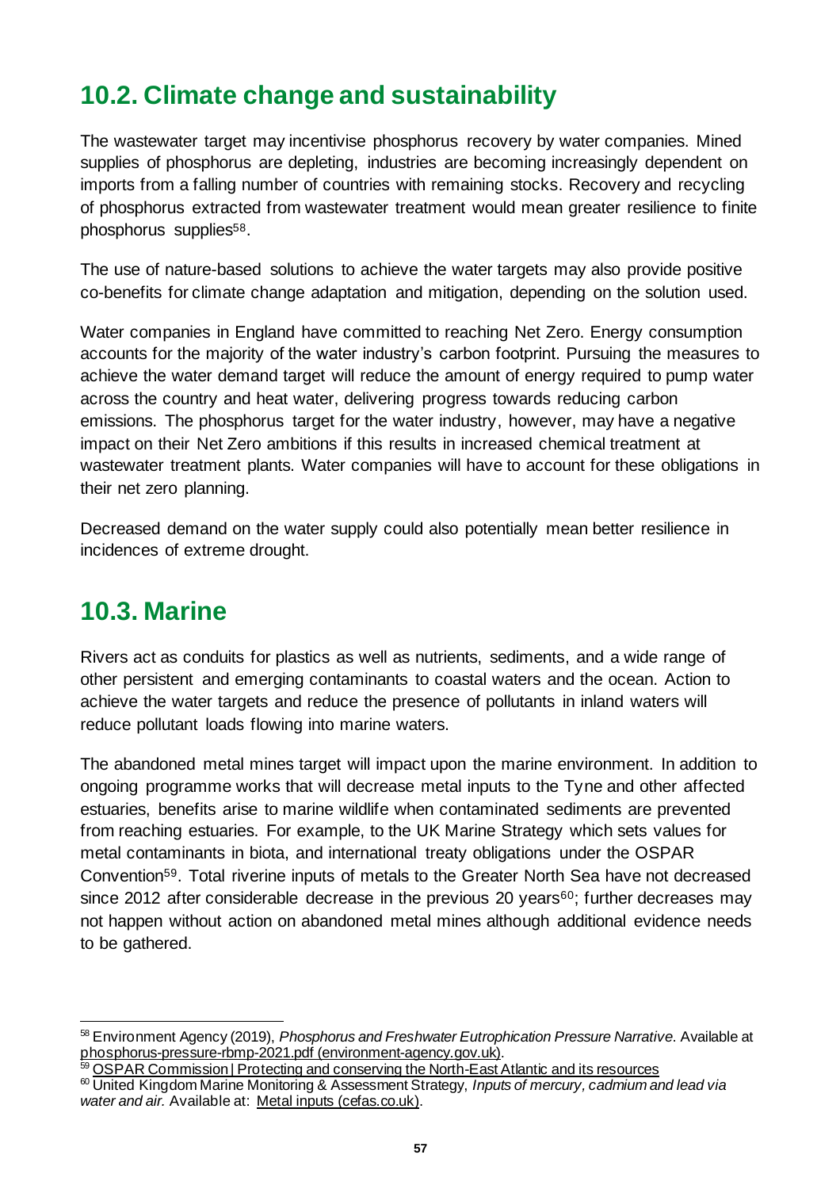## 10.2. Climate change and sustainability

The wastewater target may incentivise phosphorus recovery by water companies. Mined supplies of phosphorus are depleting, industries are becoming increasingly dependent on imports from a falling number of countries with remaining stocks. Recovery and recycling of phosphorus extracted from wastewater treatment would mean greater resilience to finite phosphorus supplies[58].

The use of nature-based solutions to achieve the water targets may also provide positive co-benefits for climate change adaptation and mitigation, depending on the solution used.

Water companies in England have committed to reaching Net Zero. Energy consumption accounts for the majority of the water industry's carbon footprint. Pursuing the measures to achieve the water demand target will reduce the amount of energy required to pump water across the country and heat water, delivering progress towards reducing carbon emissions. The phosphorus target for the water industry, however, may have a negative impact on their Net Zero ambitions if this results in increased chemical treatment at wastewater treatment plants. Water companies will have to account for these obligations in their net zero planning.

Decreased demand on the water supply could also potentially mean better resilience in incidences of extreme drought.

## 10.3. Marine

Rivers act as conduits for plastics as well as nutrients, sediments, and a wide range of other persistent and emerging contaminants to coastal waters and the ocean. Action to achieve the water targets and reduce the presence of pollutants in inland waters will reduce pollutant loads flowing into marine waters.

The abandoned metal mines target will impact upon the marine environment. In addition to ongoing programme works that will decrease metal inputs to the Tyne and other affected estuaries, benefits arise to marine wildlife when contaminated sediments are prevented from reaching estuaries. For example, to the UK Marine Strategy which sets values for metal contaminants in biota, and international treaty obligations under the OSPAR Convention[59]. Total riverine inputs of metals to the Greater North Sea have not decreased since 2012 after considerable decrease in the previous 20 years[60]; further decreases may not happen without action on abandoned metal mines although additional evidence needs to be gathered.

---

[58] Environment Agency (2019), *Phosphorus and Freshwater Eutrophication Pressure Narrative.* Available at phosphorus-pressure-rbmp-2021.pdf (environment-agency.gov.uk).

[59] OSPAR Commission | Protecting and conserving the North-East Atlantic and its resources

[60] United Kingdom Marine Monitoring & Assessment Strategy, *Inputs of mercury, cadmium and lead via water and air.* Available at: Metal inputs (cefas.co.uk).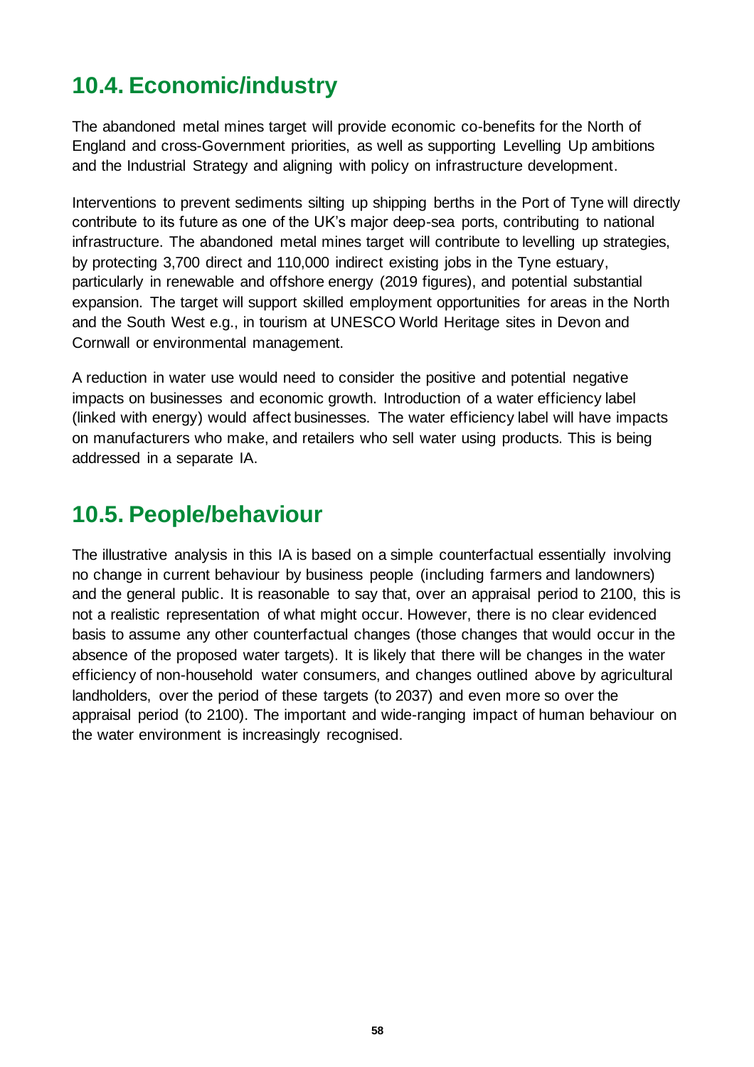## 10.4. Economic/industry

The abandoned metal mines target will provide economic co-benefits for the North of England and cross-Government priorities, as well as supporting Levelling Up ambitions and the Industrial Strategy and aligning with policy on infrastructure development.

Interventions to prevent sediments silting up shipping berths in the Port of Tyne will directly contribute to its future as one of the UK's major deep-sea ports, contributing to national infrastructure. The abandoned metal mines target will contribute to levelling up strategies, by protecting 3,700 direct and 110,000 indirect existing jobs in the Tyne estuary, particularly in renewable and offshore energy (2019 figures), and potential substantial expansion. The target will support skilled employment opportunities for areas in the North and the South West e.g., in tourism at UNESCO World Heritage sites in Devon and Cornwall or environmental management.

A reduction in water use would need to consider the positive and potential negative impacts on businesses and economic growth. Introduction of a water efficiency label (linked with energy) would affect businesses. The water efficiency label will have impacts on manufacturers who make, and retailers who sell water using products. This is being addressed in a separate IA.

## 10.5. People/behaviour

The illustrative analysis in this IA is based on a simple counterfactual essentially involving no change in current behaviour by business people (including farmers and landowners) and the general public. It is reasonable to say that, over an appraisal period to 2100, this is not a realistic representation of what might occur. However, there is no clear evidenced basis to assume any other counterfactual changes (those changes that would occur in the absence of the proposed water targets). It is likely that there will be changes in the water efficiency of non-household water consumers, and changes outlined above by agricultural landholders, over the period of these targets (to 2037) and even more so over the appraisal period (to 2100). The important and wide-ranging impact of human behaviour on the water environment is increasingly recognised.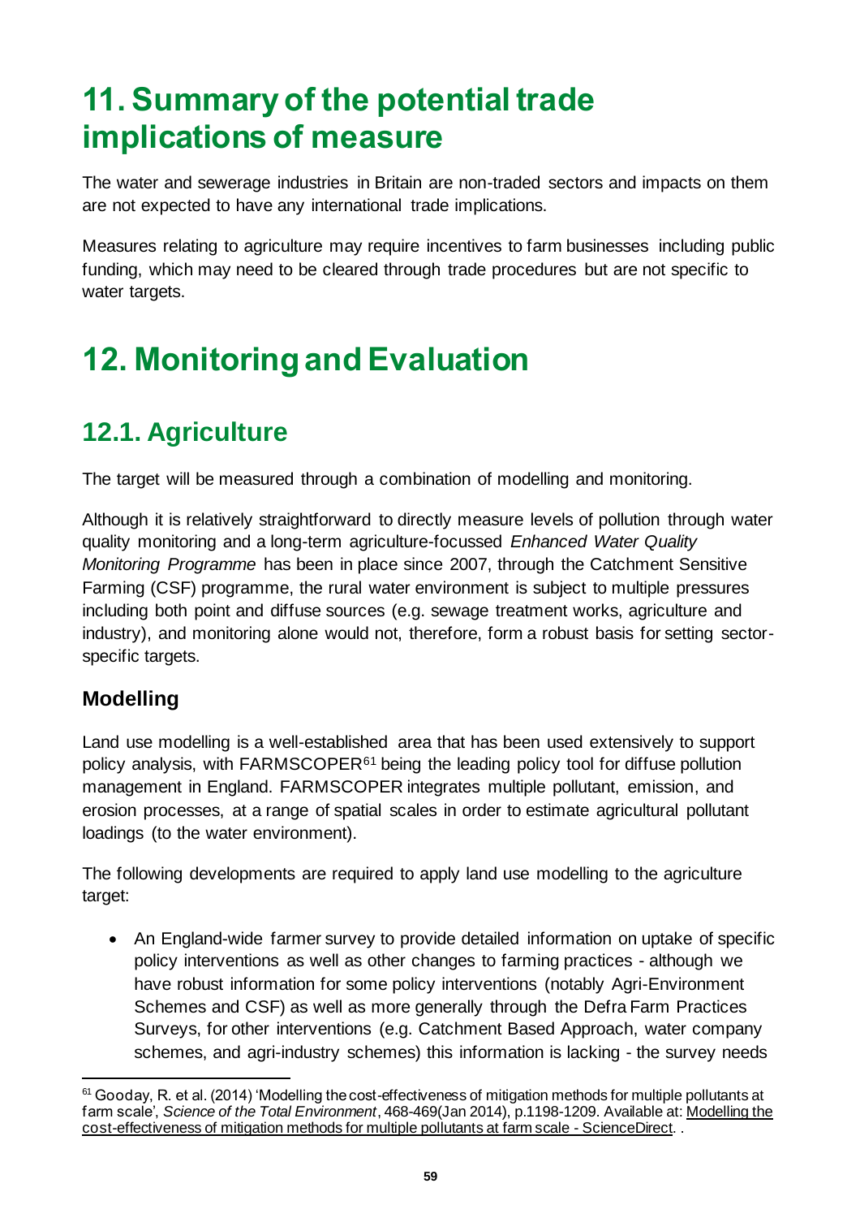# 11. Summary of the potential trade implications of measure

The water and sewerage industries in Britain are non-traded sectors and impacts on them are not expected to have any international trade implications.

Measures relating to agriculture may require incentives to farm businesses including public funding, which may need to be cleared through trade procedures but are not specific to water targets.

# 12. Monitoring and Evaluation

## 12.1. Agriculture

The target will be measured through a combination of modelling and monitoring.

Although it is relatively straightforward to directly measure levels of pollution through water quality monitoring and a long-term agriculture-focussed *Enhanced Water Quality Monitoring Programme* has been in place since 2007, through the Catchment Sensitive Farming (CSF) programme, the rural water environment is subject to multiple pressures including both point and diffuse sources (e.g. sewage treatment works, agriculture and industry), and monitoring alone would not, therefore, form a robust basis for setting sector-specific targets.

### Modelling

Land use modelling is a well-established area that has been used extensively to support policy analysis, with FARMSCOPER[61] being the leading policy tool for diffuse pollution management in England. FARMSCOPER integrates multiple pollutant, emission, and erosion processes, at a range of spatial scales in order to estimate agricultural pollutant loadings (to the water environment).

The following developments are required to apply land use modelling to the agriculture target:

- An England-wide farmer survey to provide detailed information on uptake of specific policy interventions as well as other changes to farming practices - although we have robust information for some policy interventions (notably Agri-Environment Schemes and CSF) as well as more generally through the Defra Farm Practices Surveys, for other interventions (e.g. Catchment Based Approach, water company schemes, and agri-industry schemes) this information is lacking - the survey needs

[61] Gooday, R. et al. (2014) 'Modelling the cost-effectiveness of mitigation methods for multiple pollutants at farm scale', *Science of the Total Environment*, 468-469(Jan 2014), p.1198-1209. Available at: Modelling the cost-effectiveness of mitigation methods for multiple pollutants at farm scale - ScienceDirect. .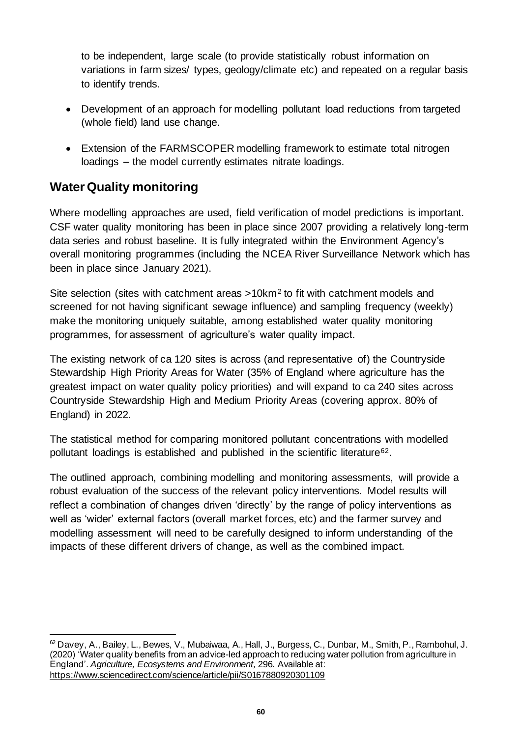to be independent, large scale (to provide statistically robust information on variations in farm sizes/ types, geology/climate etc) and repeated on a regular basis to identify trends.

- Development of an approach for modelling pollutant load reductions from targeted (whole field) land use change.
- Extension of the FARMSCOPER modelling framework to estimate total nitrogen loadings – the model currently estimates nitrate loadings.

## Water Quality monitoring

Where modelling approaches are used, field verification of model predictions is important. CSF water quality monitoring has been in place since 2007 providing a relatively long-term data series and robust baseline. It is fully integrated within the Environment Agency's overall monitoring programmes (including the NCEA River Surveillance Network which has been in place since January 2021).

Site selection (sites with catchment areas >10km$^2$ to fit with catchment models and screened for not having significant sewage influence) and sampling frequency (weekly) make the monitoring uniquely suitable, among established water quality monitoring programmes, for assessment of agriculture's water quality impact.

The existing network of ca 120 sites is across (and representative of) the Countryside Stewardship High Priority Areas for Water (35% of England where agriculture has the greatest impact on water quality policy priorities) and will expand to ca 240 sites across Countryside Stewardship High and Medium Priority Areas (covering approx. 80% of England) in 2022.

The statistical method for comparing monitored pollutant concentrations with modelled pollutant loadings is established and published in the scientific literature[62].

The outlined approach, combining modelling and monitoring assessments, will provide a robust evaluation of the success of the relevant policy interventions. Model results will reflect a combination of changes driven 'directly' by the range of policy interventions as well as 'wider' external factors (overall market forces, etc) and the farmer survey and modelling assessment will need to be carefully designed to inform understanding of the impacts of these different drivers of change, as well as the combined impact.

---

[62] Davey, A., Bailey, L., Bewes, V., Mubaiwaa, A., Hall, J., Burgess, C., Dunbar, M., Smith, P., Rambohul, J. (2020) 'Water quality benefits from an advice-led approach to reducing water pollution from agriculture in England'. *Agriculture, Ecosystems and Environment,* 296. Available at: https://www.sciencedirect.com/science/article/pii/S0167880920301109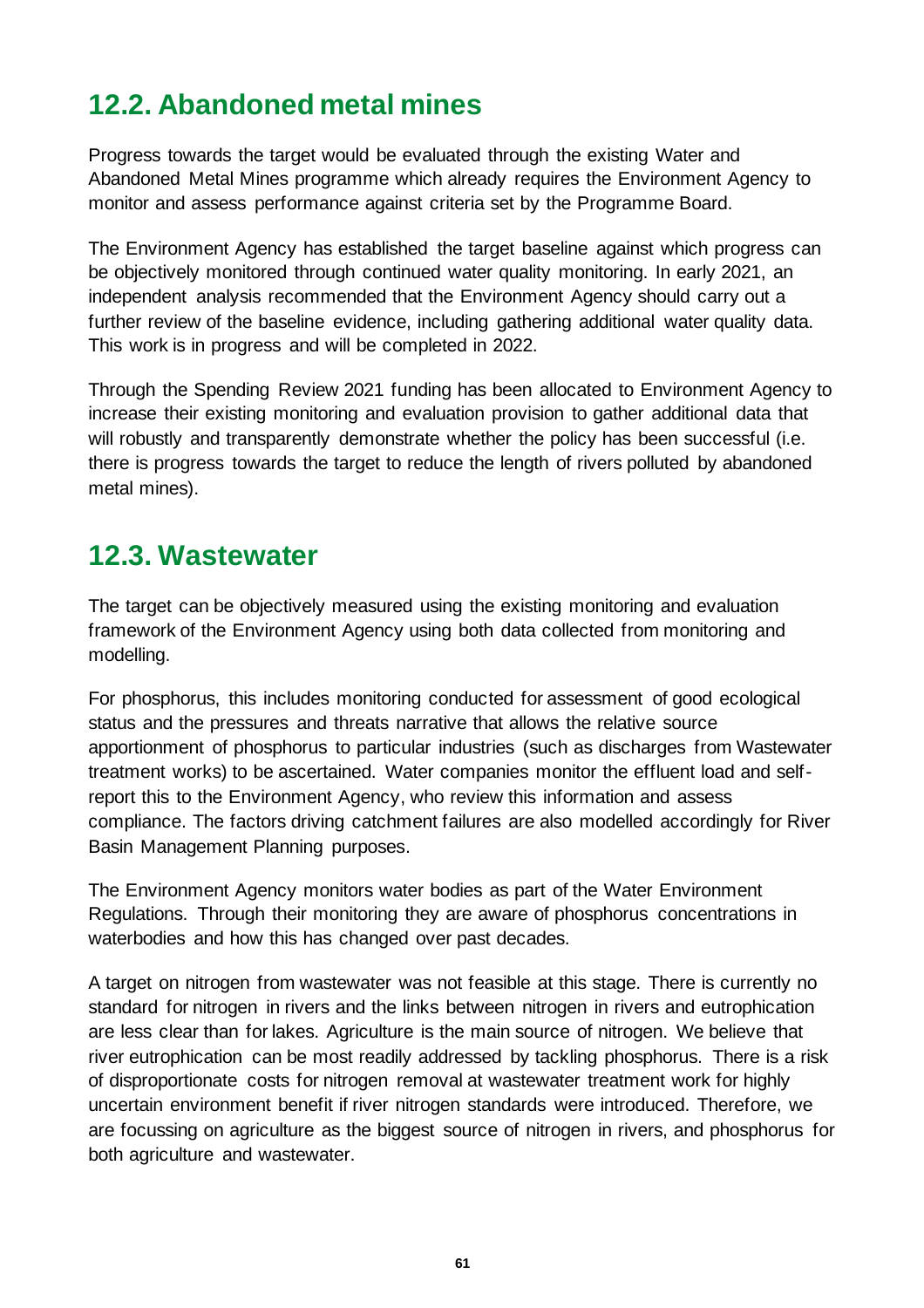## 12.2. Abandoned metal mines

Progress towards the target would be evaluated through the existing Water and Abandoned Metal Mines programme which already requires the Environment Agency to monitor and assess performance against criteria set by the Programme Board.

The Environment Agency has established the target baseline against which progress can be objectively monitored through continued water quality monitoring. In early 2021, an independent analysis recommended that the Environment Agency should carry out a further review of the baseline evidence, including gathering additional water quality data. This work is in progress and will be completed in 2022.

Through the Spending Review 2021 funding has been allocated to Environment Agency to increase their existing monitoring and evaluation provision to gather additional data that will robustly and transparently demonstrate whether the policy has been successful (i.e. there is progress towards the target to reduce the length of rivers polluted by abandoned metal mines).

## 12.3. Wastewater

The target can be objectively measured using the existing monitoring and evaluation framework of the Environment Agency using both data collected from monitoring and modelling.

For phosphorus, this includes monitoring conducted for assessment of good ecological status and the pressures and threats narrative that allows the relative source apportionment of phosphorus to particular industries (such as discharges from Wastewater treatment works) to be ascertained. Water companies monitor the effluent load and self-report this to the Environment Agency, who review this information and assess compliance. The factors driving catchment failures are also modelled accordingly for River Basin Management Planning purposes.

The Environment Agency monitors water bodies as part of the Water Environment Regulations. Through their monitoring they are aware of phosphorus concentrations in waterbodies and how this has changed over past decades.

A target on nitrogen from wastewater was not feasible at this stage. There is currently no standard for nitrogen in rivers and the links between nitrogen in rivers and eutrophication are less clear than for lakes. Agriculture is the main source of nitrogen. We believe that river eutrophication can be most readily addressed by tackling phosphorus. There is a risk of disproportionate costs for nitrogen removal at wastewater treatment work for highly uncertain environment benefit if river nitrogen standards were introduced. Therefore, we are focussing on agriculture as the biggest source of nitrogen in rivers, and phosphorus for both agriculture and wastewater.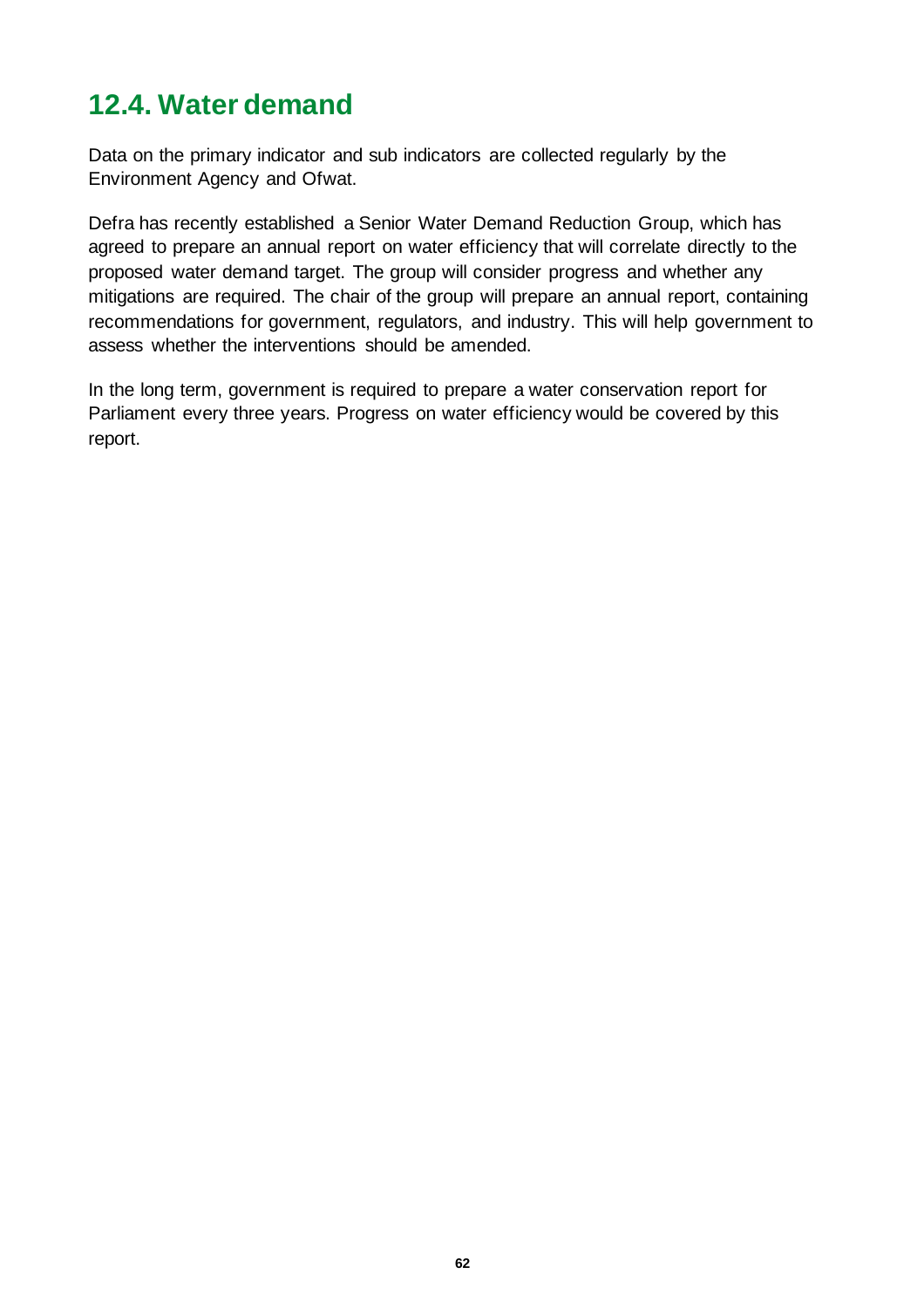## 12.4. Water demand

Data on the primary indicator and sub indicators are collected regularly by the Environment Agency and Ofwat.

Defra has recently established a Senior Water Demand Reduction Group, which has agreed to prepare an annual report on water efficiency that will correlate directly to the proposed water demand target. The group will consider progress and whether any mitigations are required. The chair of the group will prepare an annual report, containing recommendations for government, regulators, and industry. This will help government to assess whether the interventions should be amended.

In the long term, government is required to prepare a water conservation report for Parliament every three years. Progress on water efficiency would be covered by this report.